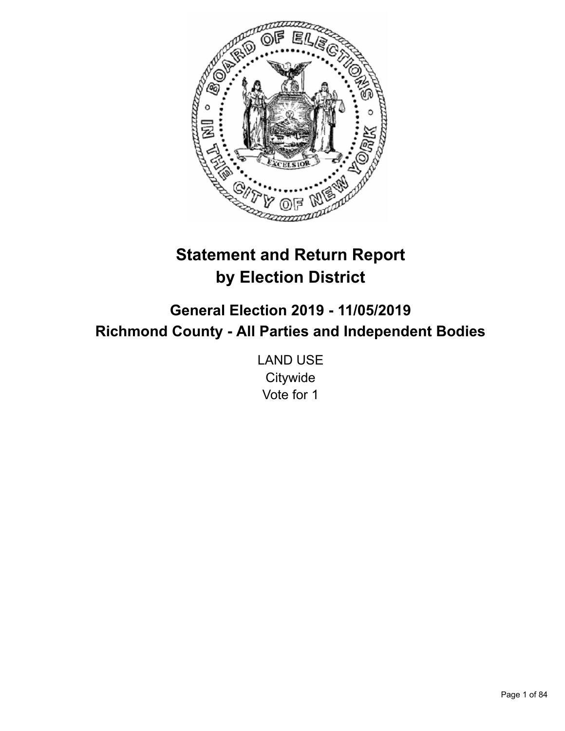# Statement and Return Report by Election District

## General Election 2019 - 11/05/2019
## Richmond County - All Parties and Independent Bodies

LAND USE
Citywide
Vote for 1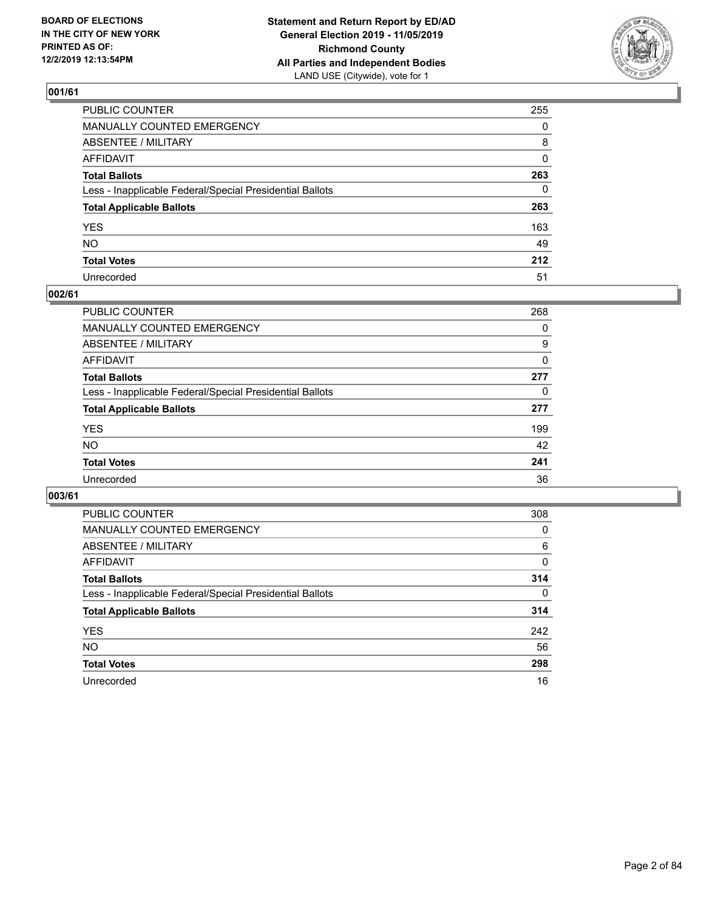BOARD OF ELECTIONS
IN THE CITY OF NEW YORK
PRINTED AS OF:
12/2/2019 12:13:54PM

**Statement and Return Report by ED/AD**
**General Election 2019 - 11/05/2019**
**Richmond County**
**All Parties and Independent Bodies**
LAND USE (Citywide), vote for 1

## 001/61

| | |
|---|---|
| PUBLIC COUNTER | 255 |
| MANUALLY COUNTED EMERGENCY | 0 |
| ABSENTEE / MILITARY | 8 |
| AFFIDAVIT | 0 |
| **Total Ballots** | **263** |
| Less - Inapplicable Federal/Special Presidential Ballots | 0 |
| **Total Applicable Ballots** | **263** |
| YES | 163 |
| NO | 49 |
| **Total Votes** | **212** |
| Unrecorded | 51 |

## 002/61

| | |
|---|---|
| PUBLIC COUNTER | 268 |
| MANUALLY COUNTED EMERGENCY | 0 |
| ABSENTEE / MILITARY | 9 |
| AFFIDAVIT | 0 |
| **Total Ballots** | **277** |
| Less - Inapplicable Federal/Special Presidential Ballots | 0 |
| **Total Applicable Ballots** | **277** |
| YES | 199 |
| NO | 42 |
| **Total Votes** | **241** |
| Unrecorded | 36 |

## 003/61

| | |
|---|---|
| PUBLIC COUNTER | 308 |
| MANUALLY COUNTED EMERGENCY | 0 |
| ABSENTEE / MILITARY | 6 |
| AFFIDAVIT | 0 |
| **Total Ballots** | **314** |
| Less - Inapplicable Federal/Special Presidential Ballots | 0 |
| **Total Applicable Ballots** | **314** |
| YES | 242 |
| NO | 56 |
| **Total Votes** | **298** |
| Unrecorded | 16 |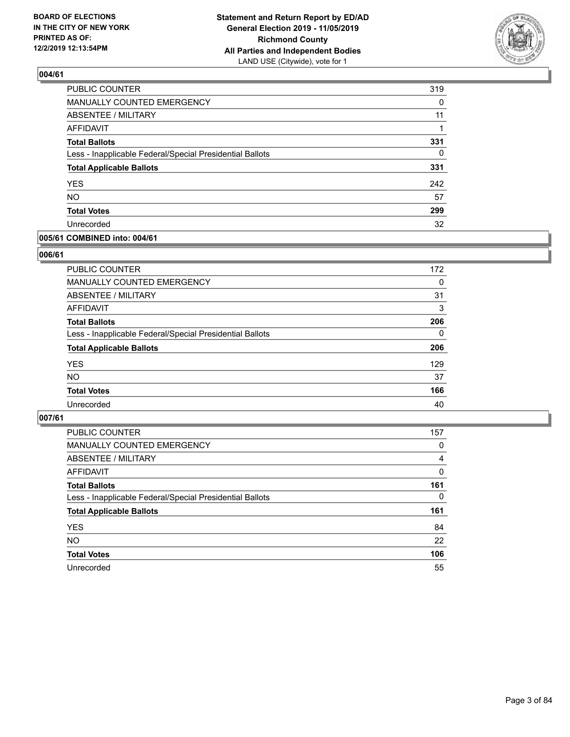**BOARD OF ELECTIONS IN THE CITY OF NEW YORK PRINTED AS OF: 12/2/2019 12:13:54PM**

**Statement and Return Report by ED/AD General Election 2019 - 11/05/2019 Richmond County All Parties and Independent Bodies**
LAND USE (Citywide), vote for 1

### 004/61

| | |
|---|---|
| PUBLIC COUNTER | 319 |
| MANUALLY COUNTED EMERGENCY | 0 |
| ABSENTEE / MILITARY | 11 |
| AFFIDAVIT | 1 |
| **Total Ballots** | **331** |
| Less - Inapplicable Federal/Special Presidential Ballots | 0 |
| **Total Applicable Ballots** | **331** |
| YES | 242 |
| NO | 57 |
| **Total Votes** | **299** |
| Unrecorded | 32 |

### 005/61 COMBINED into: 004/61

### 006/61

| | |
|---|---|
| PUBLIC COUNTER | 172 |
| MANUALLY COUNTED EMERGENCY | 0 |
| ABSENTEE / MILITARY | 31 |
| AFFIDAVIT | 3 |
| **Total Ballots** | **206** |
| Less - Inapplicable Federal/Special Presidential Ballots | 0 |
| **Total Applicable Ballots** | **206** |
| YES | 129 |
| NO | 37 |
| **Total Votes** | **166** |
| Unrecorded | 40 |

### 007/61

| | |
|---|---|
| PUBLIC COUNTER | 157 |
| MANUALLY COUNTED EMERGENCY | 0 |
| ABSENTEE / MILITARY | 4 |
| AFFIDAVIT | 0 |
| **Total Ballots** | **161** |
| Less - Inapplicable Federal/Special Presidential Ballots | 0 |
| **Total Applicable Ballots** | **161** |
| YES | 84 |
| NO | 22 |
| **Total Votes** | **106** |
| Unrecorded | 55 |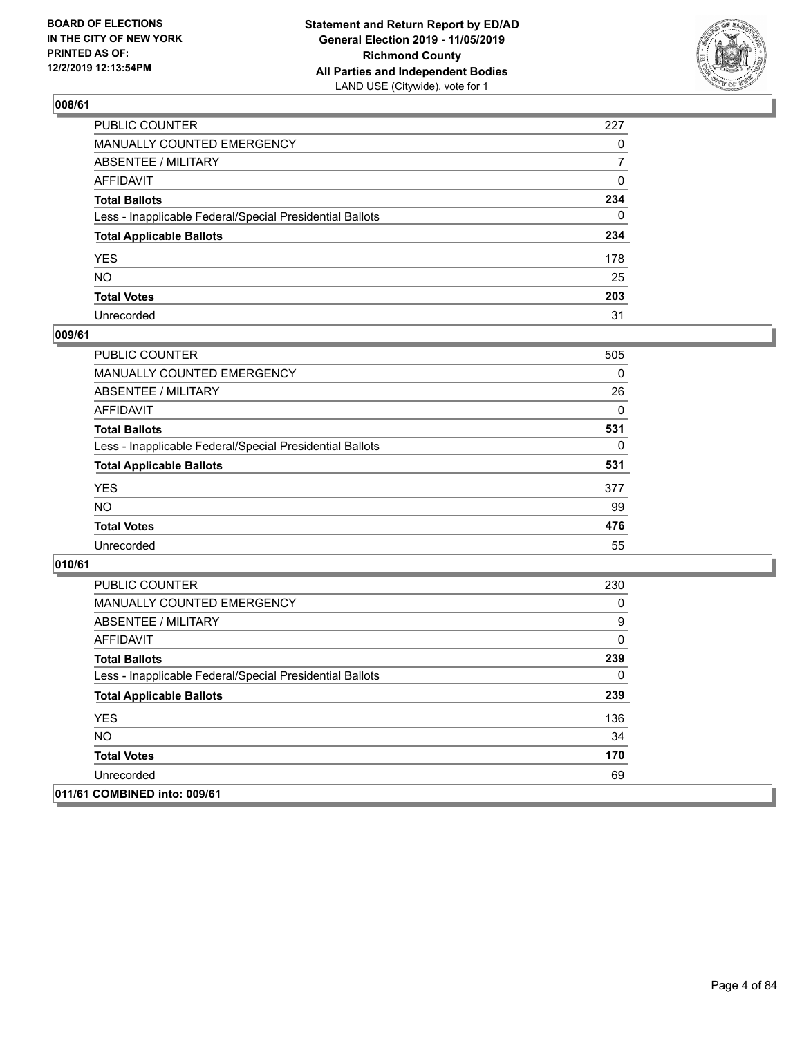## 008/61

| | |
|---|---|
| PUBLIC COUNTER | 227 |
| MANUALLY COUNTED EMERGENCY | 0 |
| ABSENTEE / MILITARY | 7 |
| AFFIDAVIT | 0 |
| **Total Ballots** | **234** |
| Less - Inapplicable Federal/Special Presidential Ballots | 0 |
| **Total Applicable Ballots** | **234** |
| YES | 178 |
| NO | 25 |
| **Total Votes** | **203** |
| Unrecorded | 31 |

## 009/61

| | |
|---|---|
| PUBLIC COUNTER | 505 |
| MANUALLY COUNTED EMERGENCY | 0 |
| ABSENTEE / MILITARY | 26 |
| AFFIDAVIT | 0 |
| **Total Ballots** | **531** |
| Less - Inapplicable Federal/Special Presidential Ballots | 0 |
| **Total Applicable Ballots** | **531** |
| YES | 377 |
| NO | 99 |
| **Total Votes** | **476** |
| Unrecorded | 55 |

## 010/61

| | |
|---|---|
| PUBLIC COUNTER | 230 |
| MANUALLY COUNTED EMERGENCY | 0 |
| ABSENTEE / MILITARY | 9 |
| AFFIDAVIT | 0 |
| **Total Ballots** | **239** |
| Less - Inapplicable Federal/Special Presidential Ballots | 0 |
| **Total Applicable Ballots** | **239** |
| YES | 136 |
| NO | 34 |
| **Total Votes** | **170** |
| Unrecorded | 69 |

## 011/61 COMBINED into: 009/61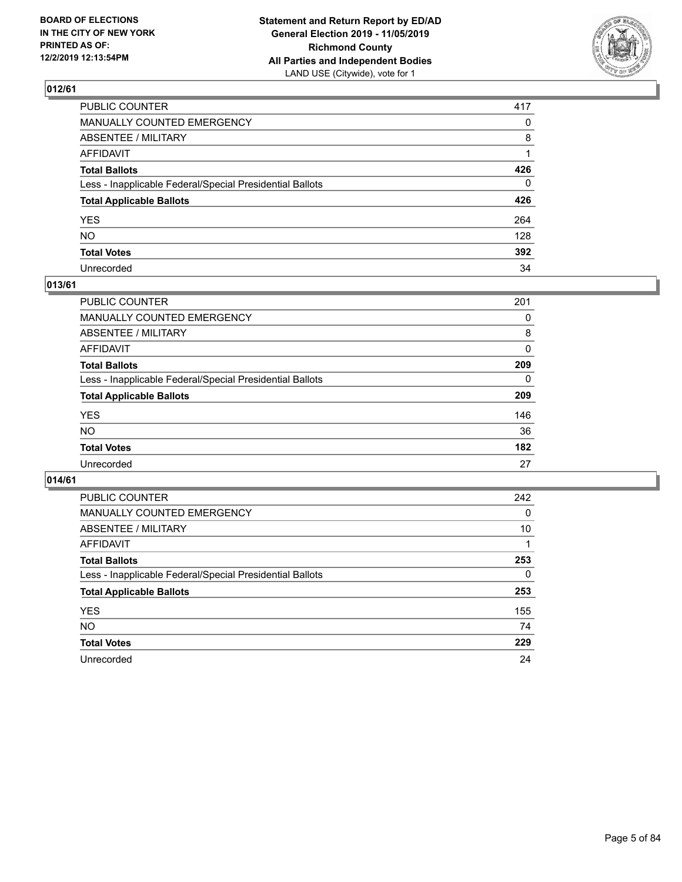## 012/61

| | |
|---|---|
| PUBLIC COUNTER | 417 |
| MANUALLY COUNTED EMERGENCY | 0 |
| ABSENTEE / MILITARY | 8 |
| AFFIDAVIT | 1 |
| **Total Ballots** | **426** |
| Less - Inapplicable Federal/Special Presidential Ballots | 0 |
| **Total Applicable Ballots** | **426** |
| YES | 264 |
| NO | 128 |
| **Total Votes** | **392** |
| Unrecorded | 34 |

## 013/61

| | |
|---|---|
| PUBLIC COUNTER | 201 |
| MANUALLY COUNTED EMERGENCY | 0 |
| ABSENTEE / MILITARY | 8 |
| AFFIDAVIT | 0 |
| **Total Ballots** | **209** |
| Less - Inapplicable Federal/Special Presidential Ballots | 0 |
| **Total Applicable Ballots** | **209** |
| YES | 146 |
| NO | 36 |
| **Total Votes** | **182** |
| Unrecorded | 27 |

## 014/61

| | |
|---|---|
| PUBLIC COUNTER | 242 |
| MANUALLY COUNTED EMERGENCY | 0 |
| ABSENTEE / MILITARY | 10 |
| AFFIDAVIT | 1 |
| **Total Ballots** | **253** |
| Less - Inapplicable Federal/Special Presidential Ballots | 0 |
| **Total Applicable Ballots** | **253** |
| YES | 155 |
| NO | 74 |
| **Total Votes** | **229** |
| Unrecorded | 24 |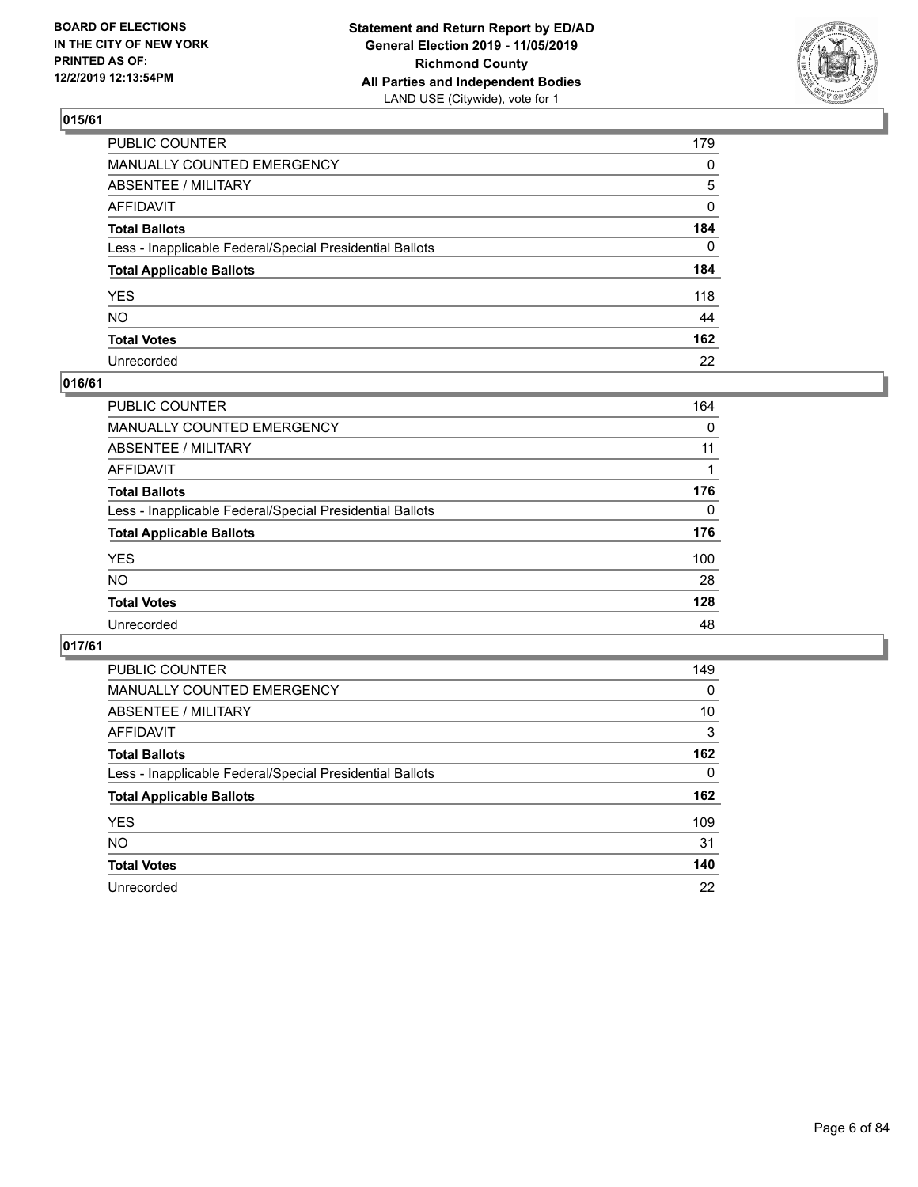BOARD OF ELECTIONS
IN THE CITY OF NEW YORK
PRINTED AS OF:
12/2/2019 12:13:54PM

**Statement and Return Report by ED/AD**
**General Election 2019 - 11/05/2019**
**Richmond County**
**All Parties and Independent Bodies**
LAND USE (Citywide), vote for 1

## 015/61

| | |
|---|---|
| PUBLIC COUNTER | 179 |
| MANUALLY COUNTED EMERGENCY | 0 |
| ABSENTEE / MILITARY | 5 |
| AFFIDAVIT | 0 |
| **Total Ballots** | **184** |
| Less - Inapplicable Federal/Special Presidential Ballots | 0 |
| **Total Applicable Ballots** | **184** |
| YES | 118 |
| NO | 44 |
| **Total Votes** | **162** |
| Unrecorded | 22 |

## 016/61

| | |
|---|---|
| PUBLIC COUNTER | 164 |
| MANUALLY COUNTED EMERGENCY | 0 |
| ABSENTEE / MILITARY | 11 |
| AFFIDAVIT | 1 |
| **Total Ballots** | **176** |
| Less - Inapplicable Federal/Special Presidential Ballots | 0 |
| **Total Applicable Ballots** | **176** |
| YES | 100 |
| NO | 28 |
| **Total Votes** | **128** |
| Unrecorded | 48 |

## 017/61

| | |
|---|---|
| PUBLIC COUNTER | 149 |
| MANUALLY COUNTED EMERGENCY | 0 |
| ABSENTEE / MILITARY | 10 |
| AFFIDAVIT | 3 |
| **Total Ballots** | **162** |
| Less - Inapplicable Federal/Special Presidential Ballots | 0 |
| **Total Applicable Ballots** | **162** |
| YES | 109 |
| NO | 31 |
| **Total Votes** | **140** |
| Unrecorded | 22 |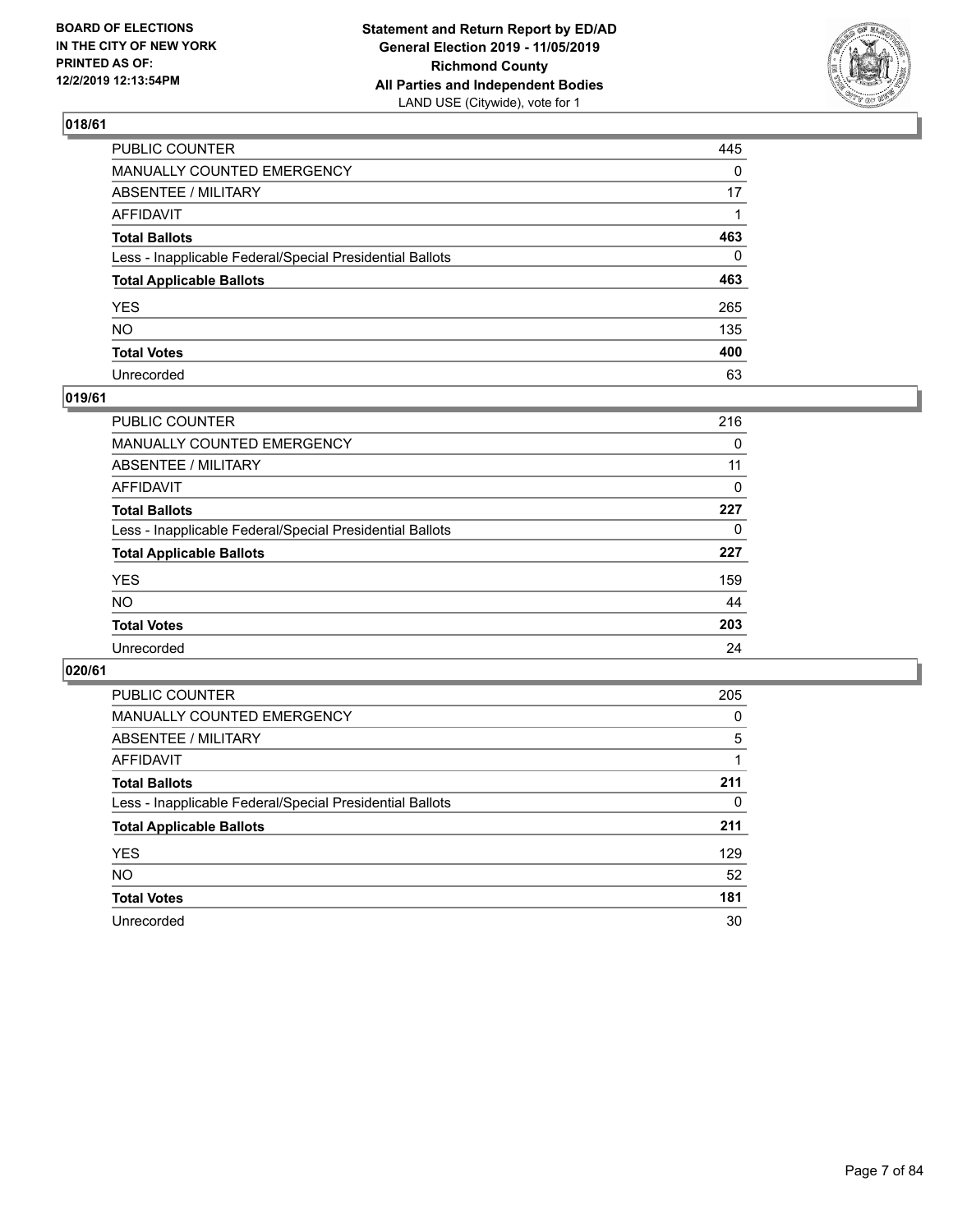**BOARD OF ELECTIONS IN THE CITY OF NEW YORK PRINTED AS OF: 12/2/2019 12:13:54PM**

**Statement and Return Report by ED/AD General Election 2019 - 11/05/2019 Richmond County All Parties and Independent Bodies**
LAND USE (Citywide), vote for 1

## 018/61

| | |
|---|---|
| PUBLIC COUNTER | 445 |
| MANUALLY COUNTED EMERGENCY | 0 |
| ABSENTEE / MILITARY | 17 |
| AFFIDAVIT | 1 |
| **Total Ballots** | **463** |
| Less - Inapplicable Federal/Special Presidential Ballots | 0 |
| **Total Applicable Ballots** | **463** |
| YES | 265 |
| NO | 135 |
| **Total Votes** | **400** |
| Unrecorded | 63 |

## 019/61

| | |
|---|---|
| PUBLIC COUNTER | 216 |
| MANUALLY COUNTED EMERGENCY | 0 |
| ABSENTEE / MILITARY | 11 |
| AFFIDAVIT | 0 |
| **Total Ballots** | **227** |
| Less - Inapplicable Federal/Special Presidential Ballots | 0 |
| **Total Applicable Ballots** | **227** |
| YES | 159 |
| NO | 44 |
| **Total Votes** | **203** |
| Unrecorded | 24 |

## 020/61

| | |
|---|---|
| PUBLIC COUNTER | 205 |
| MANUALLY COUNTED EMERGENCY | 0 |
| ABSENTEE / MILITARY | 5 |
| AFFIDAVIT | 1 |
| **Total Ballots** | **211** |
| Less - Inapplicable Federal/Special Presidential Ballots | 0 |
| **Total Applicable Ballots** | **211** |
| YES | 129 |
| NO | 52 |
| **Total Votes** | **181** |
| Unrecorded | 30 |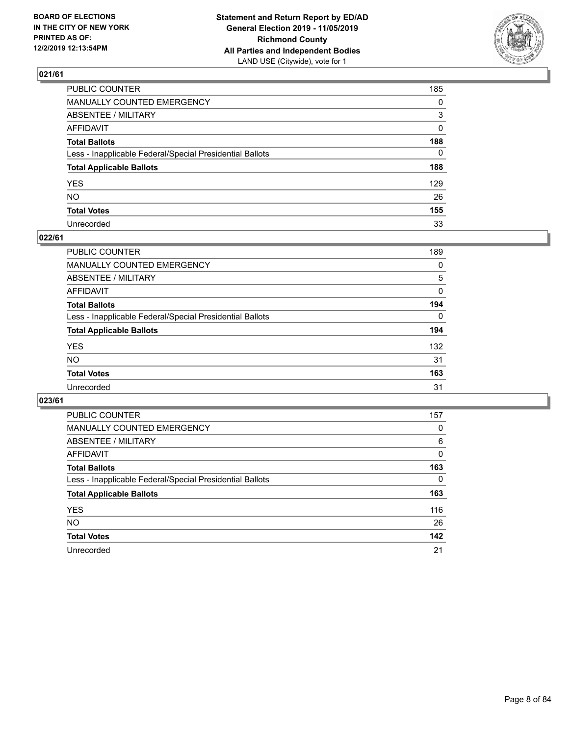## 021/61

| | |
|---|---|
| PUBLIC COUNTER | 185 |
| MANUALLY COUNTED EMERGENCY | 0 |
| ABSENTEE / MILITARY | 3 |
| AFFIDAVIT | 0 |
| **Total Ballots** | **188** |
| Less - Inapplicable Federal/Special Presidential Ballots | 0 |
| **Total Applicable Ballots** | **188** |
| YES | 129 |
| NO | 26 |
| **Total Votes** | **155** |
| Unrecorded | 33 |

## 022/61

| | |
|---|---|
| PUBLIC COUNTER | 189 |
| MANUALLY COUNTED EMERGENCY | 0 |
| ABSENTEE / MILITARY | 5 |
| AFFIDAVIT | 0 |
| **Total Ballots** | **194** |
| Less - Inapplicable Federal/Special Presidential Ballots | 0 |
| **Total Applicable Ballots** | **194** |
| YES | 132 |
| NO | 31 |
| **Total Votes** | **163** |
| Unrecorded | 31 |

## 023/61

| | |
|---|---|
| PUBLIC COUNTER | 157 |
| MANUALLY COUNTED EMERGENCY | 0 |
| ABSENTEE / MILITARY | 6 |
| AFFIDAVIT | 0 |
| **Total Ballots** | **163** |
| Less - Inapplicable Federal/Special Presidential Ballots | 0 |
| **Total Applicable Ballots** | **163** |
| YES | 116 |
| NO | 26 |
| **Total Votes** | **142** |
| Unrecorded | 21 |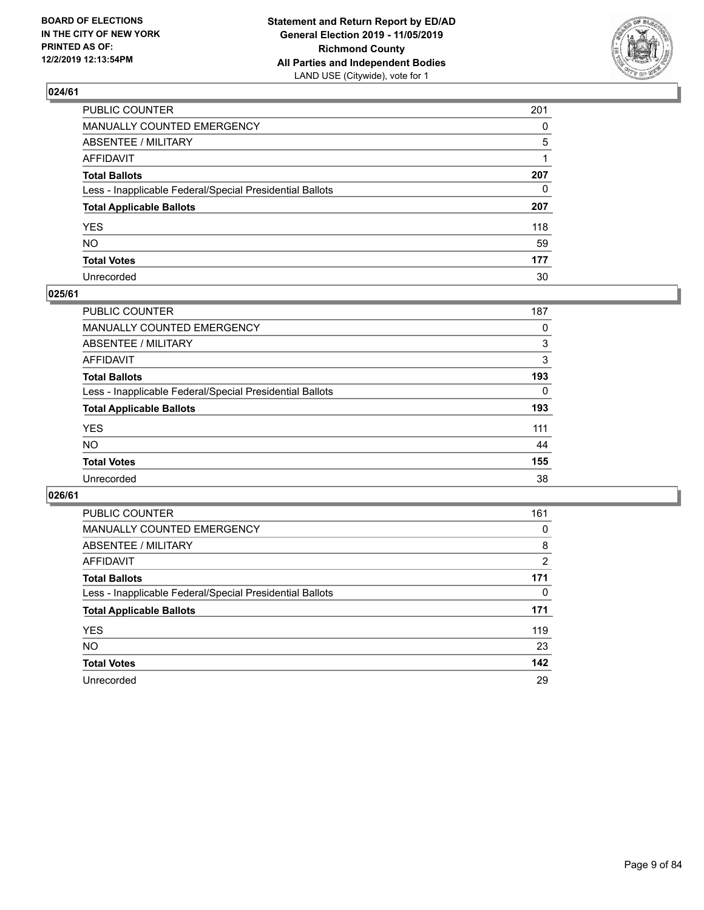## 024/61

| | |
|---|---|
| PUBLIC COUNTER | 201 |
| MANUALLY COUNTED EMERGENCY | 0 |
| ABSENTEE / MILITARY | 5 |
| AFFIDAVIT | 1 |
| **Total Ballots** | **207** |
| Less - Inapplicable Federal/Special Presidential Ballots | 0 |
| **Total Applicable Ballots** | **207** |
| YES | 118 |
| NO | 59 |
| **Total Votes** | **177** |
| Unrecorded | 30 |

## 025/61

| | |
|---|---|
| PUBLIC COUNTER | 187 |
| MANUALLY COUNTED EMERGENCY | 0 |
| ABSENTEE / MILITARY | 3 |
| AFFIDAVIT | 3 |
| **Total Ballots** | **193** |
| Less - Inapplicable Federal/Special Presidential Ballots | 0 |
| **Total Applicable Ballots** | **193** |
| YES | 111 |
| NO | 44 |
| **Total Votes** | **155** |
| Unrecorded | 38 |

## 026/61

| | |
|---|---|
| PUBLIC COUNTER | 161 |
| MANUALLY COUNTED EMERGENCY | 0 |
| ABSENTEE / MILITARY | 8 |
| AFFIDAVIT | 2 |
| **Total Ballots** | **171** |
| Less - Inapplicable Federal/Special Presidential Ballots | 0 |
| **Total Applicable Ballots** | **171** |
| YES | 119 |
| NO | 23 |
| **Total Votes** | **142** |
| Unrecorded | 29 |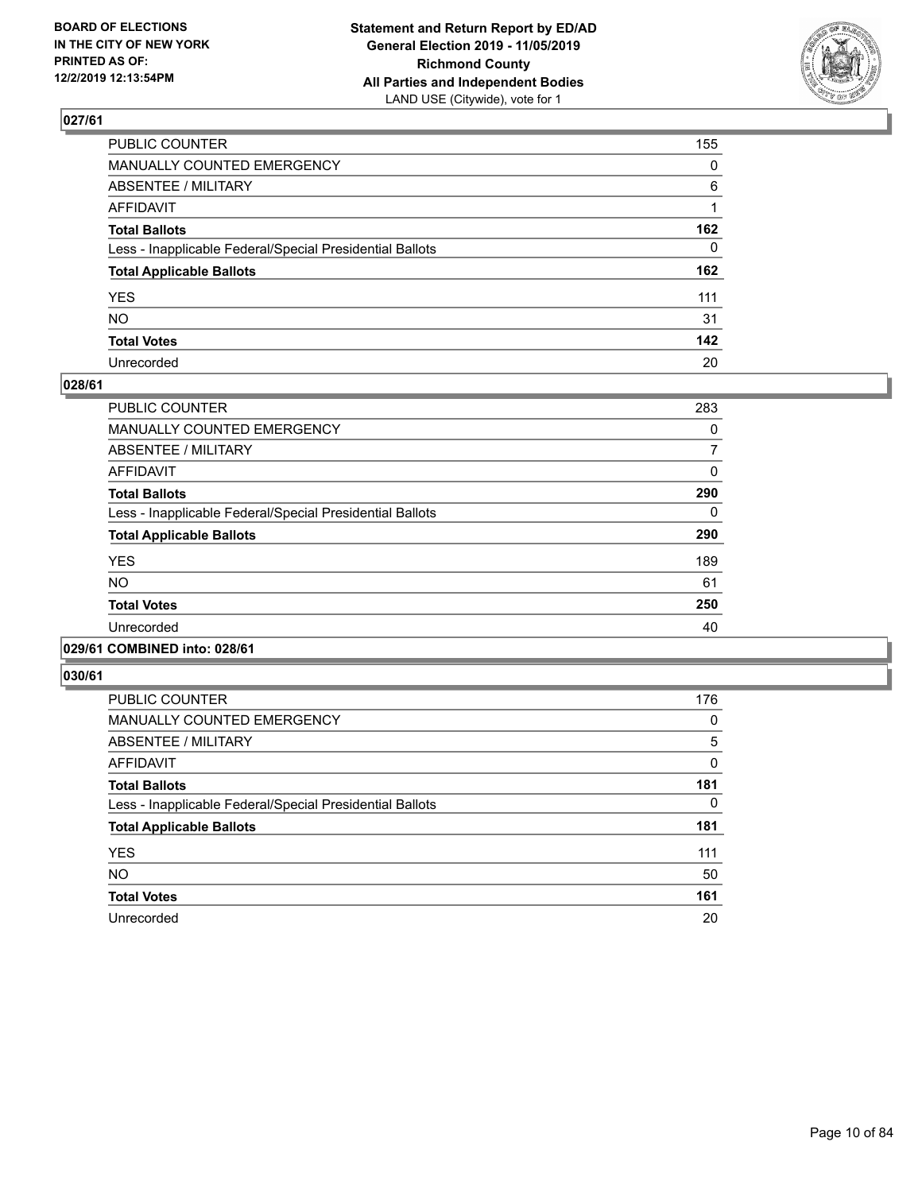**BOARD OF ELECTIONS IN THE CITY OF NEW YORK PRINTED AS OF: 12/2/2019 12:13:54PM**

**Statement and Return Report by ED/AD General Election 2019 - 11/05/2019 Richmond County All Parties and Independent Bodies** LAND USE (Citywide), vote for 1

## 027/61

| | |
|---|---|
| PUBLIC COUNTER | 155 |
| MANUALLY COUNTED EMERGENCY | 0 |
| ABSENTEE / MILITARY | 6 |
| AFFIDAVIT | 1 |
| **Total Ballots** | **162** |
| Less - Inapplicable Federal/Special Presidential Ballots | 0 |
| **Total Applicable Ballots** | **162** |
| YES | 111 |
| NO | 31 |
| **Total Votes** | **142** |
| Unrecorded | 20 |

## 028/61

| | |
|---|---|
| PUBLIC COUNTER | 283 |
| MANUALLY COUNTED EMERGENCY | 0 |
| ABSENTEE / MILITARY | 7 |
| AFFIDAVIT | 0 |
| **Total Ballots** | **290** |
| Less - Inapplicable Federal/Special Presidential Ballots | 0 |
| **Total Applicable Ballots** | **290** |
| YES | 189 |
| NO | 61 |
| **Total Votes** | **250** |
| Unrecorded | 40 |

## 029/61 COMBINED into: 028/61

## 030/61

| | |
|---|---|
| PUBLIC COUNTER | 176 |
| MANUALLY COUNTED EMERGENCY | 0 |
| ABSENTEE / MILITARY | 5 |
| AFFIDAVIT | 0 |
| **Total Ballots** | **181** |
| Less - Inapplicable Federal/Special Presidential Ballots | 0 |
| **Total Applicable Ballots** | **181** |
| YES | 111 |
| NO | 50 |
| **Total Votes** | **161** |
| Unrecorded | 20 |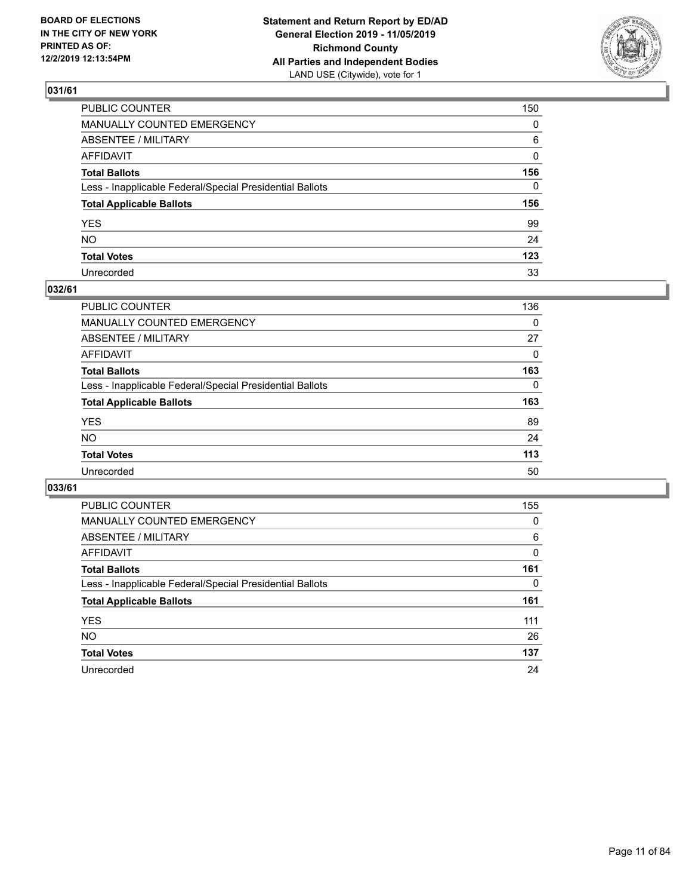BOARD OF ELECTIONS
IN THE CITY OF NEW YORK
PRINTED AS OF:
12/2/2019 12:13:54PM

**Statement and Return Report by ED/AD**
**General Election 2019 - 11/05/2019**
**Richmond County**
**All Parties and Independent Bodies**
LAND USE (Citywide), vote for 1

## 031/61

| | |
|---|---|
| PUBLIC COUNTER | 150 |
| MANUALLY COUNTED EMERGENCY | 0 |
| ABSENTEE / MILITARY | 6 |
| AFFIDAVIT | 0 |
| **Total Ballots** | **156** |
| Less - Inapplicable Federal/Special Presidential Ballots | 0 |
| **Total Applicable Ballots** | **156** |
| YES | 99 |
| NO | 24 |
| **Total Votes** | **123** |
| Unrecorded | 33 |

## 032/61

| | |
|---|---|
| PUBLIC COUNTER | 136 |
| MANUALLY COUNTED EMERGENCY | 0 |
| ABSENTEE / MILITARY | 27 |
| AFFIDAVIT | 0 |
| **Total Ballots** | **163** |
| Less - Inapplicable Federal/Special Presidential Ballots | 0 |
| **Total Applicable Ballots** | **163** |
| YES | 89 |
| NO | 24 |
| **Total Votes** | **113** |
| Unrecorded | 50 |

## 033/61

| | |
|---|---|
| PUBLIC COUNTER | 155 |
| MANUALLY COUNTED EMERGENCY | 0 |
| ABSENTEE / MILITARY | 6 |
| AFFIDAVIT | 0 |
| **Total Ballots** | **161** |
| Less - Inapplicable Federal/Special Presidential Ballots | 0 |
| **Total Applicable Ballots** | **161** |
| YES | 111 |
| NO | 26 |
| **Total Votes** | **137** |
| Unrecorded | 24 |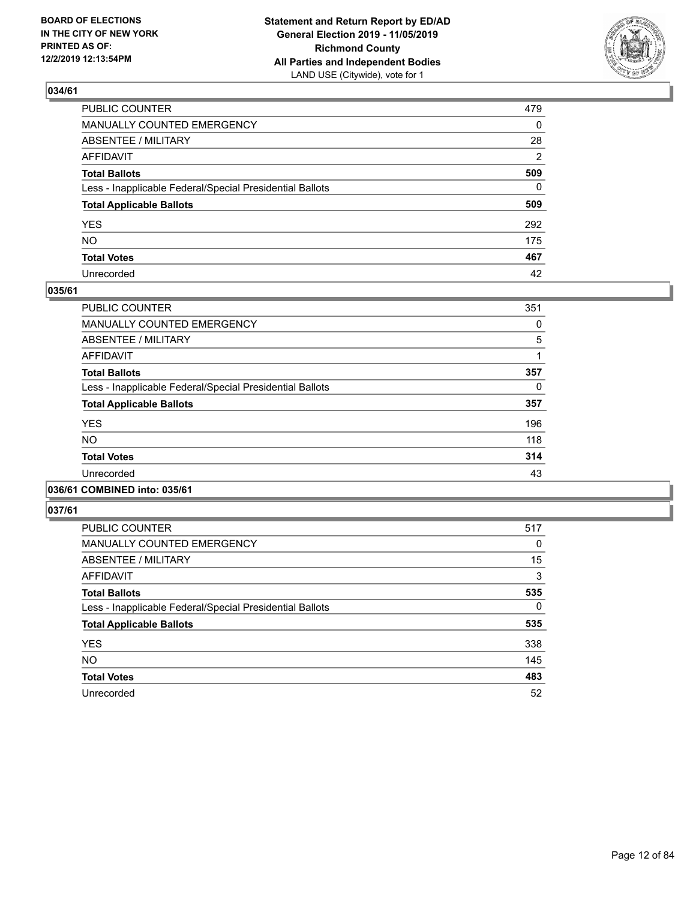**BOARD OF ELECTIONS IN THE CITY OF NEW YORK PRINTED AS OF: 12/2/2019 12:13:54PM**

**Statement and Return Report by ED/AD General Election 2019 - 11/05/2019 Richmond County All Parties and Independent Bodies**
LAND USE (Citywide), vote for 1

## 034/61

| | |
|---|---|
| PUBLIC COUNTER | 479 |
| MANUALLY COUNTED EMERGENCY | 0 |
| ABSENTEE / MILITARY | 28 |
| AFFIDAVIT | 2 |
| **Total Ballots** | **509** |
| Less - Inapplicable Federal/Special Presidential Ballots | 0 |
| **Total Applicable Ballots** | **509** |
| YES | 292 |
| NO | 175 |
| **Total Votes** | **467** |
| Unrecorded | 42 |

## 035/61

| | |
|---|---|
| PUBLIC COUNTER | 351 |
| MANUALLY COUNTED EMERGENCY | 0 |
| ABSENTEE / MILITARY | 5 |
| AFFIDAVIT | 1 |
| **Total Ballots** | **357** |
| Less - Inapplicable Federal/Special Presidential Ballots | 0 |
| **Total Applicable Ballots** | **357** |
| YES | 196 |
| NO | 118 |
| **Total Votes** | **314** |
| Unrecorded | 43 |

## 036/61 COMBINED into: 035/61

## 037/61

| | |
|---|---|
| PUBLIC COUNTER | 517 |
| MANUALLY COUNTED EMERGENCY | 0 |
| ABSENTEE / MILITARY | 15 |
| AFFIDAVIT | 3 |
| **Total Ballots** | **535** |
| Less - Inapplicable Federal/Special Presidential Ballots | 0 |
| **Total Applicable Ballots** | **535** |
| YES | 338 |
| NO | 145 |
| **Total Votes** | **483** |
| Unrecorded | 52 |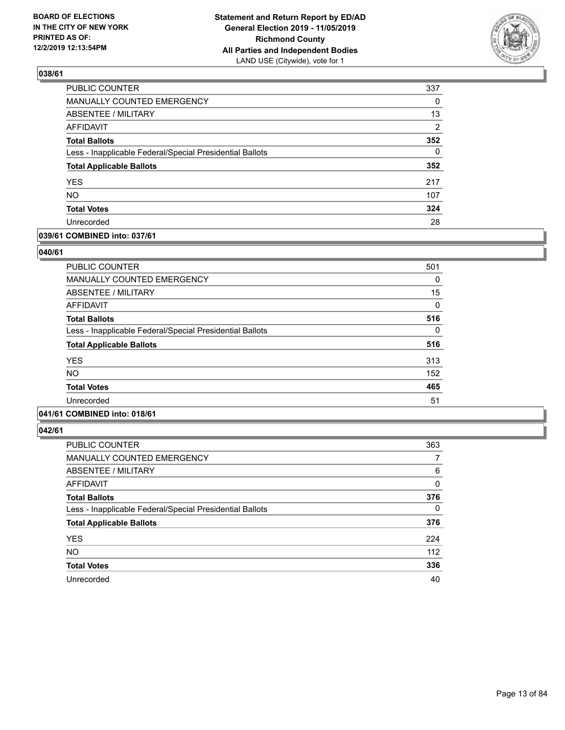## 038/61

| | |
|---|---|
| PUBLIC COUNTER | 337 |
| MANUALLY COUNTED EMERGENCY | 0 |
| ABSENTEE / MILITARY | 13 |
| AFFIDAVIT | 2 |
| **Total Ballots** | **352** |
| Less - Inapplicable Federal/Special Presidential Ballots | 0 |
| **Total Applicable Ballots** | **352** |
| YES | 217 |
| NO | 107 |
| **Total Votes** | **324** |
| Unrecorded | 28 |

## 039/61 COMBINED into: 037/61

## 040/61

| | |
|---|---|
| PUBLIC COUNTER | 501 |
| MANUALLY COUNTED EMERGENCY | 0 |
| ABSENTEE / MILITARY | 15 |
| AFFIDAVIT | 0 |
| **Total Ballots** | **516** |
| Less - Inapplicable Federal/Special Presidential Ballots | 0 |
| **Total Applicable Ballots** | **516** |
| YES | 313 |
| NO | 152 |
| **Total Votes** | **465** |
| Unrecorded | 51 |

## 041/61 COMBINED into: 018/61

## 042/61

| | |
|---|---|
| PUBLIC COUNTER | 363 |
| MANUALLY COUNTED EMERGENCY | 7 |
| ABSENTEE / MILITARY | 6 |
| AFFIDAVIT | 0 |
| **Total Ballots** | **376** |
| Less - Inapplicable Federal/Special Presidential Ballots | 0 |
| **Total Applicable Ballots** | **376** |
| YES | 224 |
| NO | 112 |
| **Total Votes** | **336** |
| Unrecorded | 40 |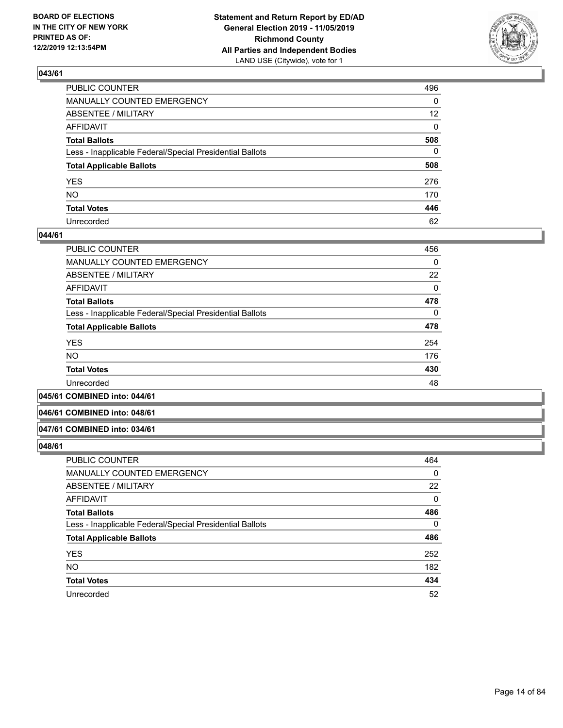### 043/61

| | |
|---|---|
| PUBLIC COUNTER | 496 |
| MANUALLY COUNTED EMERGENCY | 0 |
| ABSENTEE / MILITARY | 12 |
| AFFIDAVIT | 0 |
| **Total Ballots** | **508** |
| Less - Inapplicable Federal/Special Presidential Ballots | 0 |
| **Total Applicable Ballots** | **508** |
| YES | 276 |
| NO | 170 |
| **Total Votes** | **446** |
| Unrecorded | 62 |

### 044/61

| | |
|---|---|
| PUBLIC COUNTER | 456 |
| MANUALLY COUNTED EMERGENCY | 0 |
| ABSENTEE / MILITARY | 22 |
| AFFIDAVIT | 0 |
| **Total Ballots** | **478** |
| Less - Inapplicable Federal/Special Presidential Ballots | 0 |
| **Total Applicable Ballots** | **478** |
| YES | 254 |
| NO | 176 |
| **Total Votes** | **430** |
| Unrecorded | 48 |

### 045/61 COMBINED into: 044/61

### 046/61 COMBINED into: 048/61

### 047/61 COMBINED into: 034/61

### 048/61

| | |
|---|---|
| PUBLIC COUNTER | 464 |
| MANUALLY COUNTED EMERGENCY | 0 |
| ABSENTEE / MILITARY | 22 |
| AFFIDAVIT | 0 |
| **Total Ballots** | **486** |
| Less - Inapplicable Federal/Special Presidential Ballots | 0 |
| **Total Applicable Ballots** | **486** |
| YES | 252 |
| NO | 182 |
| **Total Votes** | **434** |
| Unrecorded | 52 |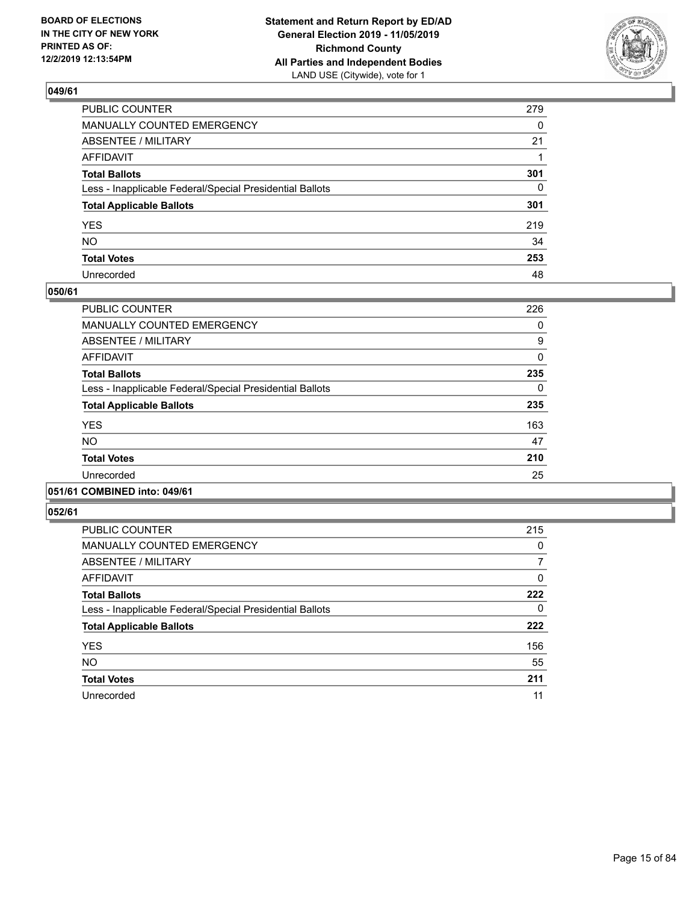## 049/61

| | |
|---|---|
| PUBLIC COUNTER | 279 |
| MANUALLY COUNTED EMERGENCY | 0 |
| ABSENTEE / MILITARY | 21 |
| AFFIDAVIT | 1 |
| **Total Ballots** | **301** |
| Less - Inapplicable Federal/Special Presidential Ballots | 0 |
| **Total Applicable Ballots** | **301** |
| YES | 219 |
| NO | 34 |
| **Total Votes** | **253** |
| Unrecorded | 48 |

## 050/61

| | |
|---|---|
| PUBLIC COUNTER | 226 |
| MANUALLY COUNTED EMERGENCY | 0 |
| ABSENTEE / MILITARY | 9 |
| AFFIDAVIT | 0 |
| **Total Ballots** | **235** |
| Less - Inapplicable Federal/Special Presidential Ballots | 0 |
| **Total Applicable Ballots** | **235** |
| YES | 163 |
| NO | 47 |
| **Total Votes** | **210** |
| Unrecorded | 25 |

## 051/61 COMBINED into: 049/61

## 052/61

| | |
|---|---|
| PUBLIC COUNTER | 215 |
| MANUALLY COUNTED EMERGENCY | 0 |
| ABSENTEE / MILITARY | 7 |
| AFFIDAVIT | 0 |
| **Total Ballots** | **222** |
| Less - Inapplicable Federal/Special Presidential Ballots | 0 |
| **Total Applicable Ballots** | **222** |
| YES | 156 |
| NO | 55 |
| **Total Votes** | **211** |
| Unrecorded | 11 |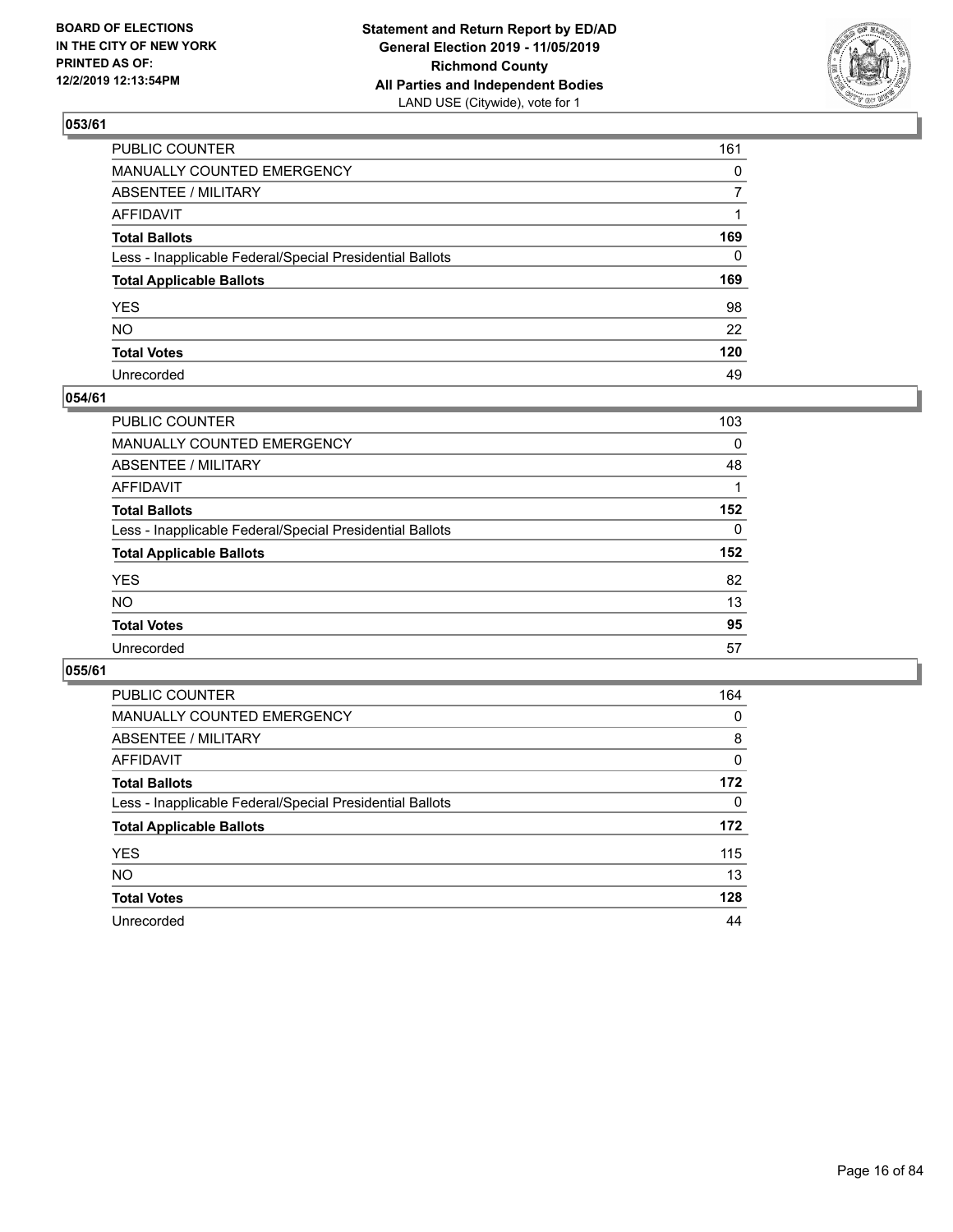BOARD OF ELECTIONS
IN THE CITY OF NEW YORK
PRINTED AS OF:
12/2/2019 12:13:54PM

**Statement and Return Report by ED/AD**
**General Election 2019 - 11/05/2019**
**Richmond County**
**All Parties and Independent Bodies**
LAND USE (Citywide), vote for 1

## 053/61

| | |
|---|---|
| PUBLIC COUNTER | 161 |
| MANUALLY COUNTED EMERGENCY | 0 |
| ABSENTEE / MILITARY | 7 |
| AFFIDAVIT | 1 |
| **Total Ballots** | **169** |
| Less - Inapplicable Federal/Special Presidential Ballots | 0 |
| **Total Applicable Ballots** | **169** |
| YES | 98 |
| NO | 22 |
| **Total Votes** | **120** |
| Unrecorded | 49 |

## 054/61

| | |
|---|---|
| PUBLIC COUNTER | 103 |
| MANUALLY COUNTED EMERGENCY | 0 |
| ABSENTEE / MILITARY | 48 |
| AFFIDAVIT | 1 |
| **Total Ballots** | **152** |
| Less - Inapplicable Federal/Special Presidential Ballots | 0 |
| **Total Applicable Ballots** | **152** |
| YES | 82 |
| NO | 13 |
| **Total Votes** | **95** |
| Unrecorded | 57 |

## 055/61

| | |
|---|---|
| PUBLIC COUNTER | 164 |
| MANUALLY COUNTED EMERGENCY | 0 |
| ABSENTEE / MILITARY | 8 |
| AFFIDAVIT | 0 |
| **Total Ballots** | **172** |
| Less - Inapplicable Federal/Special Presidential Ballots | 0 |
| **Total Applicable Ballots** | **172** |
| YES | 115 |
| NO | 13 |
| **Total Votes** | **128** |
| Unrecorded | 44 |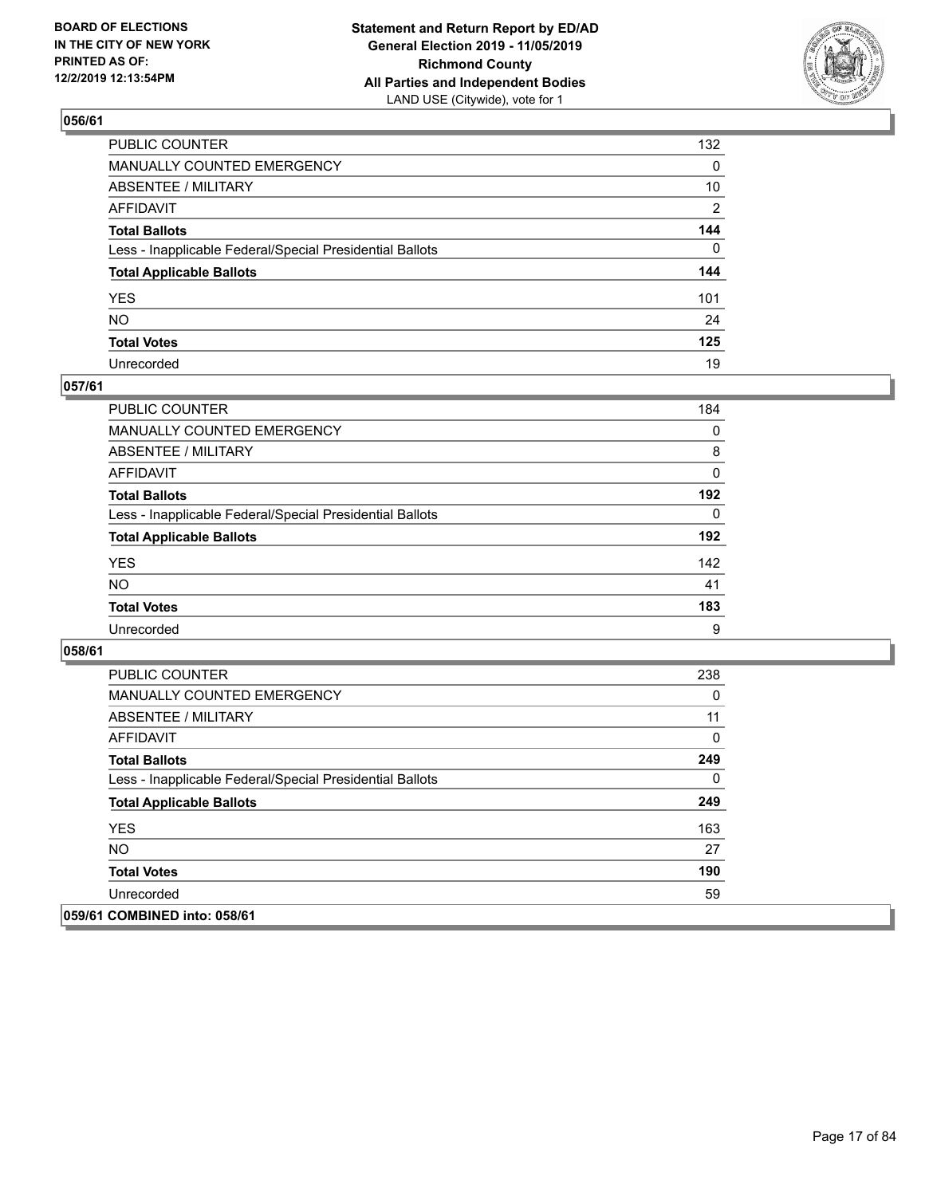## 056/61

| | |
|---|---|
| PUBLIC COUNTER | 132 |
| MANUALLY COUNTED EMERGENCY | 0 |
| ABSENTEE / MILITARY | 10 |
| AFFIDAVIT | 2 |
| **Total Ballots** | **144** |
| Less - Inapplicable Federal/Special Presidential Ballots | 0 |
| **Total Applicable Ballots** | **144** |
| YES | 101 |
| NO | 24 |
| **Total Votes** | **125** |
| Unrecorded | 19 |

## 057/61

| | |
|---|---|
| PUBLIC COUNTER | 184 |
| MANUALLY COUNTED EMERGENCY | 0 |
| ABSENTEE / MILITARY | 8 |
| AFFIDAVIT | 0 |
| **Total Ballots** | **192** |
| Less - Inapplicable Federal/Special Presidential Ballots | 0 |
| **Total Applicable Ballots** | **192** |
| YES | 142 |
| NO | 41 |
| **Total Votes** | **183** |
| Unrecorded | 9 |

## 058/61

| | |
|---|---|
| PUBLIC COUNTER | 238 |
| MANUALLY COUNTED EMERGENCY | 0 |
| ABSENTEE / MILITARY | 11 |
| AFFIDAVIT | 0 |
| **Total Ballots** | **249** |
| Less - Inapplicable Federal/Special Presidential Ballots | 0 |
| **Total Applicable Ballots** | **249** |
| YES | 163 |
| NO | 27 |
| **Total Votes** | **190** |
| Unrecorded | 59 |

## 059/61 COMBINED into: 058/61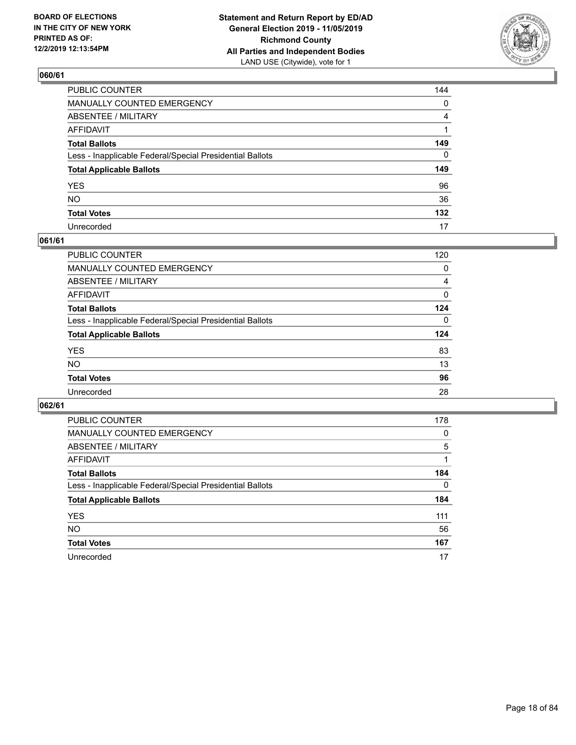## 060/61

| | |
|---|---|
| PUBLIC COUNTER | 144 |
| MANUALLY COUNTED EMERGENCY | 0 |
| ABSENTEE / MILITARY | 4 |
| AFFIDAVIT | 1 |
| **Total Ballots** | **149** |
| Less - Inapplicable Federal/Special Presidential Ballots | 0 |
| **Total Applicable Ballots** | **149** |
| YES | 96 |
| NO | 36 |
| **Total Votes** | **132** |
| Unrecorded | 17 |

## 061/61

| | |
|---|---|
| PUBLIC COUNTER | 120 |
| MANUALLY COUNTED EMERGENCY | 0 |
| ABSENTEE / MILITARY | 4 |
| AFFIDAVIT | 0 |
| **Total Ballots** | **124** |
| Less - Inapplicable Federal/Special Presidential Ballots | 0 |
| **Total Applicable Ballots** | **124** |
| YES | 83 |
| NO | 13 |
| **Total Votes** | **96** |
| Unrecorded | 28 |

## 062/61

| | |
|---|---|
| PUBLIC COUNTER | 178 |
| MANUALLY COUNTED EMERGENCY | 0 |
| ABSENTEE / MILITARY | 5 |
| AFFIDAVIT | 1 |
| **Total Ballots** | **184** |
| Less - Inapplicable Federal/Special Presidential Ballots | 0 |
| **Total Applicable Ballots** | **184** |
| YES | 111 |
| NO | 56 |
| **Total Votes** | **167** |
| Unrecorded | 17 |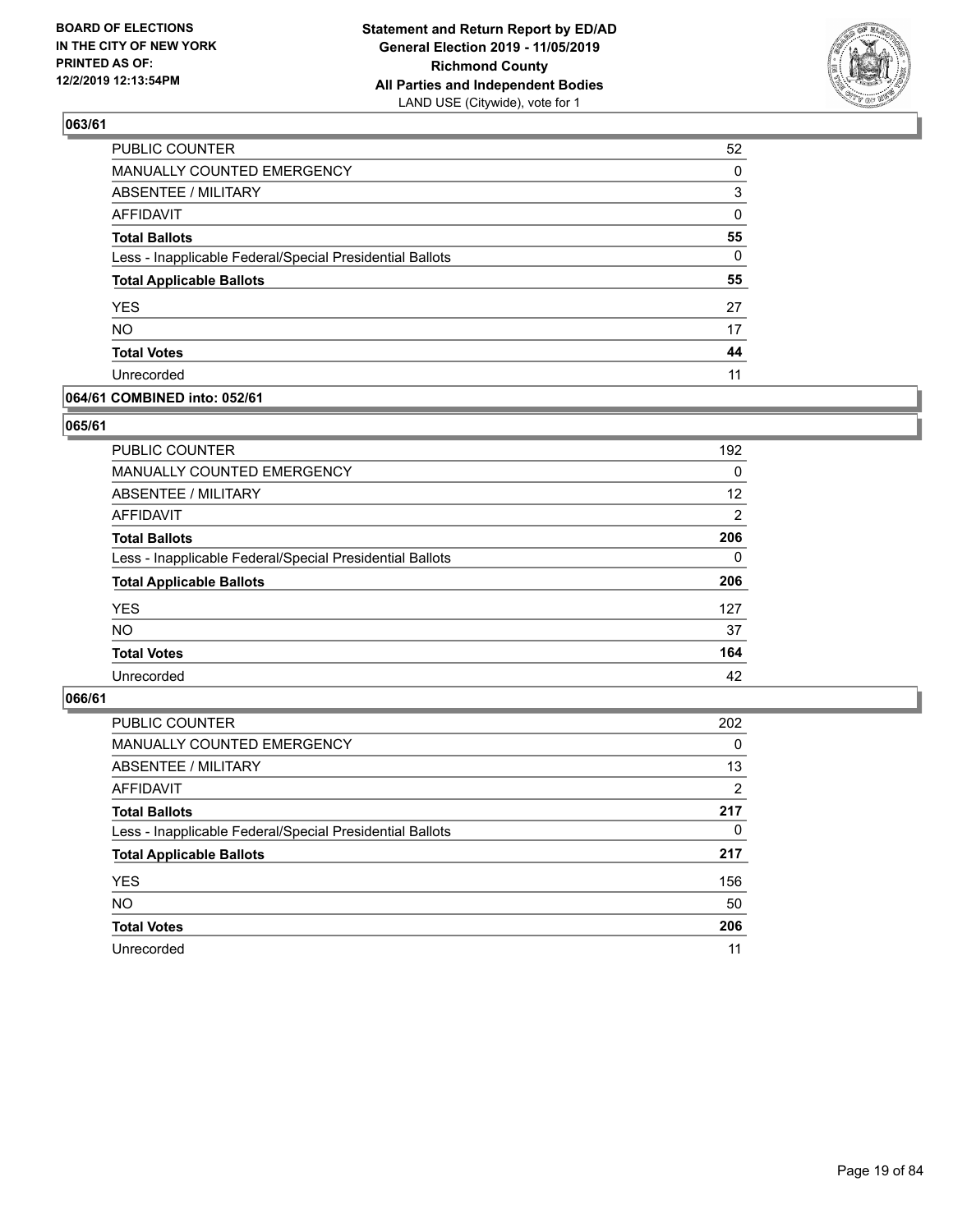## 063/61

| | |
|---|---|
| PUBLIC COUNTER | 52 |
| MANUALLY COUNTED EMERGENCY | 0 |
| ABSENTEE / MILITARY | 3 |
| AFFIDAVIT | 0 |
| **Total Ballots** | **55** |
| Less - Inapplicable Federal/Special Presidential Ballots | 0 |
| **Total Applicable Ballots** | **55** |
| YES | 27 |
| NO | 17 |
| **Total Votes** | **44** |
| Unrecorded | 11 |

## 064/61 COMBINED into: 052/61

## 065/61

| | |
|---|---|
| PUBLIC COUNTER | 192 |
| MANUALLY COUNTED EMERGENCY | 0 |
| ABSENTEE / MILITARY | 12 |
| AFFIDAVIT | 2 |
| **Total Ballots** | **206** |
| Less - Inapplicable Federal/Special Presidential Ballots | 0 |
| **Total Applicable Ballots** | **206** |
| YES | 127 |
| NO | 37 |
| **Total Votes** | **164** |
| Unrecorded | 42 |

## 066/61

| | |
|---|---|
| PUBLIC COUNTER | 202 |
| MANUALLY COUNTED EMERGENCY | 0 |
| ABSENTEE / MILITARY | 13 |
| AFFIDAVIT | 2 |
| **Total Ballots** | **217** |
| Less - Inapplicable Federal/Special Presidential Ballots | 0 |
| **Total Applicable Ballots** | **217** |
| YES | 156 |
| NO | 50 |
| **Total Votes** | **206** |
| Unrecorded | 11 |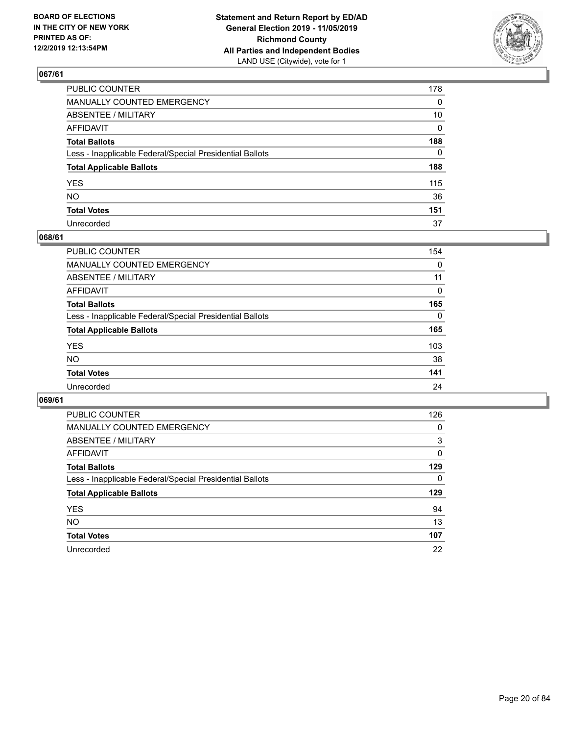**BOARD OF ELECTIONS IN THE CITY OF NEW YORK PRINTED AS OF: 12/2/2019 12:13:54PM**

**Statement and Return Report by ED/AD General Election 2019 - 11/05/2019 Richmond County All Parties and Independent Bodies**
LAND USE (Citywide), vote for 1

## 067/61

| | |
|---|---|
| PUBLIC COUNTER | 178 |
| MANUALLY COUNTED EMERGENCY | 0 |
| ABSENTEE / MILITARY | 10 |
| AFFIDAVIT | 0 |
| **Total Ballots** | **188** |
| Less - Inapplicable Federal/Special Presidential Ballots | 0 |
| **Total Applicable Ballots** | **188** |
| YES | 115 |
| NO | 36 |
| **Total Votes** | **151** |
| Unrecorded | 37 |

## 068/61

| | |
|---|---|
| PUBLIC COUNTER | 154 |
| MANUALLY COUNTED EMERGENCY | 0 |
| ABSENTEE / MILITARY | 11 |
| AFFIDAVIT | 0 |
| **Total Ballots** | **165** |
| Less - Inapplicable Federal/Special Presidential Ballots | 0 |
| **Total Applicable Ballots** | **165** |
| YES | 103 |
| NO | 38 |
| **Total Votes** | **141** |
| Unrecorded | 24 |

## 069/61

| | |
|---|---|
| PUBLIC COUNTER | 126 |
| MANUALLY COUNTED EMERGENCY | 0 |
| ABSENTEE / MILITARY | 3 |
| AFFIDAVIT | 0 |
| **Total Ballots** | **129** |
| Less - Inapplicable Federal/Special Presidential Ballots | 0 |
| **Total Applicable Ballots** | **129** |
| YES | 94 |
| NO | 13 |
| **Total Votes** | **107** |
| Unrecorded | 22 |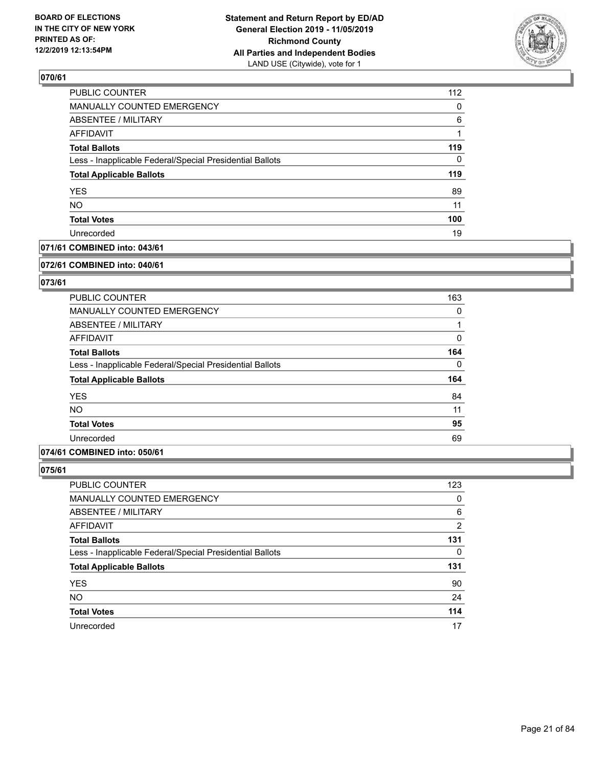**BOARD OF ELECTIONS IN THE CITY OF NEW YORK PRINTED AS OF: 12/2/2019 12:13:54PM**

**Statement and Return Report by ED/AD General Election 2019 - 11/05/2019 Richmond County All Parties and Independent Bodies**
LAND USE (Citywide), vote for 1

### 070/61

| | |
|---|---|
| PUBLIC COUNTER | 112 |
| MANUALLY COUNTED EMERGENCY | 0 |
| ABSENTEE / MILITARY | 6 |
| AFFIDAVIT | 1 |
| **Total Ballots** | **119** |
| Less - Inapplicable Federal/Special Presidential Ballots | 0 |
| **Total Applicable Ballots** | **119** |
| YES | 89 |
| NO | 11 |
| **Total Votes** | **100** |
| Unrecorded | 19 |

### 071/61 COMBINED into: 043/61

### 072/61 COMBINED into: 040/61

### 073/61

| | |
|---|---|
| PUBLIC COUNTER | 163 |
| MANUALLY COUNTED EMERGENCY | 0 |
| ABSENTEE / MILITARY | 1 |
| AFFIDAVIT | 0 |
| **Total Ballots** | **164** |
| Less - Inapplicable Federal/Special Presidential Ballots | 0 |
| **Total Applicable Ballots** | **164** |
| YES | 84 |
| NO | 11 |
| **Total Votes** | **95** |
| Unrecorded | 69 |

### 074/61 COMBINED into: 050/61

### 075/61

| | |
|---|---|
| PUBLIC COUNTER | 123 |
| MANUALLY COUNTED EMERGENCY | 0 |
| ABSENTEE / MILITARY | 6 |
| AFFIDAVIT | 2 |
| **Total Ballots** | **131** |
| Less - Inapplicable Federal/Special Presidential Ballots | 0 |
| **Total Applicable Ballots** | **131** |
| YES | 90 |
| NO | 24 |
| **Total Votes** | **114** |
| Unrecorded | 17 |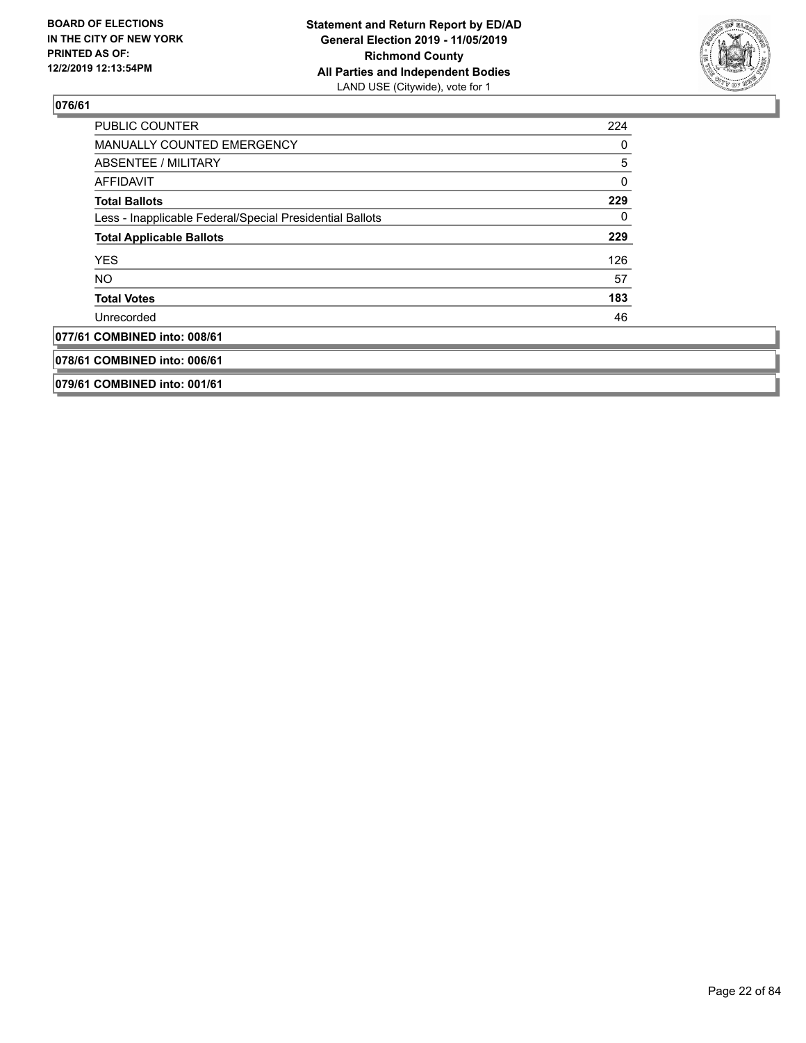**076/61**

| | |
|---|---|
| PUBLIC COUNTER | 224 |
| MANUALLY COUNTED EMERGENCY | 0 |
| ABSENTEE / MILITARY | 5 |
| AFFIDAVIT | 0 |
| **Total Ballots** | **229** |
| Less - Inapplicable Federal/Special Presidential Ballots | 0 |
| **Total Applicable Ballots** | **229** |
| YES | 126 |
| NO | 57 |
| **Total Votes** | **183** |
| Unrecorded | 46 |

**077/61 COMBINED into: 008/61**

**078/61 COMBINED into: 006/61**

**079/61 COMBINED into: 001/61**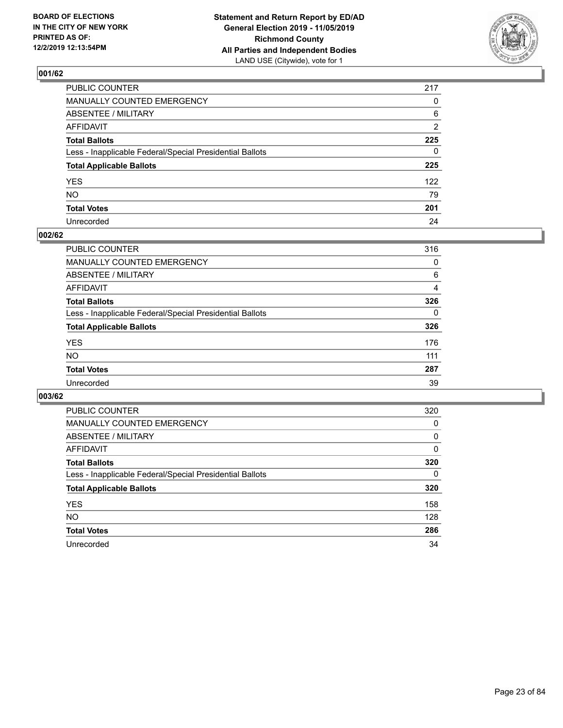BOARD OF ELECTIONS
IN THE CITY OF NEW YORK
PRINTED AS OF:
12/2/2019 12:13:54PM

**Statement and Return Report by ED/AD**
**General Election 2019 - 11/05/2019**
**Richmond County**
**All Parties and Independent Bodies**
LAND USE (Citywide), vote for 1

### 001/62

| | |
|---|---|
| PUBLIC COUNTER | 217 |
| MANUALLY COUNTED EMERGENCY | 0 |
| ABSENTEE / MILITARY | 6 |
| AFFIDAVIT | 2 |
| **Total Ballots** | **225** |
| Less - Inapplicable Federal/Special Presidential Ballots | 0 |
| **Total Applicable Ballots** | **225** |
| YES | 122 |
| NO | 79 |
| **Total Votes** | **201** |
| Unrecorded | 24 |

### 002/62

| | |
|---|---|
| PUBLIC COUNTER | 316 |
| MANUALLY COUNTED EMERGENCY | 0 |
| ABSENTEE / MILITARY | 6 |
| AFFIDAVIT | 4 |
| **Total Ballots** | **326** |
| Less - Inapplicable Federal/Special Presidential Ballots | 0 |
| **Total Applicable Ballots** | **326** |
| YES | 176 |
| NO | 111 |
| **Total Votes** | **287** |
| Unrecorded | 39 |

### 003/62

| | |
|---|---|
| PUBLIC COUNTER | 320 |
| MANUALLY COUNTED EMERGENCY | 0 |
| ABSENTEE / MILITARY | 0 |
| AFFIDAVIT | 0 |
| **Total Ballots** | **320** |
| Less - Inapplicable Federal/Special Presidential Ballots | 0 |
| **Total Applicable Ballots** | **320** |
| YES | 158 |
| NO | 128 |
| **Total Votes** | **286** |
| Unrecorded | 34 |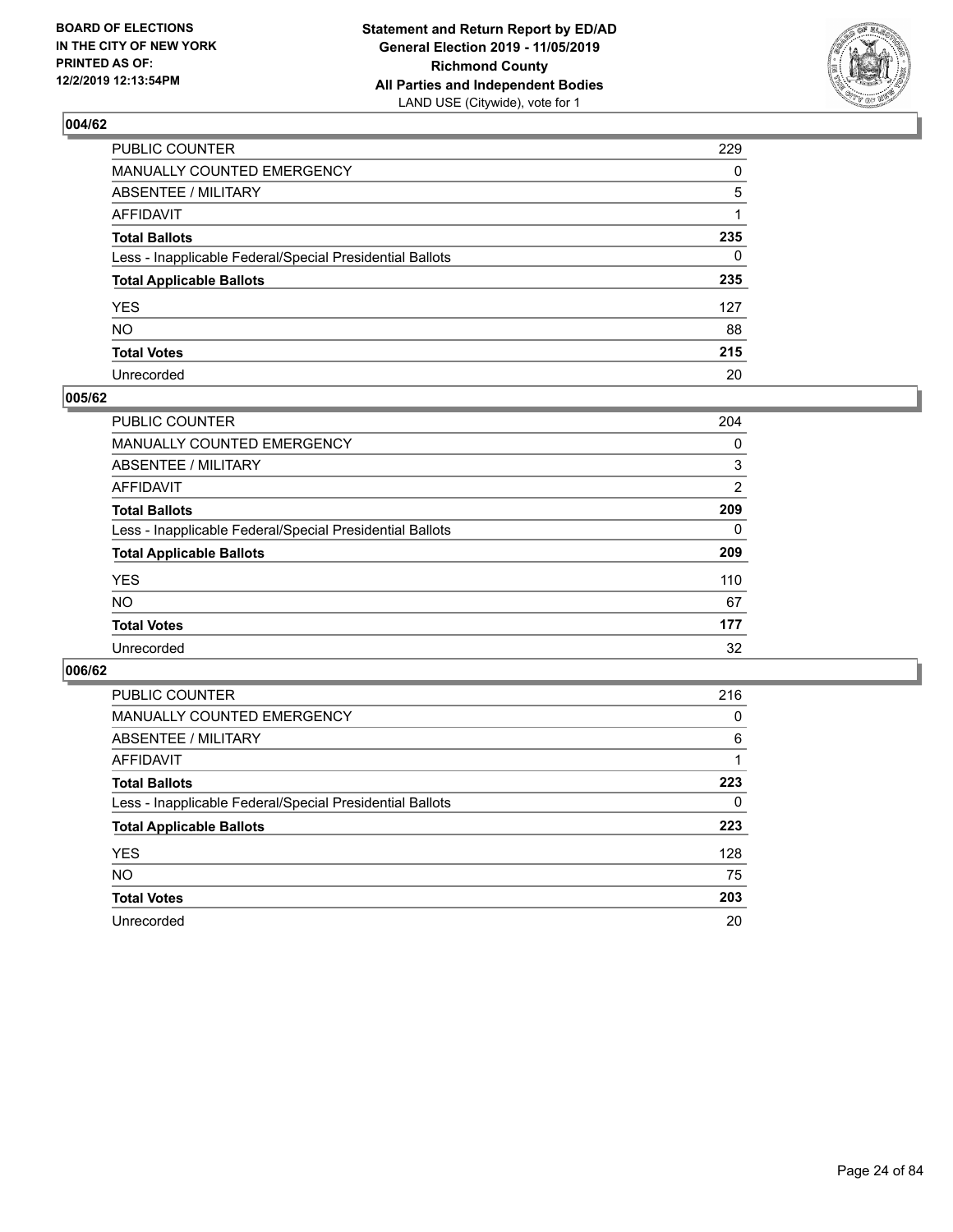BOARD OF ELECTIONS
IN THE CITY OF NEW YORK
PRINTED AS OF:
12/2/2019 12:13:54PM

**Statement and Return Report by ED/AD**
**General Election 2019 - 11/05/2019**
**Richmond County**
**All Parties and Independent Bodies**
LAND USE (Citywide), vote for 1

## 004/62

| | |
|---|---|
| PUBLIC COUNTER | 229 |
| MANUALLY COUNTED EMERGENCY | 0 |
| ABSENTEE / MILITARY | 5 |
| AFFIDAVIT | 1 |
| **Total Ballots** | **235** |
| Less - Inapplicable Federal/Special Presidential Ballots | 0 |
| **Total Applicable Ballots** | **235** |
| YES | 127 |
| NO | 88 |
| **Total Votes** | **215** |
| Unrecorded | 20 |

## 005/62

| | |
|---|---|
| PUBLIC COUNTER | 204 |
| MANUALLY COUNTED EMERGENCY | 0 |
| ABSENTEE / MILITARY | 3 |
| AFFIDAVIT | 2 |
| **Total Ballots** | **209** |
| Less - Inapplicable Federal/Special Presidential Ballots | 0 |
| **Total Applicable Ballots** | **209** |
| YES | 110 |
| NO | 67 |
| **Total Votes** | **177** |
| Unrecorded | 32 |

## 006/62

| | |
|---|---|
| PUBLIC COUNTER | 216 |
| MANUALLY COUNTED EMERGENCY | 0 |
| ABSENTEE / MILITARY | 6 |
| AFFIDAVIT | 1 |
| **Total Ballots** | **223** |
| Less - Inapplicable Federal/Special Presidential Ballots | 0 |
| **Total Applicable Ballots** | **223** |
| YES | 128 |
| NO | 75 |
| **Total Votes** | **203** |
| Unrecorded | 20 |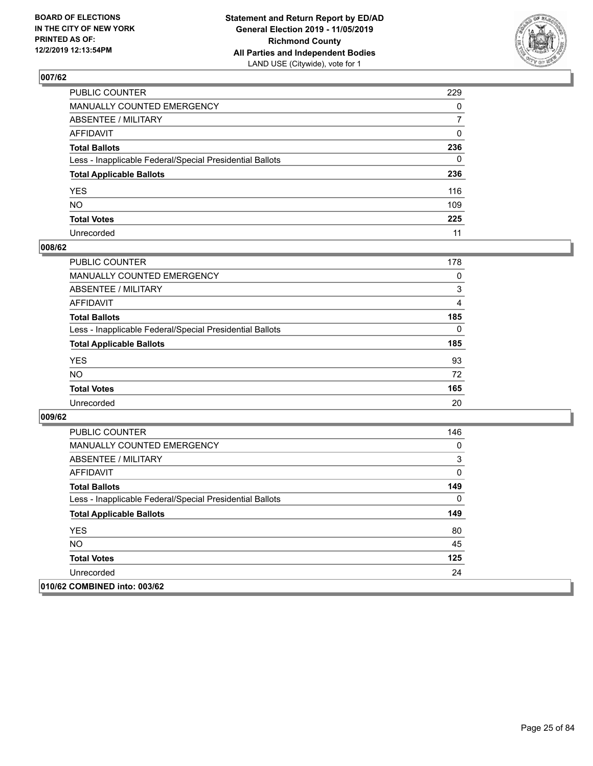## 007/62

| | |
|---|---|
| PUBLIC COUNTER | 229 |
| MANUALLY COUNTED EMERGENCY | 0 |
| ABSENTEE / MILITARY | 7 |
| AFFIDAVIT | 0 |
| **Total Ballots** | **236** |
| Less - Inapplicable Federal/Special Presidential Ballots | 0 |
| **Total Applicable Ballots** | **236** |
| YES | 116 |
| NO | 109 |
| **Total Votes** | **225** |
| Unrecorded | 11 |

## 008/62

| | |
|---|---|
| PUBLIC COUNTER | 178 |
| MANUALLY COUNTED EMERGENCY | 0 |
| ABSENTEE / MILITARY | 3 |
| AFFIDAVIT | 4 |
| **Total Ballots** | **185** |
| Less - Inapplicable Federal/Special Presidential Ballots | 0 |
| **Total Applicable Ballots** | **185** |
| YES | 93 |
| NO | 72 |
| **Total Votes** | **165** |
| Unrecorded | 20 |

## 009/62

| | |
|---|---|
| PUBLIC COUNTER | 146 |
| MANUALLY COUNTED EMERGENCY | 0 |
| ABSENTEE / MILITARY | 3 |
| AFFIDAVIT | 0 |
| **Total Ballots** | **149** |
| Less - Inapplicable Federal/Special Presidential Ballots | 0 |
| **Total Applicable Ballots** | **149** |
| YES | 80 |
| NO | 45 |
| **Total Votes** | **125** |
| Unrecorded | 24 |

## 010/62 COMBINED into: 003/62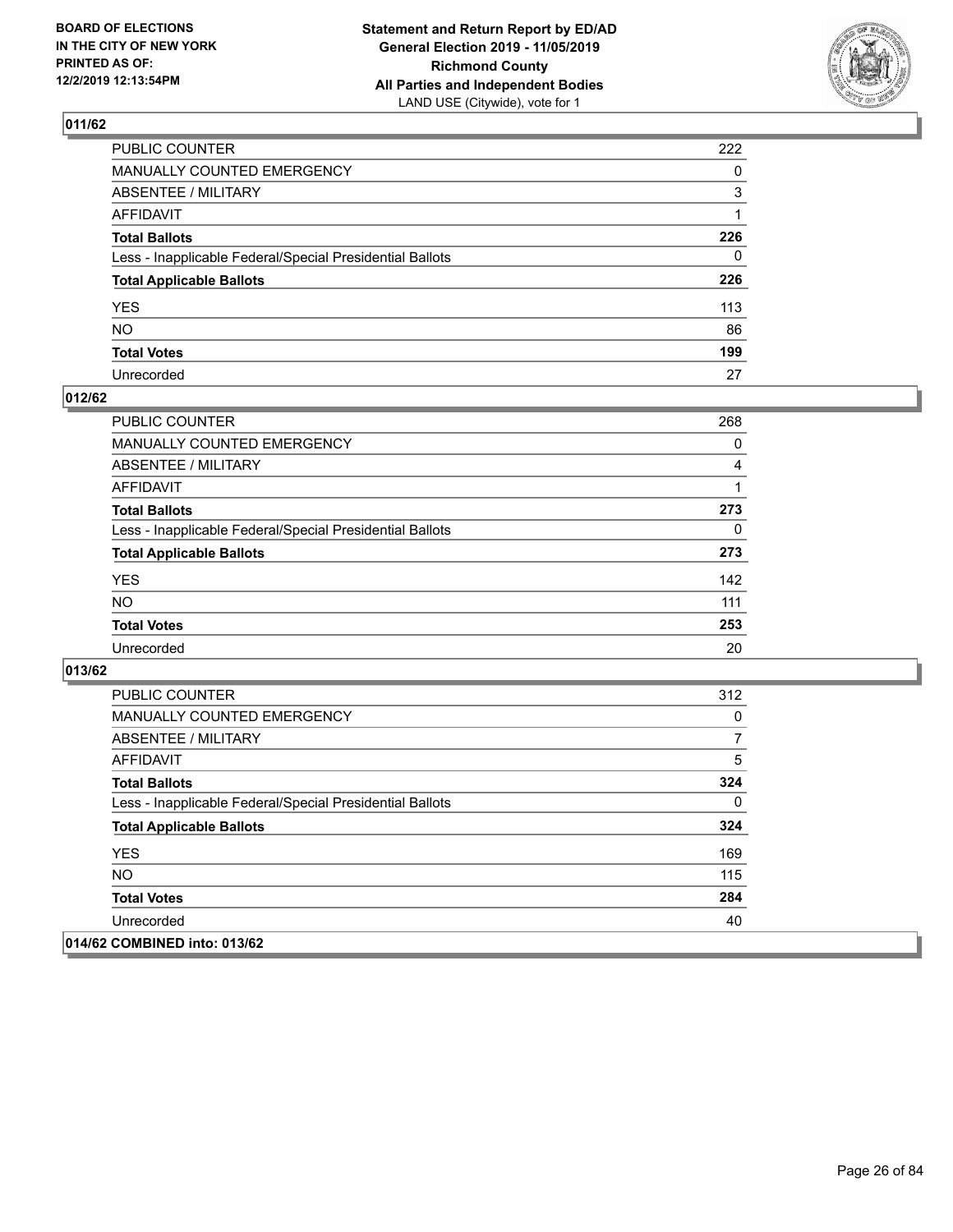**BOARD OF ELECTIONS IN THE CITY OF NEW YORK PRINTED AS OF: 12/2/2019 12:13:54PM**

**Statement and Return Report by ED/AD General Election 2019 - 11/05/2019 Richmond County All Parties and Independent Bodies**
LAND USE (Citywide), vote for 1

## 011/62

| | |
|---|---|
| PUBLIC COUNTER | 222 |
| MANUALLY COUNTED EMERGENCY | 0 |
| ABSENTEE / MILITARY | 3 |
| AFFIDAVIT | 1 |
| **Total Ballots** | **226** |
| Less - Inapplicable Federal/Special Presidential Ballots | 0 |
| **Total Applicable Ballots** | **226** |
| YES | 113 |
| NO | 86 |
| **Total Votes** | **199** |
| Unrecorded | 27 |

## 012/62

| | |
|---|---|
| PUBLIC COUNTER | 268 |
| MANUALLY COUNTED EMERGENCY | 0 |
| ABSENTEE / MILITARY | 4 |
| AFFIDAVIT | 1 |
| **Total Ballots** | **273** |
| Less - Inapplicable Federal/Special Presidential Ballots | 0 |
| **Total Applicable Ballots** | **273** |
| YES | 142 |
| NO | 111 |
| **Total Votes** | **253** |
| Unrecorded | 20 |

## 013/62

| | |
|---|---|
| PUBLIC COUNTER | 312 |
| MANUALLY COUNTED EMERGENCY | 0 |
| ABSENTEE / MILITARY | 7 |
| AFFIDAVIT | 5 |
| **Total Ballots** | **324** |
| Less - Inapplicable Federal/Special Presidential Ballots | 0 |
| **Total Applicable Ballots** | **324** |
| YES | 169 |
| NO | 115 |
| **Total Votes** | **284** |
| Unrecorded | 40 |

## 014/62 COMBINED into: 013/62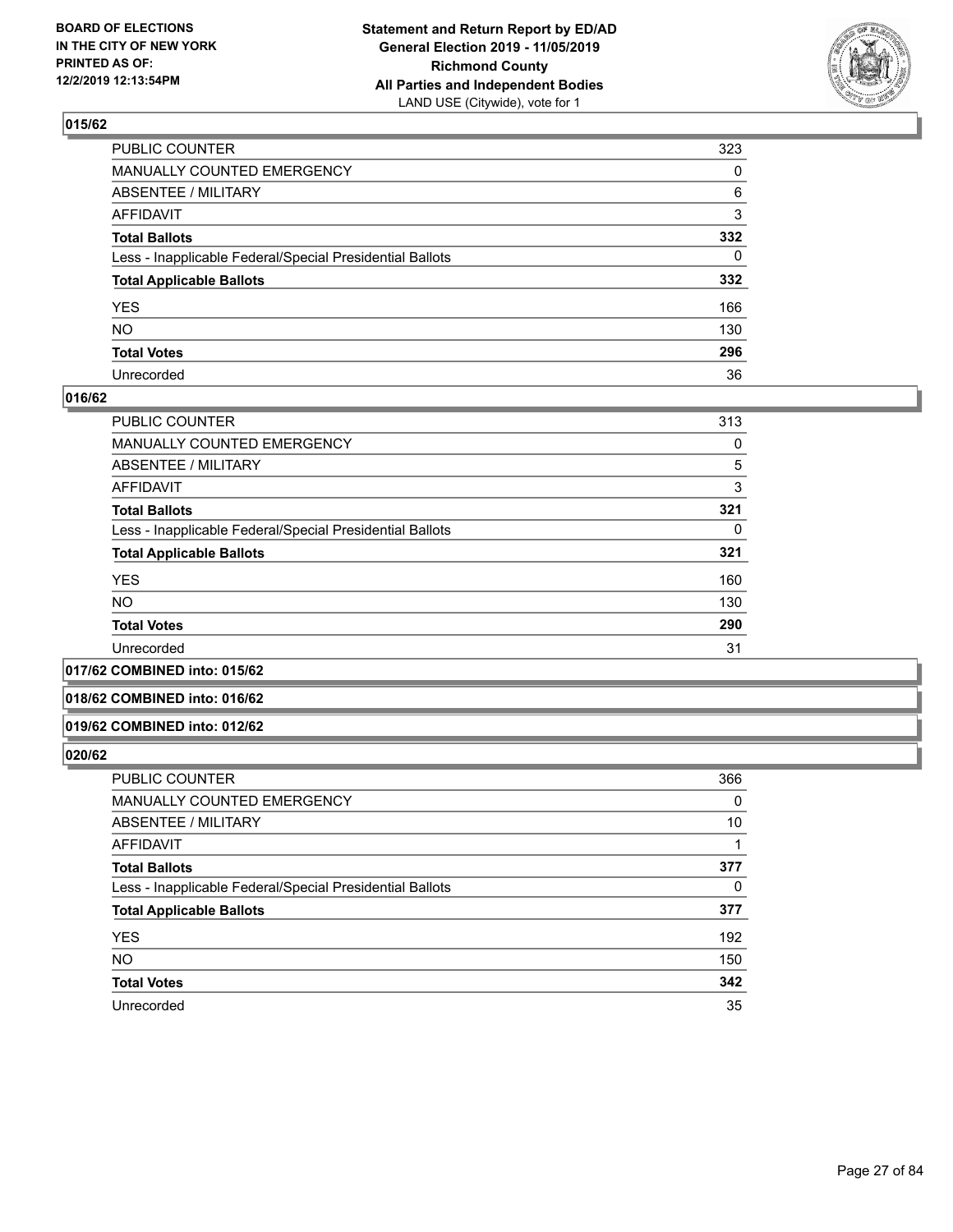**BOARD OF ELECTIONS IN THE CITY OF NEW YORK PRINTED AS OF: 12/2/2019 12:13:54PM**

**Statement and Return Report by ED/AD General Election 2019 - 11/05/2019 Richmond County All Parties and Independent Bodies**
LAND USE (Citywide), vote for 1

## 015/62

| | |
|---|---|
| PUBLIC COUNTER | 323 |
| MANUALLY COUNTED EMERGENCY | 0 |
| ABSENTEE / MILITARY | 6 |
| AFFIDAVIT | 3 |
| **Total Ballots** | **332** |
| Less - Inapplicable Federal/Special Presidential Ballots | 0 |
| **Total Applicable Ballots** | **332** |
| YES | 166 |
| NO | 130 |
| **Total Votes** | **296** |
| Unrecorded | 36 |

## 016/62

| | |
|---|---|
| PUBLIC COUNTER | 313 |
| MANUALLY COUNTED EMERGENCY | 0 |
| ABSENTEE / MILITARY | 5 |
| AFFIDAVIT | 3 |
| **Total Ballots** | **321** |
| Less - Inapplicable Federal/Special Presidential Ballots | 0 |
| **Total Applicable Ballots** | **321** |
| YES | 160 |
| NO | 130 |
| **Total Votes** | **290** |
| Unrecorded | 31 |

## 017/62 COMBINED into: 015/62

## 018/62 COMBINED into: 016/62

## 019/62 COMBINED into: 012/62

## 020/62

| | |
|---|---|
| PUBLIC COUNTER | 366 |
| MANUALLY COUNTED EMERGENCY | 0 |
| ABSENTEE / MILITARY | 10 |
| AFFIDAVIT | 1 |
| **Total Ballots** | **377** |
| Less - Inapplicable Federal/Special Presidential Ballots | 0 |
| **Total Applicable Ballots** | **377** |
| YES | 192 |
| NO | 150 |
| **Total Votes** | **342** |
| Unrecorded | 35 |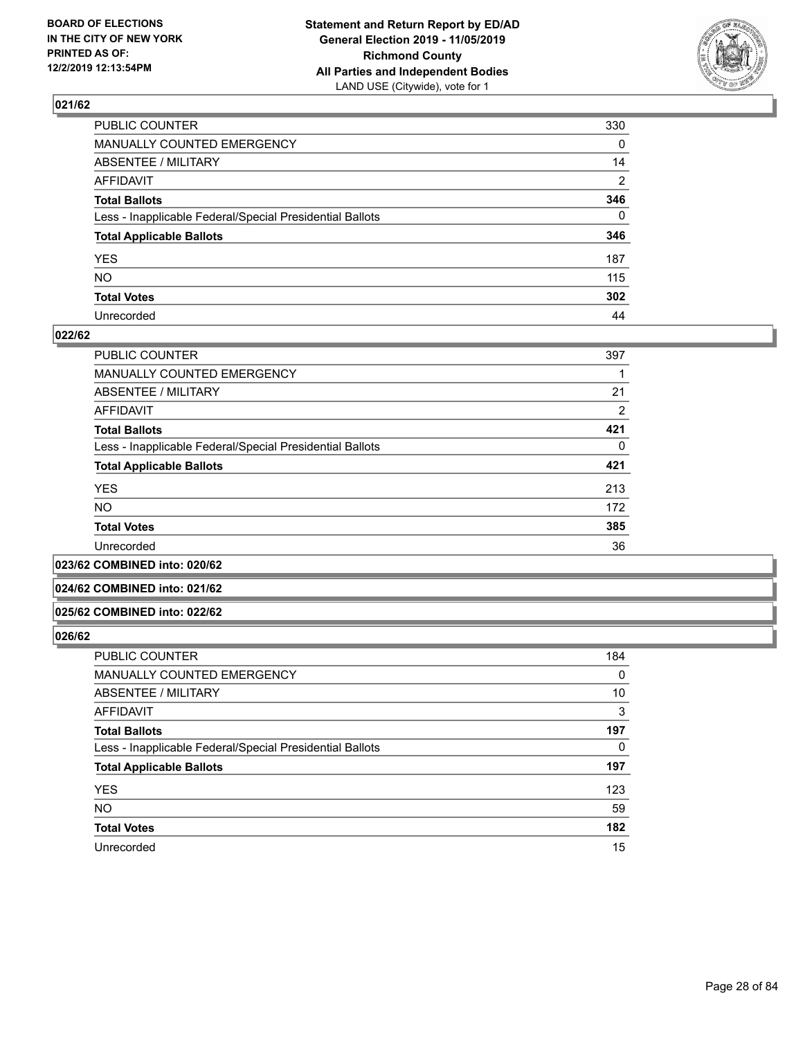## 021/62

| | |
|---|---|
| PUBLIC COUNTER | 330 |
| MANUALLY COUNTED EMERGENCY | 0 |
| ABSENTEE / MILITARY | 14 |
| AFFIDAVIT | 2 |
| **Total Ballots** | **346** |
| Less - Inapplicable Federal/Special Presidential Ballots | 0 |
| **Total Applicable Ballots** | **346** |
| YES | 187 |
| NO | 115 |
| **Total Votes** | **302** |
| Unrecorded | 44 |

## 022/62

| | |
|---|---|
| PUBLIC COUNTER | 397 |
| MANUALLY COUNTED EMERGENCY | 1 |
| ABSENTEE / MILITARY | 21 |
| AFFIDAVIT | 2 |
| **Total Ballots** | **421** |
| Less - Inapplicable Federal/Special Presidential Ballots | 0 |
| **Total Applicable Ballots** | **421** |
| YES | 213 |
| NO | 172 |
| **Total Votes** | **385** |
| Unrecorded | 36 |

## 023/62 COMBINED into: 020/62

## 024/62 COMBINED into: 021/62

## 025/62 COMBINED into: 022/62

## 026/62

| | |
|---|---|
| PUBLIC COUNTER | 184 |
| MANUALLY COUNTED EMERGENCY | 0 |
| ABSENTEE / MILITARY | 10 |
| AFFIDAVIT | 3 |
| **Total Ballots** | **197** |
| Less - Inapplicable Federal/Special Presidential Ballots | 0 |
| **Total Applicable Ballots** | **197** |
| YES | 123 |
| NO | 59 |
| **Total Votes** | **182** |
| Unrecorded | 15 |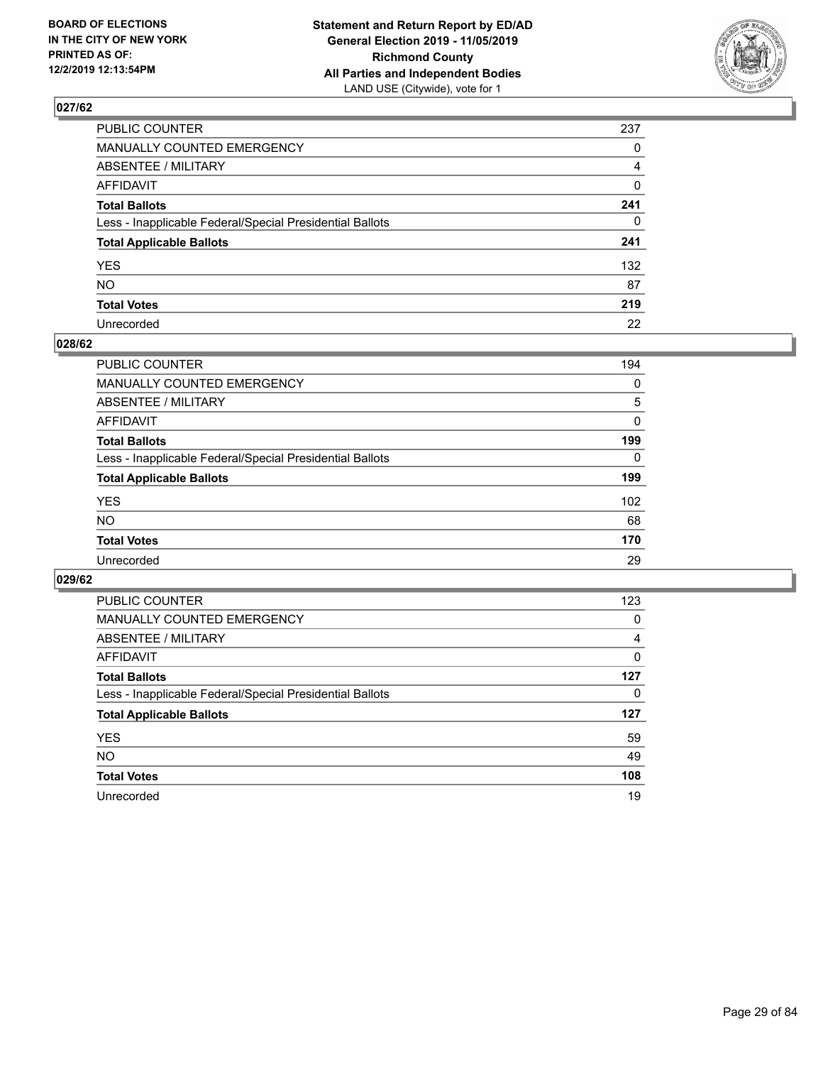BOARD OF ELECTIONS
IN THE CITY OF NEW YORK
PRINTED AS OF:
12/2/2019 12:13:54PM

**Statement and Return Report by ED/AD**
**General Election 2019 - 11/05/2019**
**Richmond County**
**All Parties and Independent Bodies**
LAND USE (Citywide), vote for 1

## 027/62

| | |
|---|---|
| PUBLIC COUNTER | 237 |
| MANUALLY COUNTED EMERGENCY | 0 |
| ABSENTEE / MILITARY | 4 |
| AFFIDAVIT | 0 |
| **Total Ballots** | **241** |
| Less - Inapplicable Federal/Special Presidential Ballots | 0 |
| **Total Applicable Ballots** | **241** |
| YES | 132 |
| NO | 87 |
| **Total Votes** | **219** |
| Unrecorded | 22 |

## 028/62

| | |
|---|---|
| PUBLIC COUNTER | 194 |
| MANUALLY COUNTED EMERGENCY | 0 |
| ABSENTEE / MILITARY | 5 |
| AFFIDAVIT | 0 |
| **Total Ballots** | **199** |
| Less - Inapplicable Federal/Special Presidential Ballots | 0 |
| **Total Applicable Ballots** | **199** |
| YES | 102 |
| NO | 68 |
| **Total Votes** | **170** |
| Unrecorded | 29 |

## 029/62

| | |
|---|---|
| PUBLIC COUNTER | 123 |
| MANUALLY COUNTED EMERGENCY | 0 |
| ABSENTEE / MILITARY | 4 |
| AFFIDAVIT | 0 |
| **Total Ballots** | **127** |
| Less - Inapplicable Federal/Special Presidential Ballots | 0 |
| **Total Applicable Ballots** | **127** |
| YES | 59 |
| NO | 49 |
| **Total Votes** | **108** |
| Unrecorded | 19 |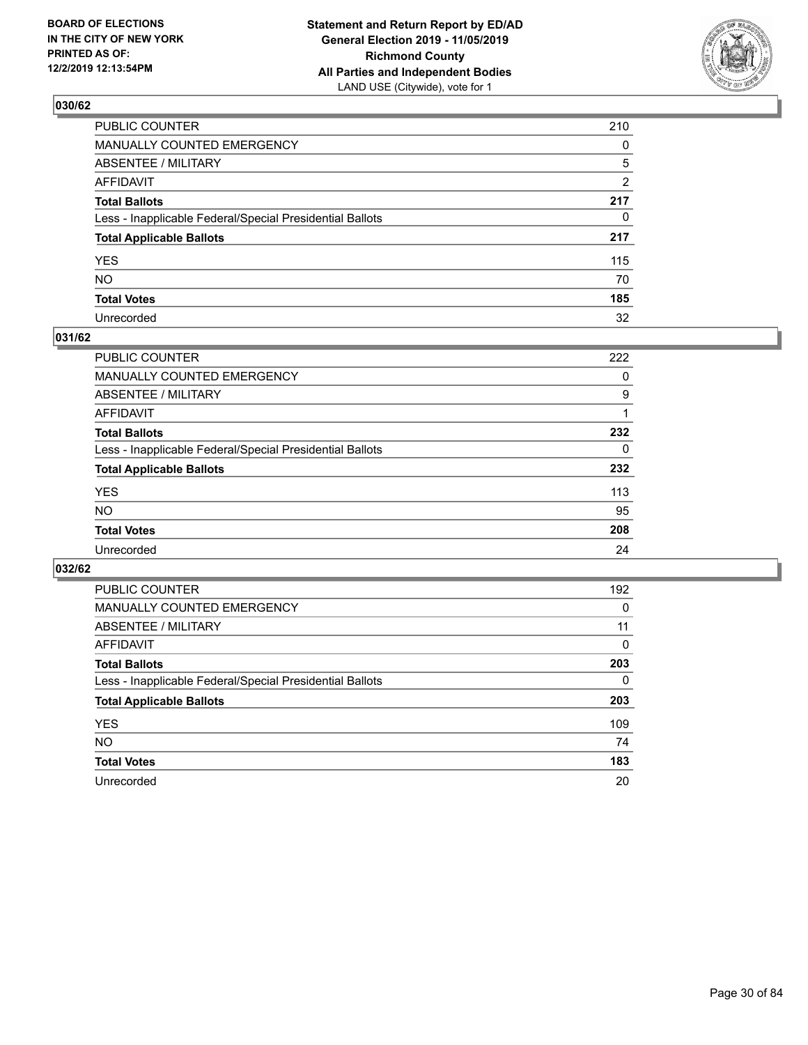**BOARD OF ELECTIONS IN THE CITY OF NEW YORK PRINTED AS OF: 12/2/2019 12:13:54PM**

**Statement and Return Report by ED/AD General Election 2019 - 11/05/2019 Richmond County All Parties and Independent Bodies**
LAND USE (Citywide), vote for 1

## 030/62

| | |
|---|---|
| PUBLIC COUNTER | 210 |
| MANUALLY COUNTED EMERGENCY | 0 |
| ABSENTEE / MILITARY | 5 |
| AFFIDAVIT | 2 |
| **Total Ballots** | **217** |
| Less - Inapplicable Federal/Special Presidential Ballots | 0 |
| **Total Applicable Ballots** | **217** |
| YES | 115 |
| NO | 70 |
| **Total Votes** | **185** |
| Unrecorded | 32 |

## 031/62

| | |
|---|---|
| PUBLIC COUNTER | 222 |
| MANUALLY COUNTED EMERGENCY | 0 |
| ABSENTEE / MILITARY | 9 |
| AFFIDAVIT | 1 |
| **Total Ballots** | **232** |
| Less - Inapplicable Federal/Special Presidential Ballots | 0 |
| **Total Applicable Ballots** | **232** |
| YES | 113 |
| NO | 95 |
| **Total Votes** | **208** |
| Unrecorded | 24 |

## 032/62

| | |
|---|---|
| PUBLIC COUNTER | 192 |
| MANUALLY COUNTED EMERGENCY | 0 |
| ABSENTEE / MILITARY | 11 |
| AFFIDAVIT | 0 |
| **Total Ballots** | **203** |
| Less - Inapplicable Federal/Special Presidential Ballots | 0 |
| **Total Applicable Ballots** | **203** |
| YES | 109 |
| NO | 74 |
| **Total Votes** | **183** |
| Unrecorded | 20 |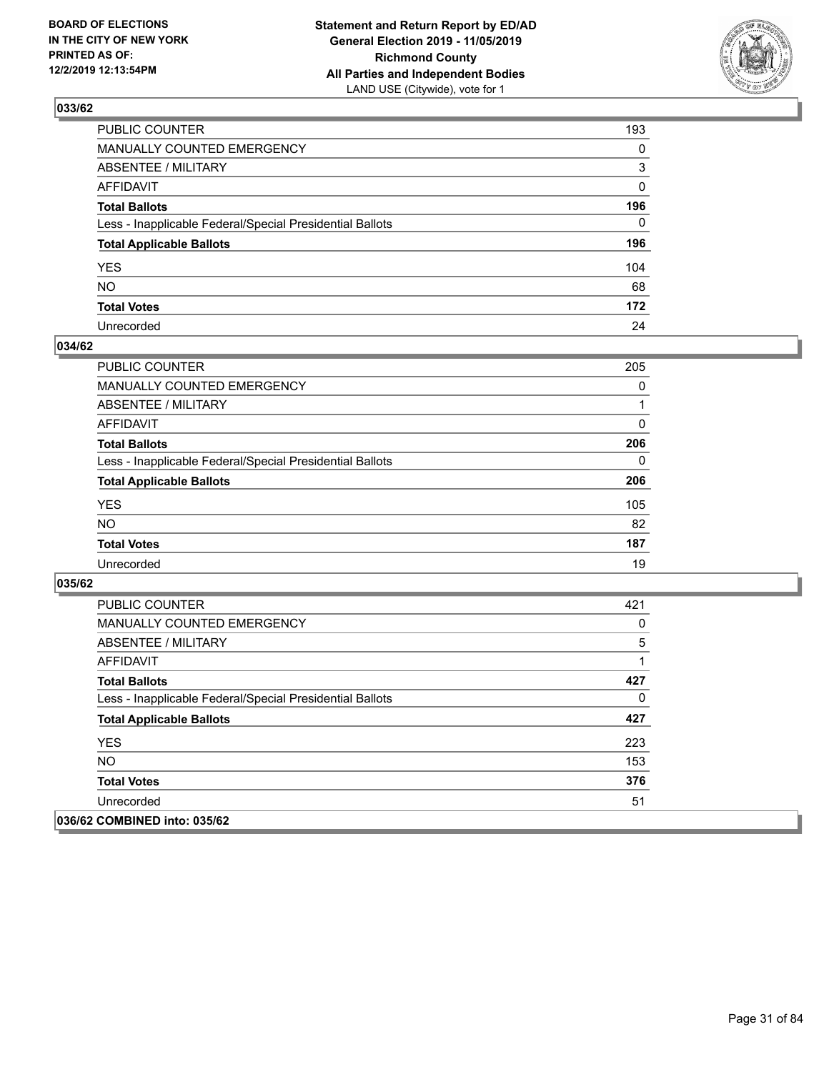**BOARD OF ELECTIONS IN THE CITY OF NEW YORK PRINTED AS OF: 12/2/2019 12:13:54PM**

**Statement and Return Report by ED/AD General Election 2019 - 11/05/2019 Richmond County All Parties and Independent Bodies**
LAND USE (Citywide), vote for 1

## 033/62

| | |
|---|---|
| PUBLIC COUNTER | 193 |
| MANUALLY COUNTED EMERGENCY | 0 |
| ABSENTEE / MILITARY | 3 |
| AFFIDAVIT | 0 |
| **Total Ballots** | **196** |
| Less - Inapplicable Federal/Special Presidential Ballots | 0 |
| **Total Applicable Ballots** | **196** |
| YES | 104 |
| NO | 68 |
| **Total Votes** | **172** |
| Unrecorded | 24 |

## 034/62

| | |
|---|---|
| PUBLIC COUNTER | 205 |
| MANUALLY COUNTED EMERGENCY | 0 |
| ABSENTEE / MILITARY | 1 |
| AFFIDAVIT | 0 |
| **Total Ballots** | **206** |
| Less - Inapplicable Federal/Special Presidential Ballots | 0 |
| **Total Applicable Ballots** | **206** |
| YES | 105 |
| NO | 82 |
| **Total Votes** | **187** |
| Unrecorded | 19 |

## 035/62

| | |
|---|---|
| PUBLIC COUNTER | 421 |
| MANUALLY COUNTED EMERGENCY | 0 |
| ABSENTEE / MILITARY | 5 |
| AFFIDAVIT | 1 |
| **Total Ballots** | **427** |
| Less - Inapplicable Federal/Special Presidential Ballots | 0 |
| **Total Applicable Ballots** | **427** |
| YES | 223 |
| NO | 153 |
| **Total Votes** | **376** |
| Unrecorded | 51 |

## 036/62 COMBINED into: 035/62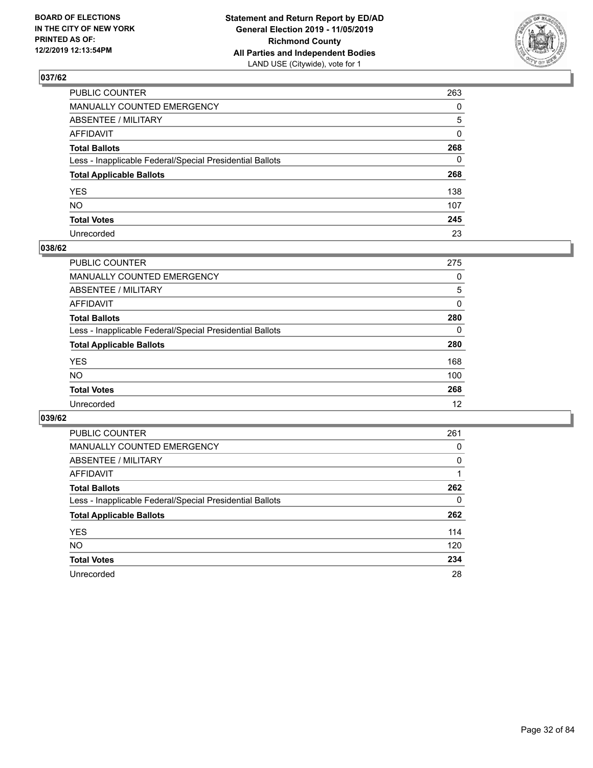BOARD OF ELECTIONS
IN THE CITY OF NEW YORK
PRINTED AS OF:
12/2/2019 12:13:54PM

**Statement and Return Report by ED/AD**
**General Election 2019 - 11/05/2019**
**Richmond County**
**All Parties and Independent Bodies**
LAND USE (Citywide), vote for 1

## 037/62

| | |
|---|---|
| PUBLIC COUNTER | 263 |
| MANUALLY COUNTED EMERGENCY | 0 |
| ABSENTEE / MILITARY | 5 |
| AFFIDAVIT | 0 |
| **Total Ballots** | **268** |
| Less - Inapplicable Federal/Special Presidential Ballots | 0 |
| **Total Applicable Ballots** | **268** |
| YES | 138 |
| NO | 107 |
| **Total Votes** | **245** |
| Unrecorded | 23 |

## 038/62

| | |
|---|---|
| PUBLIC COUNTER | 275 |
| MANUALLY COUNTED EMERGENCY | 0 |
| ABSENTEE / MILITARY | 5 |
| AFFIDAVIT | 0 |
| **Total Ballots** | **280** |
| Less - Inapplicable Federal/Special Presidential Ballots | 0 |
| **Total Applicable Ballots** | **280** |
| YES | 168 |
| NO | 100 |
| **Total Votes** | **268** |
| Unrecorded | 12 |

## 039/62

| | |
|---|---|
| PUBLIC COUNTER | 261 |
| MANUALLY COUNTED EMERGENCY | 0 |
| ABSENTEE / MILITARY | 0 |
| AFFIDAVIT | 1 |
| **Total Ballots** | **262** |
| Less - Inapplicable Federal/Special Presidential Ballots | 0 |
| **Total Applicable Ballots** | **262** |
| YES | 114 |
| NO | 120 |
| **Total Votes** | **234** |
| Unrecorded | 28 |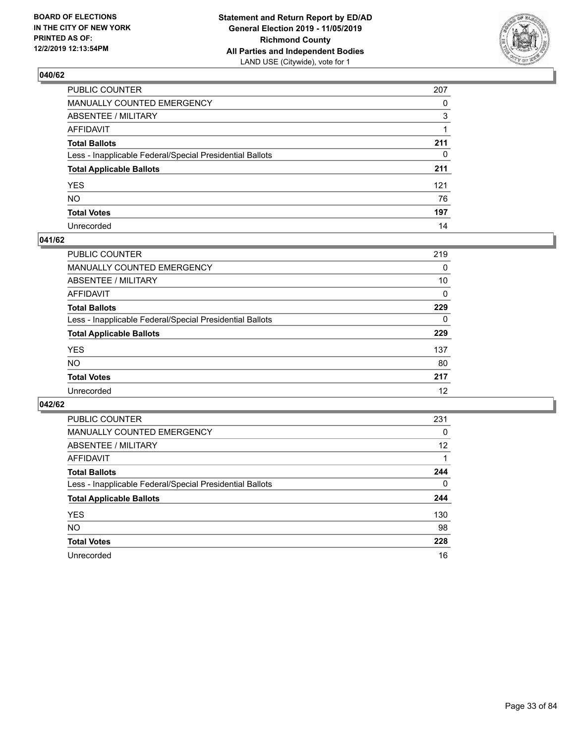**BOARD OF ELECTIONS IN THE CITY OF NEW YORK PRINTED AS OF: 12/2/2019 12:13:54PM**

**Statement and Return Report by ED/AD General Election 2019 - 11/05/2019 Richmond County All Parties and Independent Bodies**
LAND USE (Citywide), vote for 1

## 040/62

| | |
|---|---|
| PUBLIC COUNTER | 207 |
| MANUALLY COUNTED EMERGENCY | 0 |
| ABSENTEE / MILITARY | 3 |
| AFFIDAVIT | 1 |
| **Total Ballots** | **211** |
| Less - Inapplicable Federal/Special Presidential Ballots | 0 |
| **Total Applicable Ballots** | **211** |
| YES | 121 |
| NO | 76 |
| **Total Votes** | **197** |
| Unrecorded | 14 |

## 041/62

| | |
|---|---|
| PUBLIC COUNTER | 219 |
| MANUALLY COUNTED EMERGENCY | 0 |
| ABSENTEE / MILITARY | 10 |
| AFFIDAVIT | 0 |
| **Total Ballots** | **229** |
| Less - Inapplicable Federal/Special Presidential Ballots | 0 |
| **Total Applicable Ballots** | **229** |
| YES | 137 |
| NO | 80 |
| **Total Votes** | **217** |
| Unrecorded | 12 |

## 042/62

| | |
|---|---|
| PUBLIC COUNTER | 231 |
| MANUALLY COUNTED EMERGENCY | 0 |
| ABSENTEE / MILITARY | 12 |
| AFFIDAVIT | 1 |
| **Total Ballots** | **244** |
| Less - Inapplicable Federal/Special Presidential Ballots | 0 |
| **Total Applicable Ballots** | **244** |
| YES | 130 |
| NO | 98 |
| **Total Votes** | **228** |
| Unrecorded | 16 |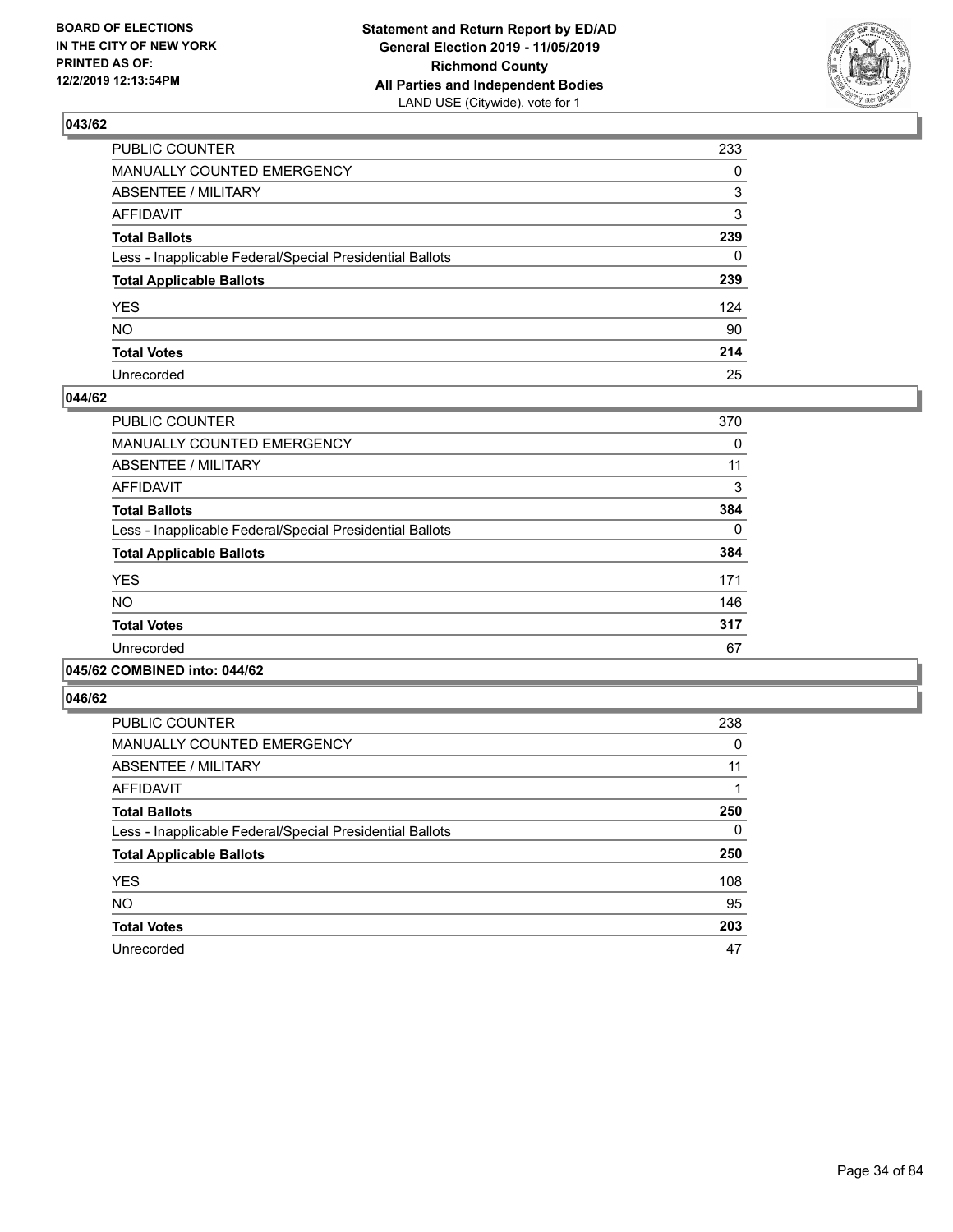### 043/62

| | |
|---|---|
| PUBLIC COUNTER | 233 |
| MANUALLY COUNTED EMERGENCY | 0 |
| ABSENTEE / MILITARY | 3 |
| AFFIDAVIT | 3 |
| **Total Ballots** | **239** |
| Less - Inapplicable Federal/Special Presidential Ballots | 0 |
| **Total Applicable Ballots** | **239** |
| YES | 124 |
| NO | 90 |
| **Total Votes** | **214** |
| Unrecorded | 25 |

### 044/62

| | |
|---|---|
| PUBLIC COUNTER | 370 |
| MANUALLY COUNTED EMERGENCY | 0 |
| ABSENTEE / MILITARY | 11 |
| AFFIDAVIT | 3 |
| **Total Ballots** | **384** |
| Less - Inapplicable Federal/Special Presidential Ballots | 0 |
| **Total Applicable Ballots** | **384** |
| YES | 171 |
| NO | 146 |
| **Total Votes** | **317** |
| Unrecorded | 67 |

### 045/62 COMBINED into: 044/62

### 046/62

| | |
|---|---|
| PUBLIC COUNTER | 238 |
| MANUALLY COUNTED EMERGENCY | 0 |
| ABSENTEE / MILITARY | 11 |
| AFFIDAVIT | 1 |
| **Total Ballots** | **250** |
| Less - Inapplicable Federal/Special Presidential Ballots | 0 |
| **Total Applicable Ballots** | **250** |
| YES | 108 |
| NO | 95 |
| **Total Votes** | **203** |
| Unrecorded | 47 |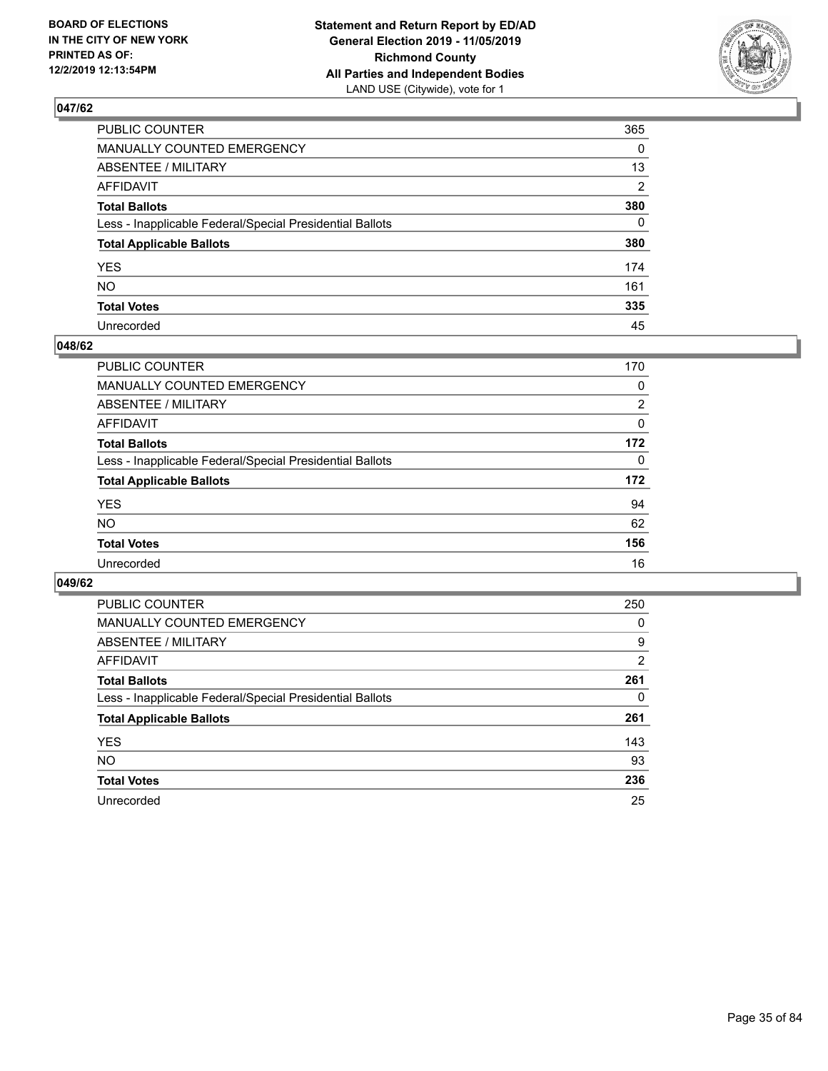**BOARD OF ELECTIONS IN THE CITY OF NEW YORK PRINTED AS OF: 12/2/2019 12:13:54PM**

**Statement and Return Report by ED/AD General Election 2019 - 11/05/2019 Richmond County All Parties and Independent Bodies**
LAND USE (Citywide), vote for 1

## 047/62

| | |
|---|---|
| PUBLIC COUNTER | 365 |
| MANUALLY COUNTED EMERGENCY | 0 |
| ABSENTEE / MILITARY | 13 |
| AFFIDAVIT | 2 |
| **Total Ballots** | **380** |
| Less - Inapplicable Federal/Special Presidential Ballots | 0 |
| **Total Applicable Ballots** | **380** |
| YES | 174 |
| NO | 161 |
| **Total Votes** | **335** |
| Unrecorded | 45 |

## 048/62

| | |
|---|---|
| PUBLIC COUNTER | 170 |
| MANUALLY COUNTED EMERGENCY | 0 |
| ABSENTEE / MILITARY | 2 |
| AFFIDAVIT | 0 |
| **Total Ballots** | **172** |
| Less - Inapplicable Federal/Special Presidential Ballots | 0 |
| **Total Applicable Ballots** | **172** |
| YES | 94 |
| NO | 62 |
| **Total Votes** | **156** |
| Unrecorded | 16 |

## 049/62

| | |
|---|---|
| PUBLIC COUNTER | 250 |
| MANUALLY COUNTED EMERGENCY | 0 |
| ABSENTEE / MILITARY | 9 |
| AFFIDAVIT | 2 |
| **Total Ballots** | **261** |
| Less - Inapplicable Federal/Special Presidential Ballots | 0 |
| **Total Applicable Ballots** | **261** |
| YES | 143 |
| NO | 93 |
| **Total Votes** | **236** |
| Unrecorded | 25 |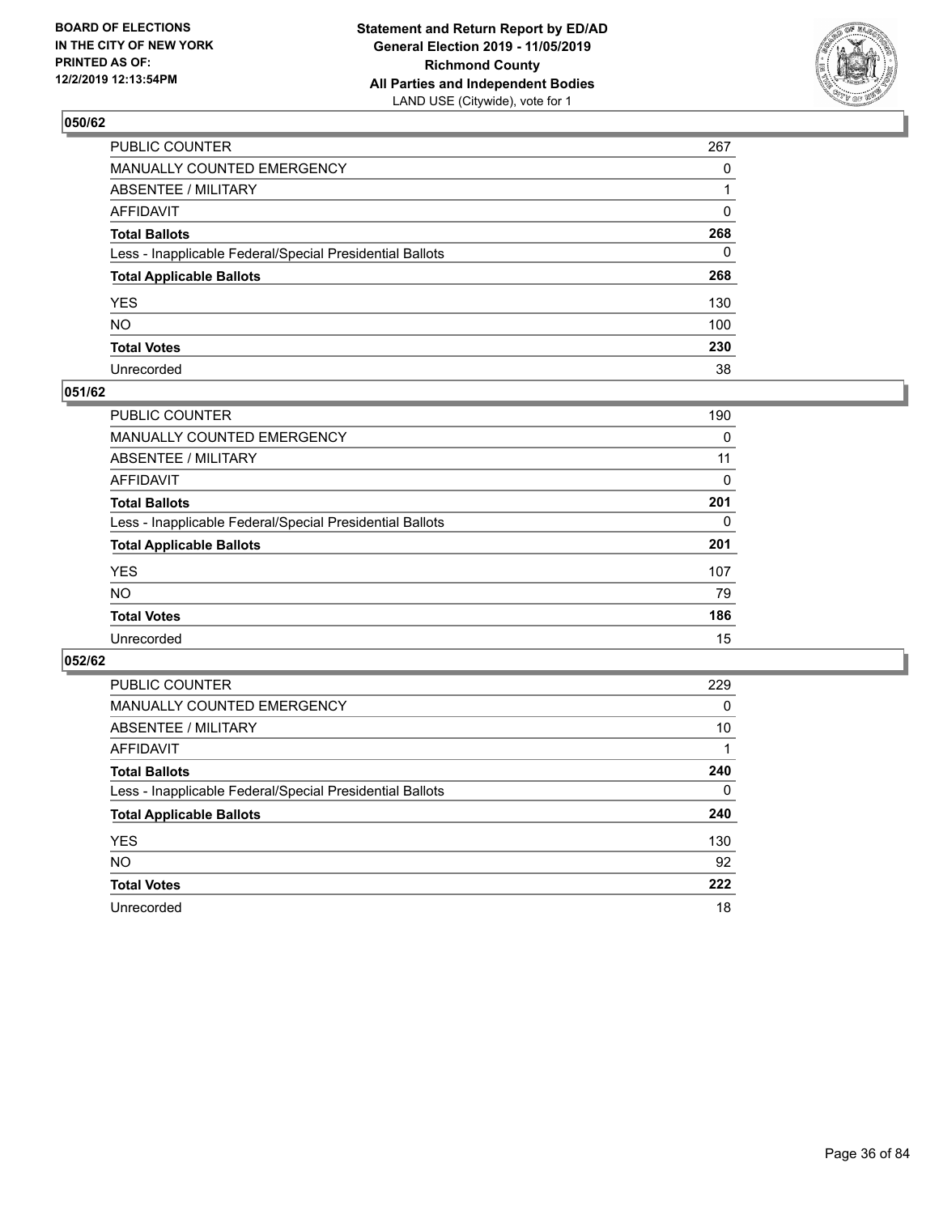BOARD OF ELECTIONS
IN THE CITY OF NEW YORK
PRINTED AS OF:
12/2/2019 12:13:54PM

**Statement and Return Report by ED/AD**
**General Election 2019 - 11/05/2019**
**Richmond County**
**All Parties and Independent Bodies**
LAND USE (Citywide), vote for 1

## 050/62

| | |
|---|---|
| PUBLIC COUNTER | 267 |
| MANUALLY COUNTED EMERGENCY | 0 |
| ABSENTEE / MILITARY | 1 |
| AFFIDAVIT | 0 |
| **Total Ballots** | **268** |
| Less - Inapplicable Federal/Special Presidential Ballots | 0 |
| **Total Applicable Ballots** | **268** |
| YES | 130 |
| NO | 100 |
| **Total Votes** | **230** |
| Unrecorded | 38 |

## 051/62

| | |
|---|---|
| PUBLIC COUNTER | 190 |
| MANUALLY COUNTED EMERGENCY | 0 |
| ABSENTEE / MILITARY | 11 |
| AFFIDAVIT | 0 |
| **Total Ballots** | **201** |
| Less - Inapplicable Federal/Special Presidential Ballots | 0 |
| **Total Applicable Ballots** | **201** |
| YES | 107 |
| NO | 79 |
| **Total Votes** | **186** |
| Unrecorded | 15 |

## 052/62

| | |
|---|---|
| PUBLIC COUNTER | 229 |
| MANUALLY COUNTED EMERGENCY | 0 |
| ABSENTEE / MILITARY | 10 |
| AFFIDAVIT | 1 |
| **Total Ballots** | **240** |
| Less - Inapplicable Federal/Special Presidential Ballots | 0 |
| **Total Applicable Ballots** | **240** |
| YES | 130 |
| NO | 92 |
| **Total Votes** | **222** |
| Unrecorded | 18 |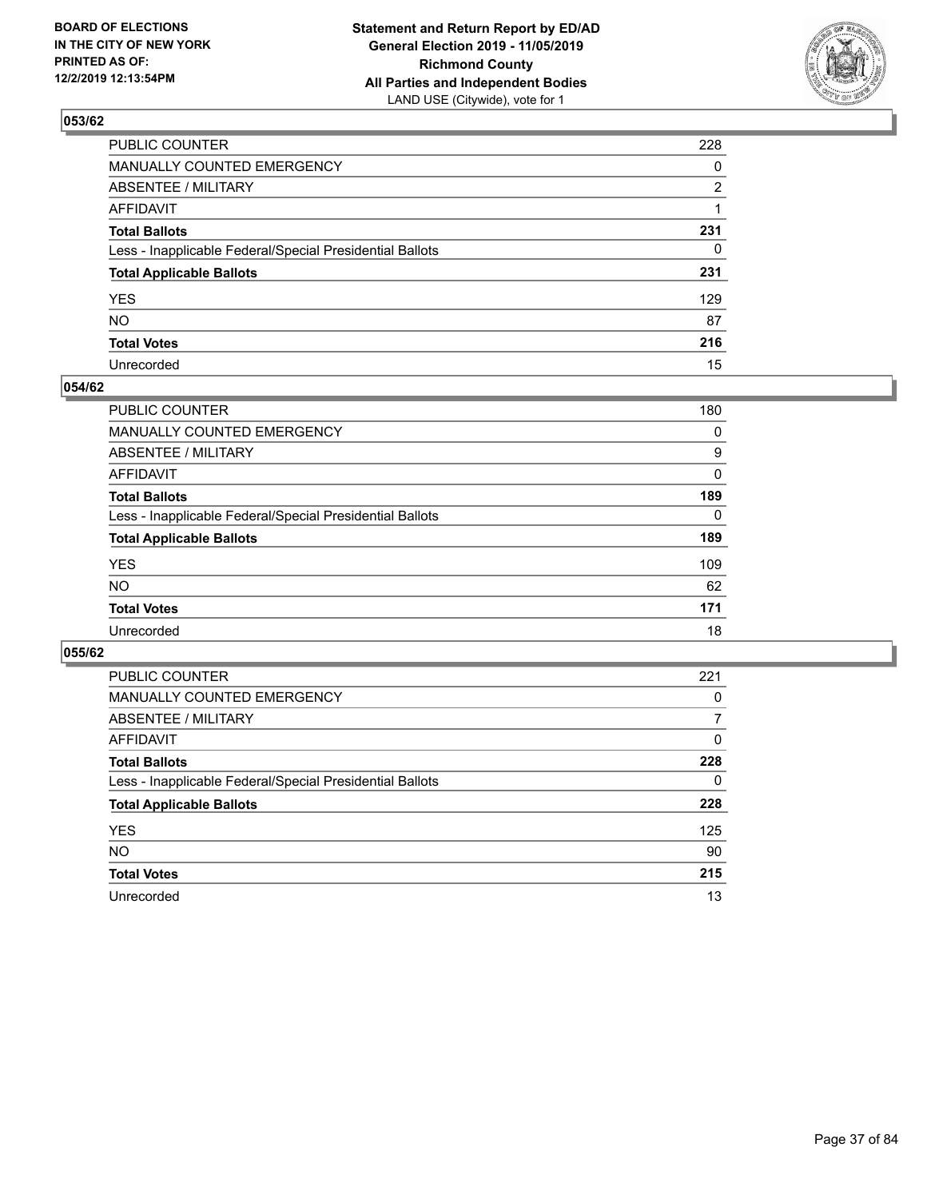**BOARD OF ELECTIONS IN THE CITY OF NEW YORK PRINTED AS OF: 12/2/2019 12:13:54PM**

**Statement and Return Report by ED/AD General Election 2019 - 11/05/2019 Richmond County All Parties and Independent Bodies**
LAND USE (Citywide), vote for 1

## 053/62

| | |
|---|---|
| PUBLIC COUNTER | 228 |
| MANUALLY COUNTED EMERGENCY | 0 |
| ABSENTEE / MILITARY | 2 |
| AFFIDAVIT | 1 |
| **Total Ballots** | **231** |
| Less - Inapplicable Federal/Special Presidential Ballots | 0 |
| **Total Applicable Ballots** | **231** |
| YES | 129 |
| NO | 87 |
| **Total Votes** | **216** |
| Unrecorded | 15 |

## 054/62

| | |
|---|---|
| PUBLIC COUNTER | 180 |
| MANUALLY COUNTED EMERGENCY | 0 |
| ABSENTEE / MILITARY | 9 |
| AFFIDAVIT | 0 |
| **Total Ballots** | **189** |
| Less - Inapplicable Federal/Special Presidential Ballots | 0 |
| **Total Applicable Ballots** | **189** |
| YES | 109 |
| NO | 62 |
| **Total Votes** | **171** |
| Unrecorded | 18 |

## 055/62

| | |
|---|---|
| PUBLIC COUNTER | 221 |
| MANUALLY COUNTED EMERGENCY | 0 |
| ABSENTEE / MILITARY | 7 |
| AFFIDAVIT | 0 |
| **Total Ballots** | **228** |
| Less - Inapplicable Federal/Special Presidential Ballots | 0 |
| **Total Applicable Ballots** | **228** |
| YES | 125 |
| NO | 90 |
| **Total Votes** | **215** |
| Unrecorded | 13 |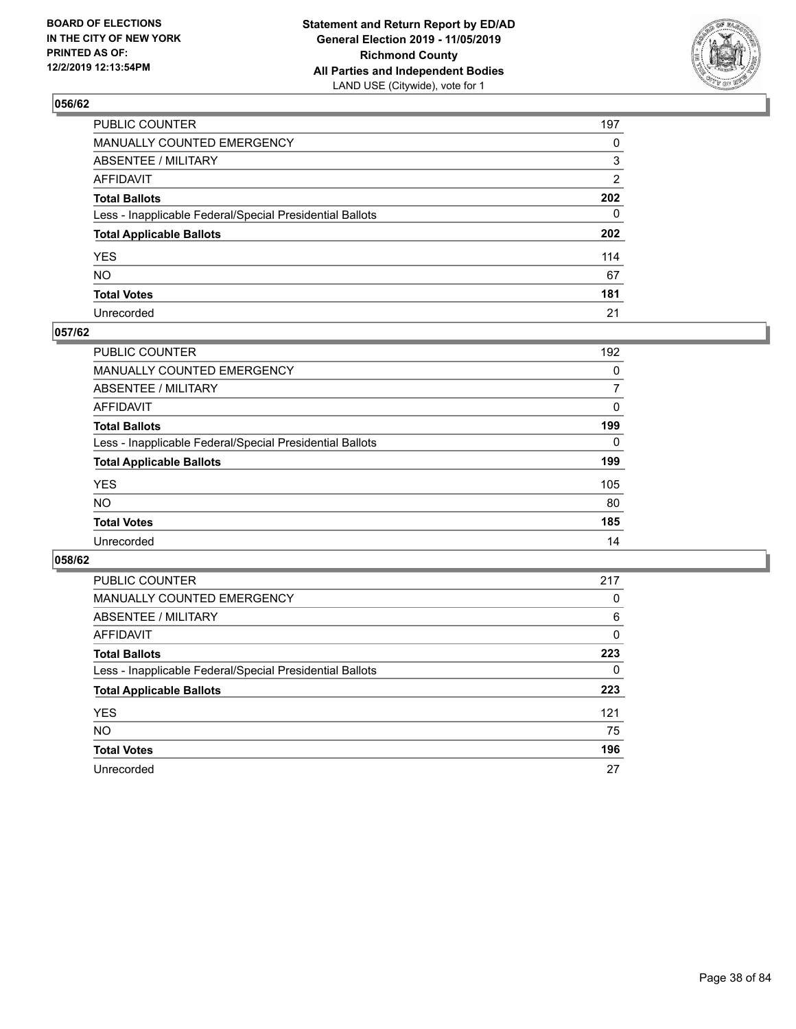BOARD OF ELECTIONS
IN THE CITY OF NEW YORK
PRINTED AS OF:
12/2/2019 12:13:54PM

**Statement and Return Report by ED/AD**
**General Election 2019 - 11/05/2019**
**Richmond County**
**All Parties and Independent Bodies**
LAND USE (Citywide), vote for 1

### 056/62

| | |
|---|---|
| PUBLIC COUNTER | 197 |
| MANUALLY COUNTED EMERGENCY | 0 |
| ABSENTEE / MILITARY | 3 |
| AFFIDAVIT | 2 |
| **Total Ballots** | **202** |
| Less - Inapplicable Federal/Special Presidential Ballots | 0 |
| **Total Applicable Ballots** | **202** |
| YES | 114 |
| NO | 67 |
| **Total Votes** | **181** |
| Unrecorded | 21 |

### 057/62

| | |
|---|---|
| PUBLIC COUNTER | 192 |
| MANUALLY COUNTED EMERGENCY | 0 |
| ABSENTEE / MILITARY | 7 |
| AFFIDAVIT | 0 |
| **Total Ballots** | **199** |
| Less - Inapplicable Federal/Special Presidential Ballots | 0 |
| **Total Applicable Ballots** | **199** |
| YES | 105 |
| NO | 80 |
| **Total Votes** | **185** |
| Unrecorded | 14 |

### 058/62

| | |
|---|---|
| PUBLIC COUNTER | 217 |
| MANUALLY COUNTED EMERGENCY | 0 |
| ABSENTEE / MILITARY | 6 |
| AFFIDAVIT | 0 |
| **Total Ballots** | **223** |
| Less - Inapplicable Federal/Special Presidential Ballots | 0 |
| **Total Applicable Ballots** | **223** |
| YES | 121 |
| NO | 75 |
| **Total Votes** | **196** |
| Unrecorded | 27 |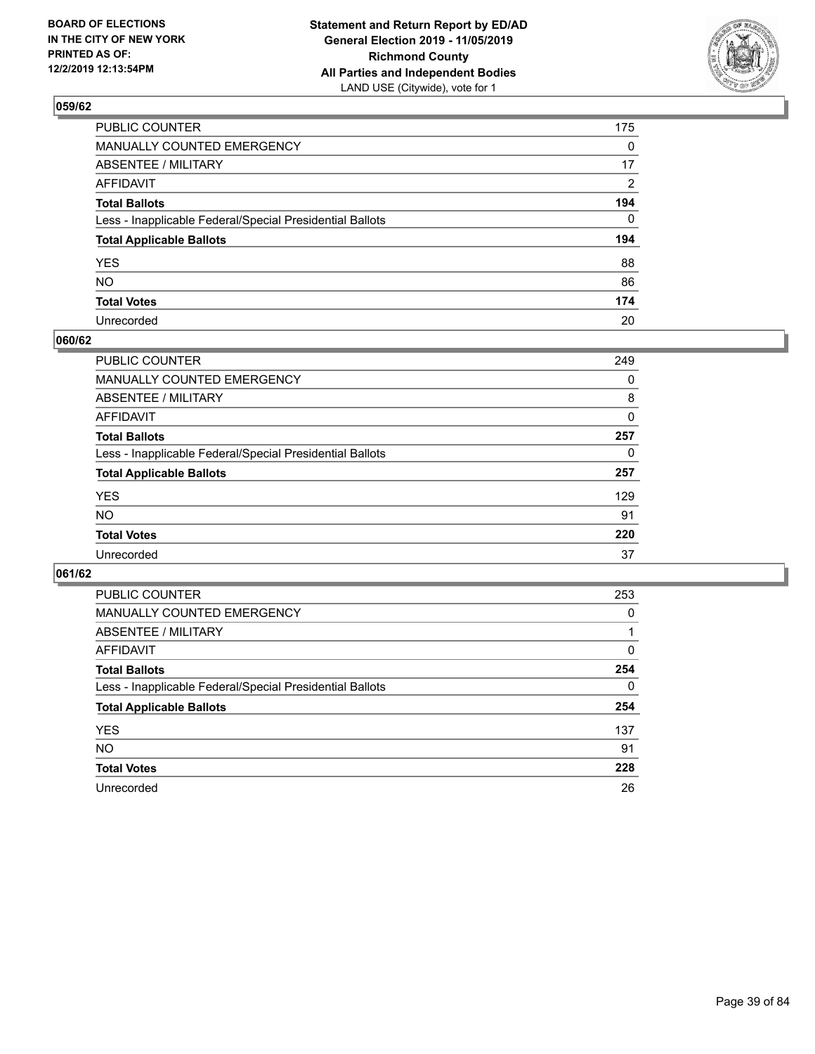BOARD OF ELECTIONS
IN THE CITY OF NEW YORK
PRINTED AS OF:
12/2/2019 12:13:54PM

**Statement and Return Report by ED/AD**
**General Election 2019 - 11/05/2019**
**Richmond County**
**All Parties and Independent Bodies**
LAND USE (Citywide), vote for 1

## 059/62

| | |
|---|---|
| PUBLIC COUNTER | 175 |
| MANUALLY COUNTED EMERGENCY | 0 |
| ABSENTEE / MILITARY | 17 |
| AFFIDAVIT | 2 |
| **Total Ballots** | **194** |
| Less - Inapplicable Federal/Special Presidential Ballots | 0 |
| **Total Applicable Ballots** | **194** |
| YES | 88 |
| NO | 86 |
| **Total Votes** | **174** |
| Unrecorded | 20 |

## 060/62

| | |
|---|---|
| PUBLIC COUNTER | 249 |
| MANUALLY COUNTED EMERGENCY | 0 |
| ABSENTEE / MILITARY | 8 |
| AFFIDAVIT | 0 |
| **Total Ballots** | **257** |
| Less - Inapplicable Federal/Special Presidential Ballots | 0 |
| **Total Applicable Ballots** | **257** |
| YES | 129 |
| NO | 91 |
| **Total Votes** | **220** |
| Unrecorded | 37 |

## 061/62

| | |
|---|---|
| PUBLIC COUNTER | 253 |
| MANUALLY COUNTED EMERGENCY | 0 |
| ABSENTEE / MILITARY | 1 |
| AFFIDAVIT | 0 |
| **Total Ballots** | **254** |
| Less - Inapplicable Federal/Special Presidential Ballots | 0 |
| **Total Applicable Ballots** | **254** |
| YES | 137 |
| NO | 91 |
| **Total Votes** | **228** |
| Unrecorded | 26 |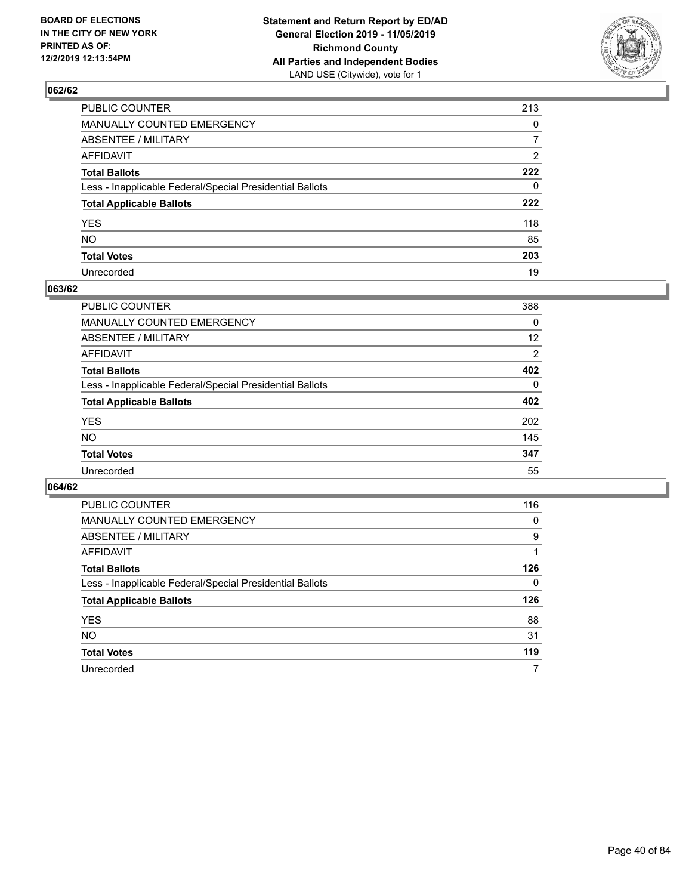**BOARD OF ELECTIONS IN THE CITY OF NEW YORK PRINTED AS OF: 12/2/2019 12:13:54PM**

**Statement and Return Report by ED/AD General Election 2019 - 11/05/2019 Richmond County All Parties and Independent Bodies**
LAND USE (Citywide), vote for 1

## 062/62

| | |
|---|---|
| PUBLIC COUNTER | 213 |
| MANUALLY COUNTED EMERGENCY | 0 |
| ABSENTEE / MILITARY | 7 |
| AFFIDAVIT | 2 |
| **Total Ballots** | **222** |
| Less - Inapplicable Federal/Special Presidential Ballots | 0 |
| **Total Applicable Ballots** | **222** |
| YES | 118 |
| NO | 85 |
| **Total Votes** | **203** |
| Unrecorded | 19 |

## 063/62

| | |
|---|---|
| PUBLIC COUNTER | 388 |
| MANUALLY COUNTED EMERGENCY | 0 |
| ABSENTEE / MILITARY | 12 |
| AFFIDAVIT | 2 |
| **Total Ballots** | **402** |
| Less - Inapplicable Federal/Special Presidential Ballots | 0 |
| **Total Applicable Ballots** | **402** |
| YES | 202 |
| NO | 145 |
| **Total Votes** | **347** |
| Unrecorded | 55 |

## 064/62

| | |
|---|---|
| PUBLIC COUNTER | 116 |
| MANUALLY COUNTED EMERGENCY | 0 |
| ABSENTEE / MILITARY | 9 |
| AFFIDAVIT | 1 |
| **Total Ballots** | **126** |
| Less - Inapplicable Federal/Special Presidential Ballots | 0 |
| **Total Applicable Ballots** | **126** |
| YES | 88 |
| NO | 31 |
| **Total Votes** | **119** |
| Unrecorded | 7 |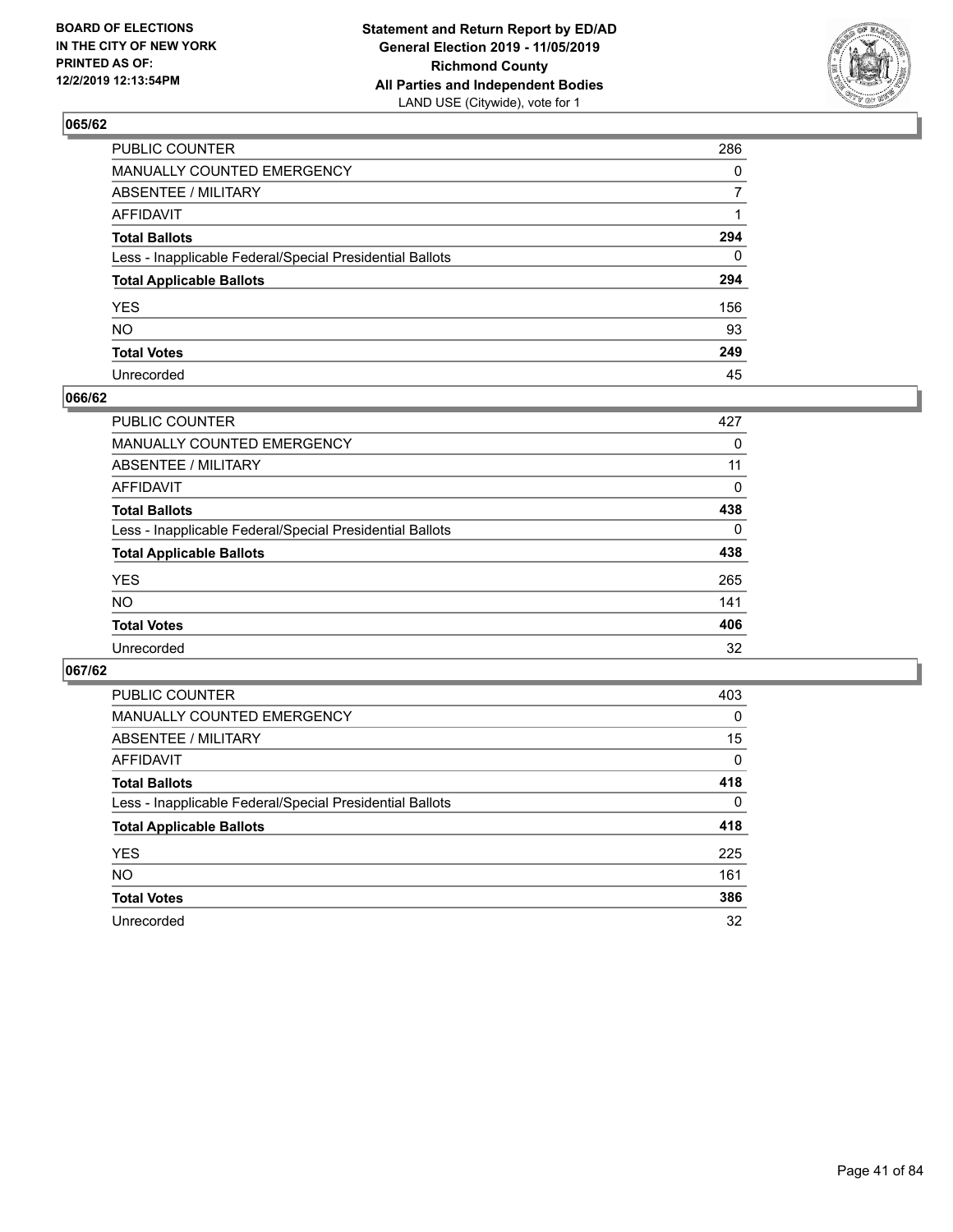## 065/62

| | |
|---|---|
| PUBLIC COUNTER | 286 |
| MANUALLY COUNTED EMERGENCY | 0 |
| ABSENTEE / MILITARY | 7 |
| AFFIDAVIT | 1 |
| **Total Ballots** | **294** |
| Less - Inapplicable Federal/Special Presidential Ballots | 0 |
| **Total Applicable Ballots** | **294** |
| YES | 156 |
| NO | 93 |
| **Total Votes** | **249** |
| Unrecorded | 45 |

## 066/62

| | |
|---|---|
| PUBLIC COUNTER | 427 |
| MANUALLY COUNTED EMERGENCY | 0 |
| ABSENTEE / MILITARY | 11 |
| AFFIDAVIT | 0 |
| **Total Ballots** | **438** |
| Less - Inapplicable Federal/Special Presidential Ballots | 0 |
| **Total Applicable Ballots** | **438** |
| YES | 265 |
| NO | 141 |
| **Total Votes** | **406** |
| Unrecorded | 32 |

## 067/62

| | |
|---|---|
| PUBLIC COUNTER | 403 |
| MANUALLY COUNTED EMERGENCY | 0 |
| ABSENTEE / MILITARY | 15 |
| AFFIDAVIT | 0 |
| **Total Ballots** | **418** |
| Less - Inapplicable Federal/Special Presidential Ballots | 0 |
| **Total Applicable Ballots** | **418** |
| YES | 225 |
| NO | 161 |
| **Total Votes** | **386** |
| Unrecorded | 32 |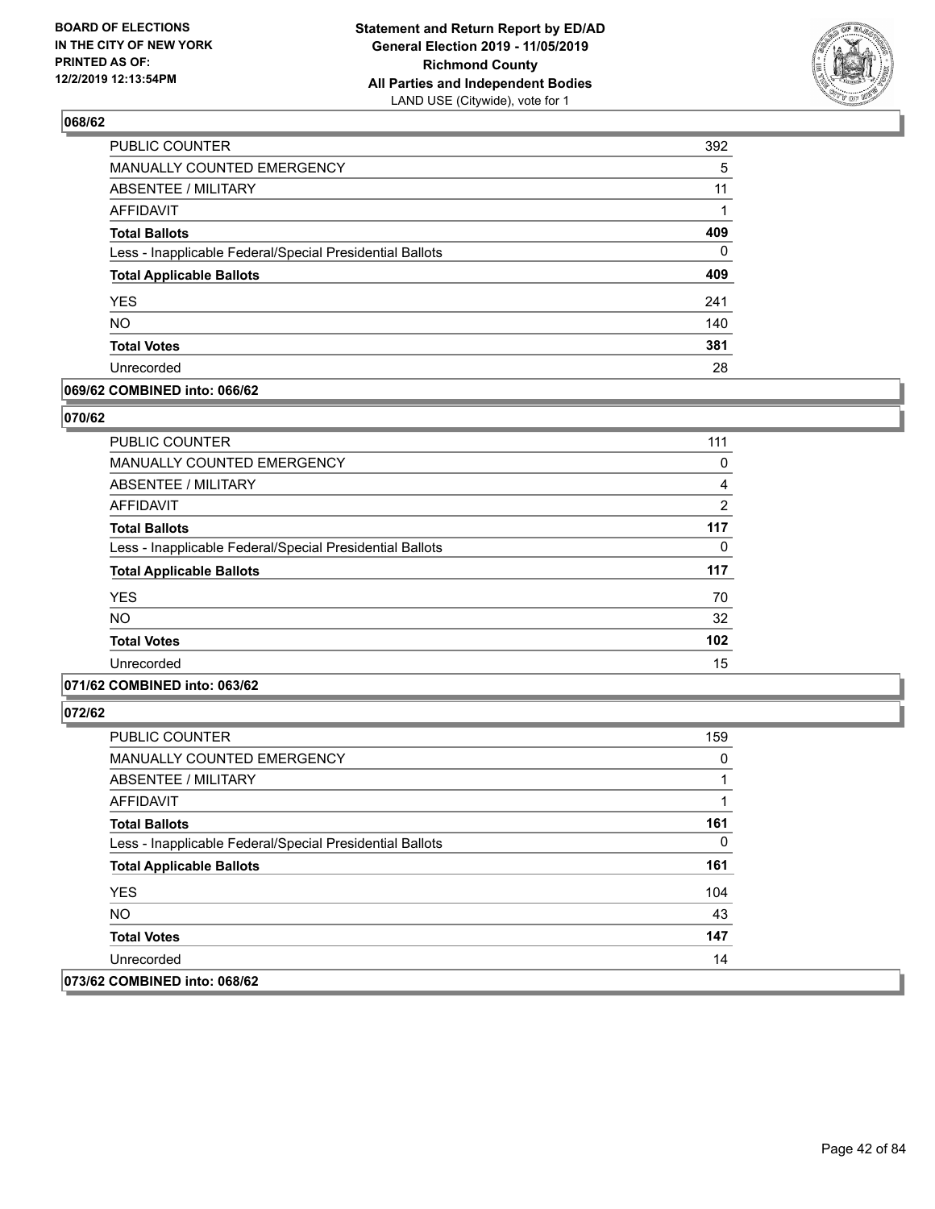## 068/62

| | |
|---|---|
| PUBLIC COUNTER | 392 |
| MANUALLY COUNTED EMERGENCY | 5 |
| ABSENTEE / MILITARY | 11 |
| AFFIDAVIT | 1 |
| **Total Ballots** | **409** |
| Less - Inapplicable Federal/Special Presidential Ballots | 0 |
| **Total Applicable Ballots** | **409** |
| YES | 241 |
| NO | 140 |
| **Total Votes** | **381** |
| Unrecorded | 28 |

## 069/62 COMBINED into: 066/62

## 070/62

| | |
|---|---|
| PUBLIC COUNTER | 111 |
| MANUALLY COUNTED EMERGENCY | 0 |
| ABSENTEE / MILITARY | 4 |
| AFFIDAVIT | 2 |
| **Total Ballots** | **117** |
| Less - Inapplicable Federal/Special Presidential Ballots | 0 |
| **Total Applicable Ballots** | **117** |
| YES | 70 |
| NO | 32 |
| **Total Votes** | **102** |
| Unrecorded | 15 |

## 071/62 COMBINED into: 063/62

## 072/62

| | |
|---|---|
| PUBLIC COUNTER | 159 |
| MANUALLY COUNTED EMERGENCY | 0 |
| ABSENTEE / MILITARY | 1 |
| AFFIDAVIT | 1 |
| **Total Ballots** | **161** |
| Less - Inapplicable Federal/Special Presidential Ballots | 0 |
| **Total Applicable Ballots** | **161** |
| YES | 104 |
| NO | 43 |
| **Total Votes** | **147** |
| Unrecorded | 14 |

## 073/62 COMBINED into: 068/62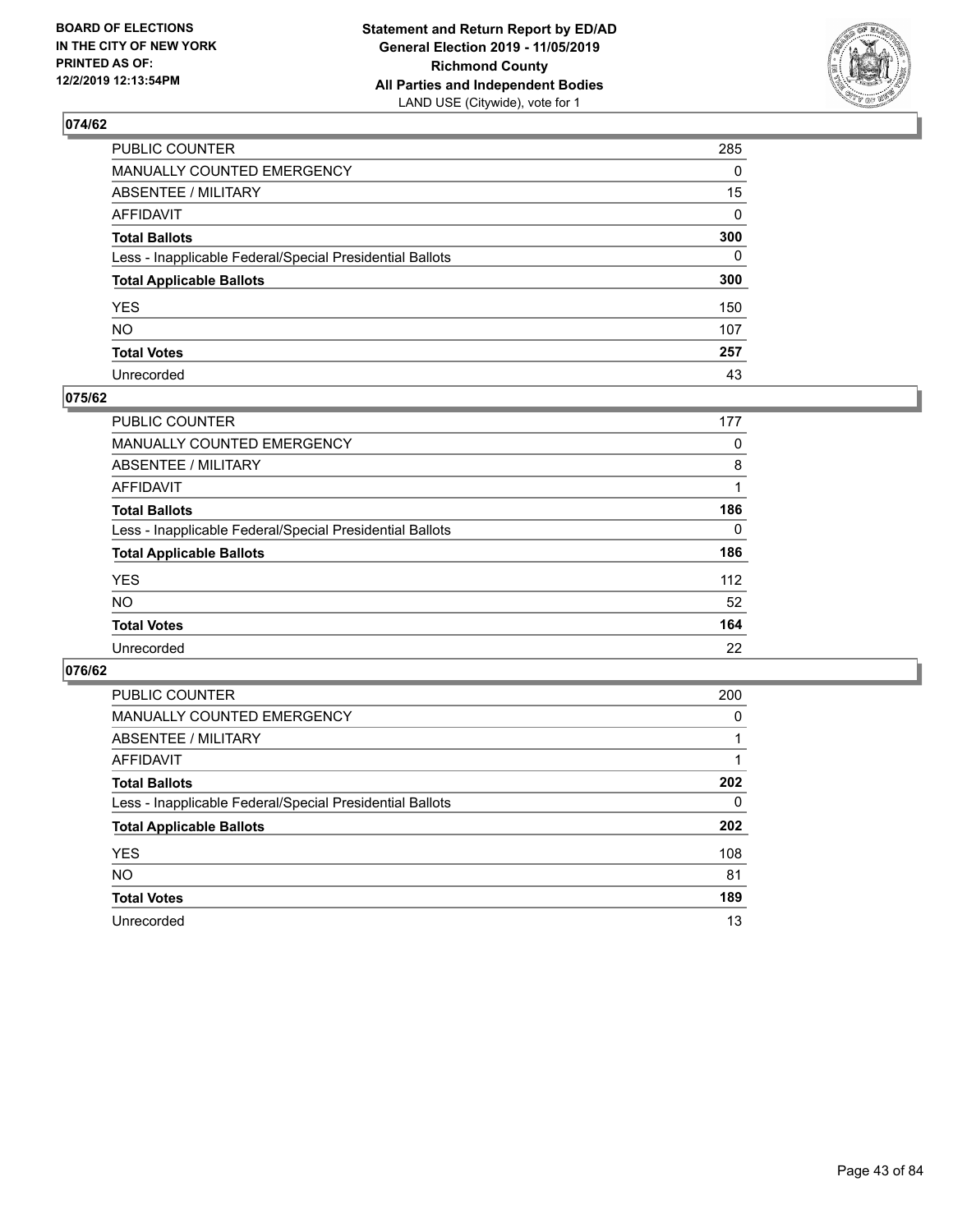**BOARD OF ELECTIONS IN THE CITY OF NEW YORK PRINTED AS OF: 12/2/2019 12:13:54PM**

**Statement and Return Report by ED/AD General Election 2019 - 11/05/2019 Richmond County All Parties and Independent Bodies**
LAND USE (Citywide), vote for 1

## 074/62

| | |
|---|---|
| PUBLIC COUNTER | 285 |
| MANUALLY COUNTED EMERGENCY | 0 |
| ABSENTEE / MILITARY | 15 |
| AFFIDAVIT | 0 |
| **Total Ballots** | **300** |
| Less - Inapplicable Federal/Special Presidential Ballots | 0 |
| **Total Applicable Ballots** | **300** |
| YES | 150 |
| NO | 107 |
| **Total Votes** | **257** |
| Unrecorded | 43 |

## 075/62

| | |
|---|---|
| PUBLIC COUNTER | 177 |
| MANUALLY COUNTED EMERGENCY | 0 |
| ABSENTEE / MILITARY | 8 |
| AFFIDAVIT | 1 |
| **Total Ballots** | **186** |
| Less - Inapplicable Federal/Special Presidential Ballots | 0 |
| **Total Applicable Ballots** | **186** |
| YES | 112 |
| NO | 52 |
| **Total Votes** | **164** |
| Unrecorded | 22 |

## 076/62

| | |
|---|---|
| PUBLIC COUNTER | 200 |
| MANUALLY COUNTED EMERGENCY | 0 |
| ABSENTEE / MILITARY | 1 |
| AFFIDAVIT | 1 |
| **Total Ballots** | **202** |
| Less - Inapplicable Federal/Special Presidential Ballots | 0 |
| **Total Applicable Ballots** | **202** |
| YES | 108 |
| NO | 81 |
| **Total Votes** | **189** |
| Unrecorded | 13 |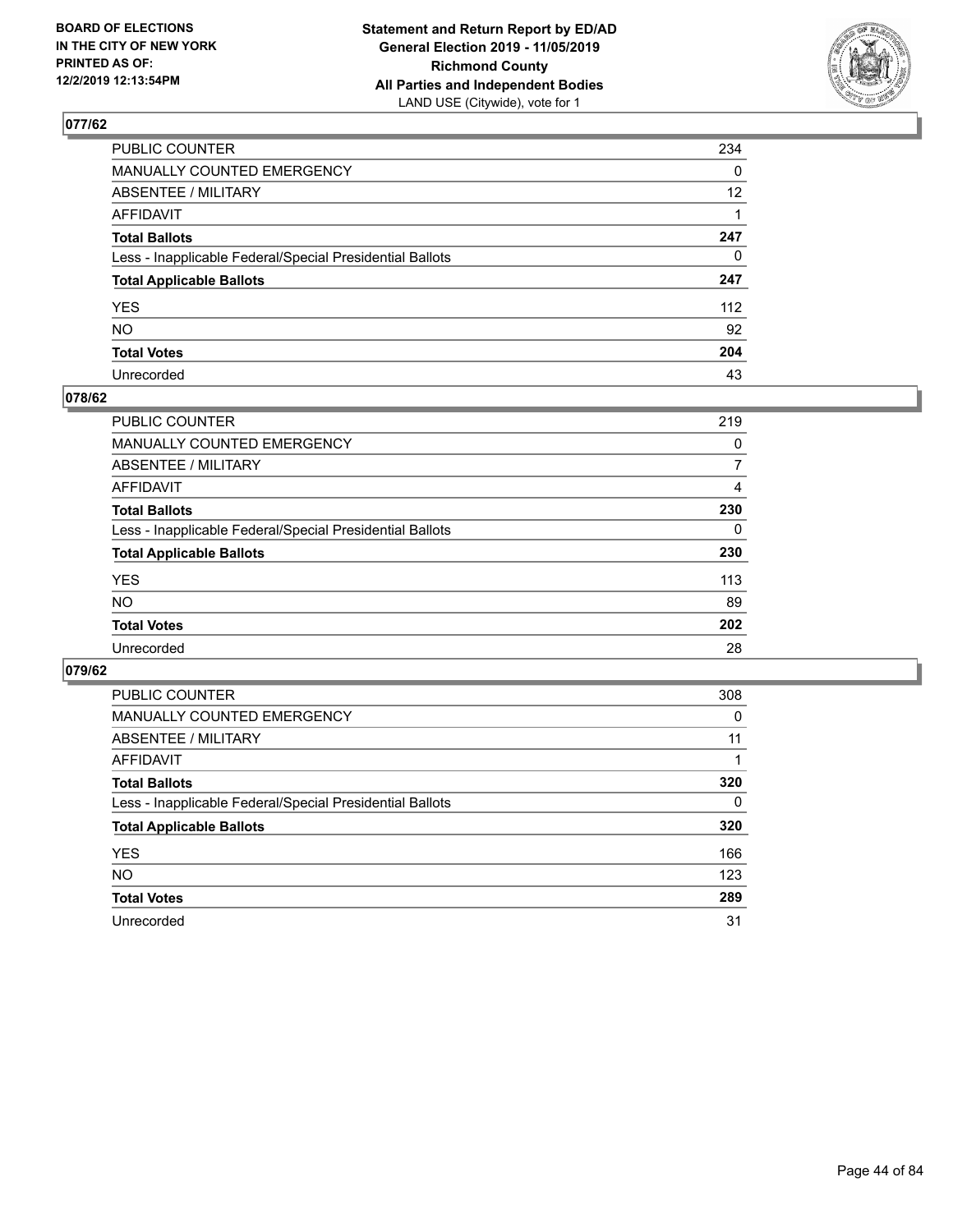BOARD OF ELECTIONS
IN THE CITY OF NEW YORK
PRINTED AS OF:
12/2/2019 12:13:54PM

**Statement and Return Report by ED/AD**
**General Election 2019 - 11/05/2019**
**Richmond County**
**All Parties and Independent Bodies**
LAND USE (Citywide), vote for 1

## 077/62

| | |
|---|---|
| PUBLIC COUNTER | 234 |
| MANUALLY COUNTED EMERGENCY | 0 |
| ABSENTEE / MILITARY | 12 |
| AFFIDAVIT | 1 |
| **Total Ballots** | **247** |
| Less - Inapplicable Federal/Special Presidential Ballots | 0 |
| **Total Applicable Ballots** | **247** |
| YES | 112 |
| NO | 92 |
| **Total Votes** | **204** |
| Unrecorded | 43 |

## 078/62

| | |
|---|---|
| PUBLIC COUNTER | 219 |
| MANUALLY COUNTED EMERGENCY | 0 |
| ABSENTEE / MILITARY | 7 |
| AFFIDAVIT | 4 |
| **Total Ballots** | **230** |
| Less - Inapplicable Federal/Special Presidential Ballots | 0 |
| **Total Applicable Ballots** | **230** |
| YES | 113 |
| NO | 89 |
| **Total Votes** | **202** |
| Unrecorded | 28 |

## 079/62

| | |
|---|---|
| PUBLIC COUNTER | 308 |
| MANUALLY COUNTED EMERGENCY | 0 |
| ABSENTEE / MILITARY | 11 |
| AFFIDAVIT | 1 |
| **Total Ballots** | **320** |
| Less - Inapplicable Federal/Special Presidential Ballots | 0 |
| **Total Applicable Ballots** | **320** |
| YES | 166 |
| NO | 123 |
| **Total Votes** | **289** |
| Unrecorded | 31 |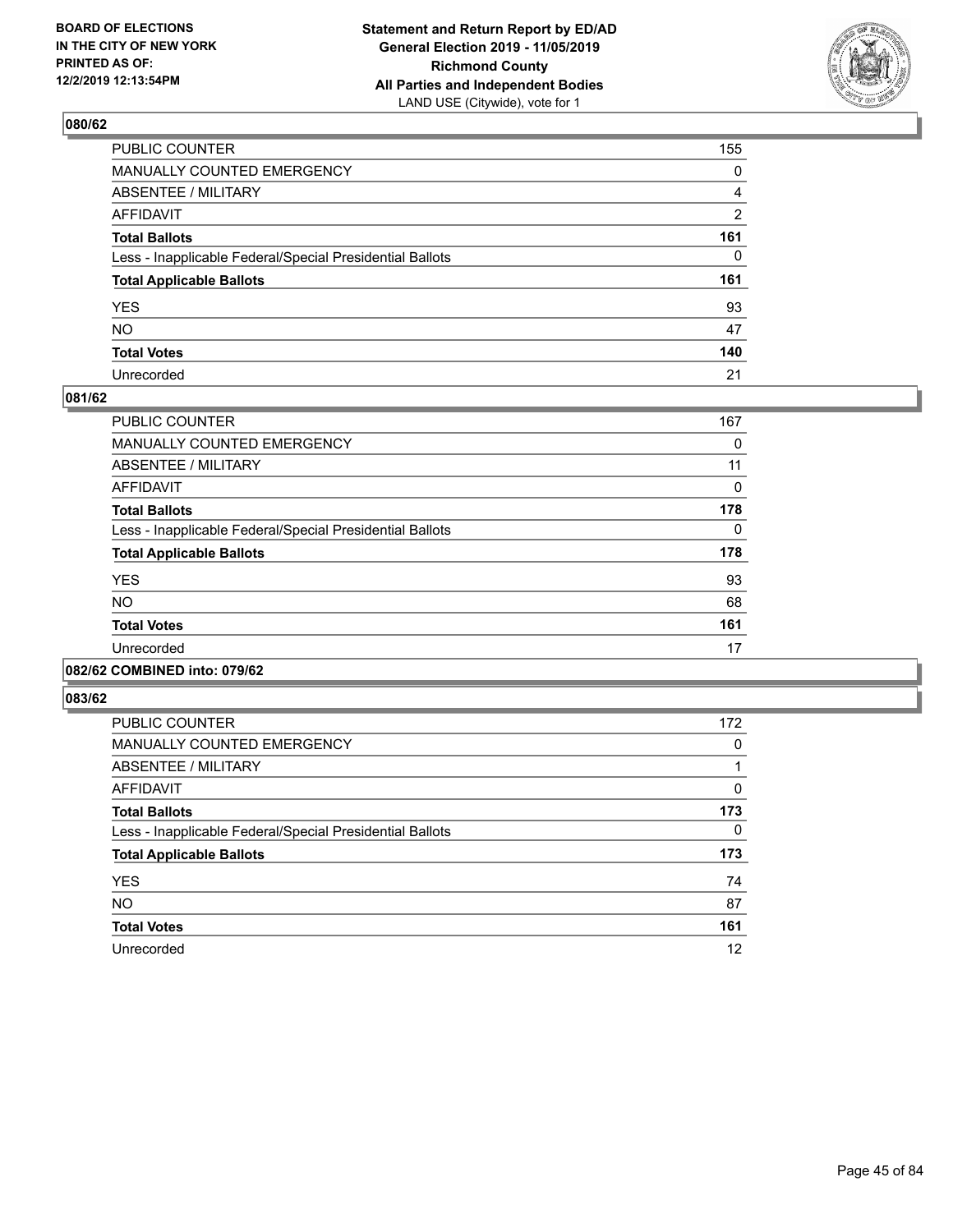### 080/62

| | |
|---|---|
| PUBLIC COUNTER | 155 |
| MANUALLY COUNTED EMERGENCY | 0 |
| ABSENTEE / MILITARY | 4 |
| AFFIDAVIT | 2 |
| **Total Ballots** | **161** |
| Less - Inapplicable Federal/Special Presidential Ballots | 0 |
| **Total Applicable Ballots** | **161** |
| YES | 93 |
| NO | 47 |
| **Total Votes** | **140** |
| Unrecorded | 21 |

### 081/62

| | |
|---|---|
| PUBLIC COUNTER | 167 |
| MANUALLY COUNTED EMERGENCY | 0 |
| ABSENTEE / MILITARY | 11 |
| AFFIDAVIT | 0 |
| **Total Ballots** | **178** |
| Less - Inapplicable Federal/Special Presidential Ballots | 0 |
| **Total Applicable Ballots** | **178** |
| YES | 93 |
| NO | 68 |
| **Total Votes** | **161** |
| Unrecorded | 17 |

### 082/62 COMBINED into: 079/62

### 083/62

| | |
|---|---|
| PUBLIC COUNTER | 172 |
| MANUALLY COUNTED EMERGENCY | 0 |
| ABSENTEE / MILITARY | 1 |
| AFFIDAVIT | 0 |
| **Total Ballots** | **173** |
| Less - Inapplicable Federal/Special Presidential Ballots | 0 |
| **Total Applicable Ballots** | **173** |
| YES | 74 |
| NO | 87 |
| **Total Votes** | **161** |
| Unrecorded | 12 |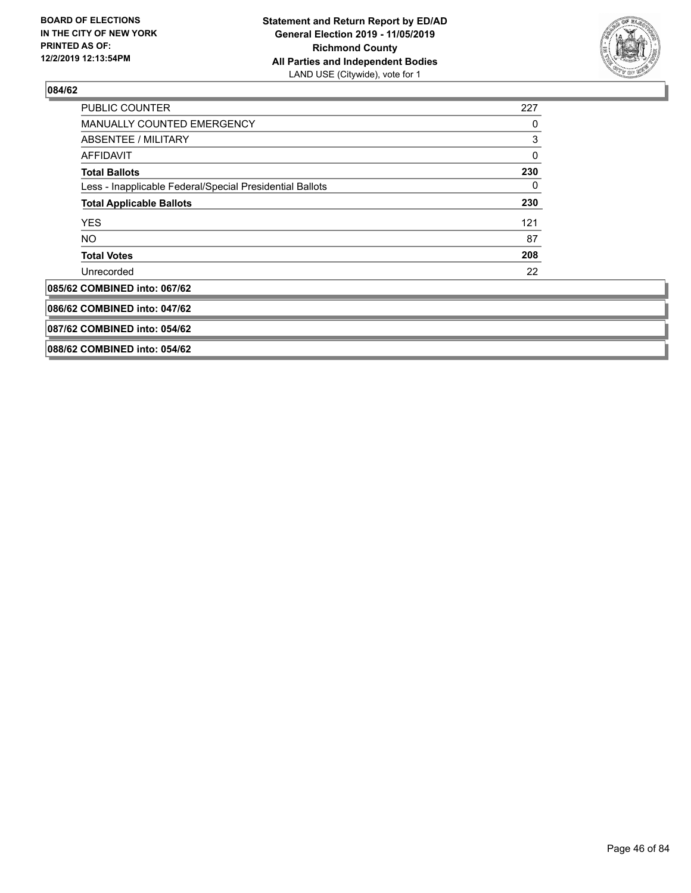## 084/62

| | |
|---|---|
| PUBLIC COUNTER | 227 |
| MANUALLY COUNTED EMERGENCY | 0 |
| ABSENTEE / MILITARY | 3 |
| AFFIDAVIT | 0 |
| **Total Ballots** | **230** |
| Less - Inapplicable Federal/Special Presidential Ballots | 0 |
| **Total Applicable Ballots** | **230** |
| YES | 121 |
| NO | 87 |
| **Total Votes** | **208** |
| Unrecorded | 22 |

**085/62 COMBINED into: 067/62**

**086/62 COMBINED into: 047/62**

**087/62 COMBINED into: 054/62**

**088/62 COMBINED into: 054/62**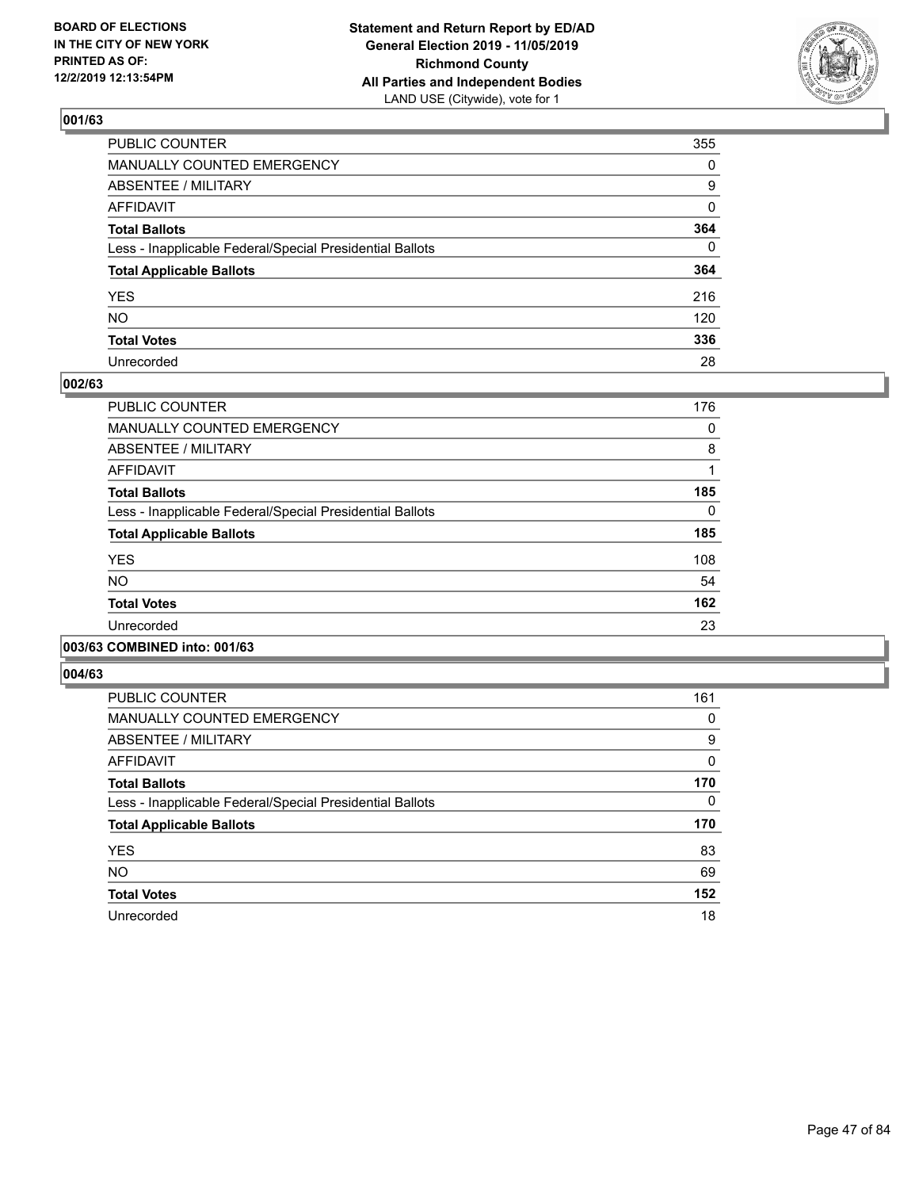**Statement and Return Report by ED/AD**
**General Election 2019 - 11/05/2019**
**Richmond County**
**All Parties and Independent Bodies**
LAND USE (Citywide), vote for 1

BOARD OF ELECTIONS IN THE CITY OF NEW YORK PRINTED AS OF: 12/2/2019 12:13:54PM

### 001/63

| | |
|---|---|
| PUBLIC COUNTER | 355 |
| MANUALLY COUNTED EMERGENCY | 0 |
| ABSENTEE / MILITARY | 9 |
| AFFIDAVIT | 0 |
| **Total Ballots** | **364** |
| Less - Inapplicable Federal/Special Presidential Ballots | 0 |
| **Total Applicable Ballots** | **364** |
| YES | 216 |
| NO | 120 |
| **Total Votes** | **336** |
| Unrecorded | 28 |

### 002/63

| | |
|---|---|
| PUBLIC COUNTER | 176 |
| MANUALLY COUNTED EMERGENCY | 0 |
| ABSENTEE / MILITARY | 8 |
| AFFIDAVIT | 1 |
| **Total Ballots** | **185** |
| Less - Inapplicable Federal/Special Presidential Ballots | 0 |
| **Total Applicable Ballots** | **185** |
| YES | 108 |
| NO | 54 |
| **Total Votes** | **162** |
| Unrecorded | 23 |

### 003/63 COMBINED into: 001/63

### 004/63

| | |
|---|---|
| PUBLIC COUNTER | 161 |
| MANUALLY COUNTED EMERGENCY | 0 |
| ABSENTEE / MILITARY | 9 |
| AFFIDAVIT | 0 |
| **Total Ballots** | **170** |
| Less - Inapplicable Federal/Special Presidential Ballots | 0 |
| **Total Applicable Ballots** | **170** |
| YES | 83 |
| NO | 69 |
| **Total Votes** | **152** |
| Unrecorded | 18 |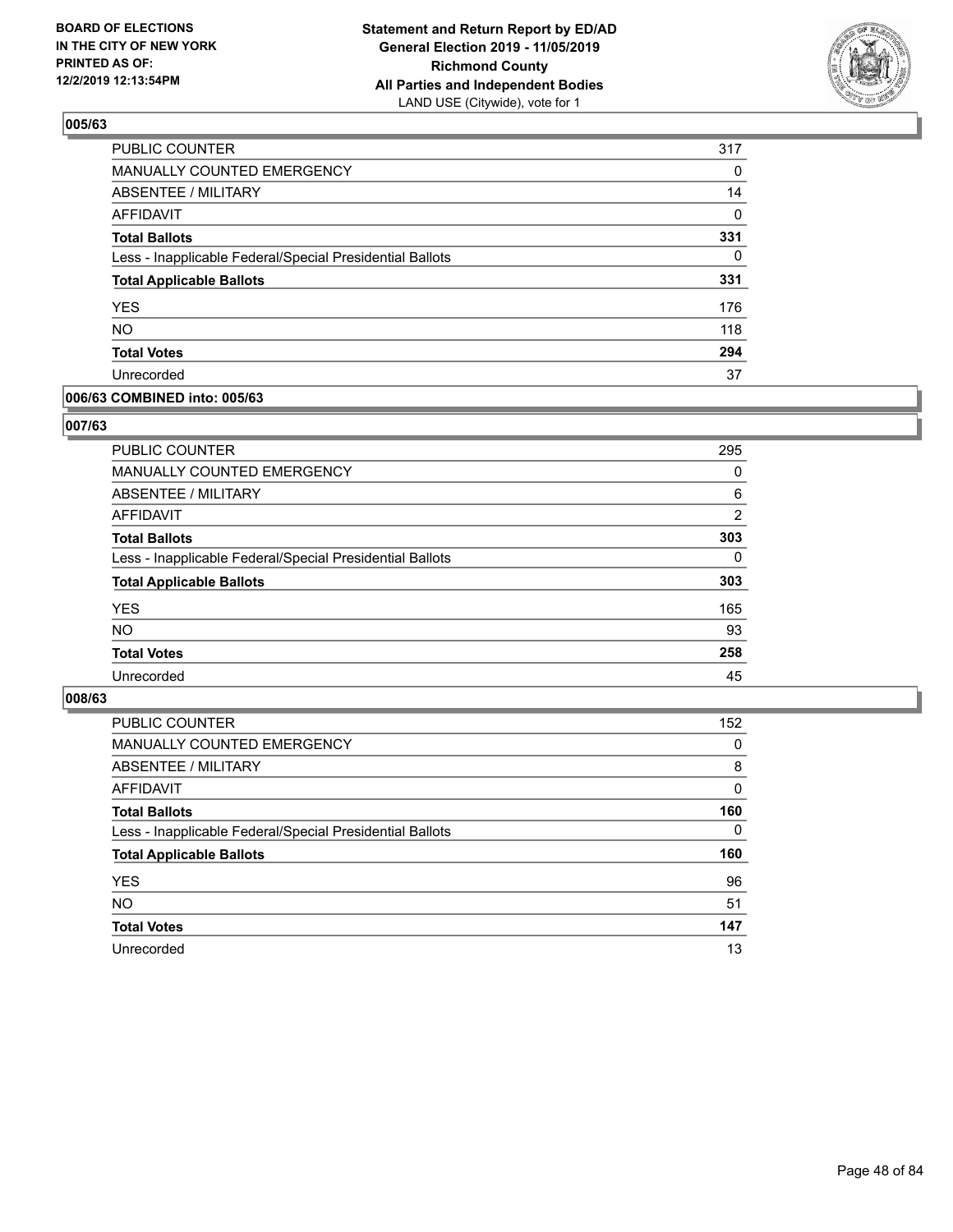**BOARD OF ELECTIONS IN THE CITY OF NEW YORK PRINTED AS OF: 12/2/2019 12:13:54PM**

**Statement and Return Report by ED/AD General Election 2019 - 11/05/2019 Richmond County All Parties and Independent Bodies**
LAND USE (Citywide), vote for 1

### 005/63

| | |
|---|---|
| PUBLIC COUNTER | 317 |
| MANUALLY COUNTED EMERGENCY | 0 |
| ABSENTEE / MILITARY | 14 |
| AFFIDAVIT | 0 |
| **Total Ballots** | **331** |
| Less - Inapplicable Federal/Special Presidential Ballots | 0 |
| **Total Applicable Ballots** | **331** |
| YES | 176 |
| NO | 118 |
| **Total Votes** | **294** |
| Unrecorded | 37 |

### 006/63 COMBINED into: 005/63

### 007/63

| | |
|---|---|
| PUBLIC COUNTER | 295 |
| MANUALLY COUNTED EMERGENCY | 0 |
| ABSENTEE / MILITARY | 6 |
| AFFIDAVIT | 2 |
| **Total Ballots** | **303** |
| Less - Inapplicable Federal/Special Presidential Ballots | 0 |
| **Total Applicable Ballots** | **303** |
| YES | 165 |
| NO | 93 |
| **Total Votes** | **258** |
| Unrecorded | 45 |

### 008/63

| | |
|---|---|
| PUBLIC COUNTER | 152 |
| MANUALLY COUNTED EMERGENCY | 0 |
| ABSENTEE / MILITARY | 8 |
| AFFIDAVIT | 0 |
| **Total Ballots** | **160** |
| Less - Inapplicable Federal/Special Presidential Ballots | 0 |
| **Total Applicable Ballots** | **160** |
| YES | 96 |
| NO | 51 |
| **Total Votes** | **147** |
| Unrecorded | 13 |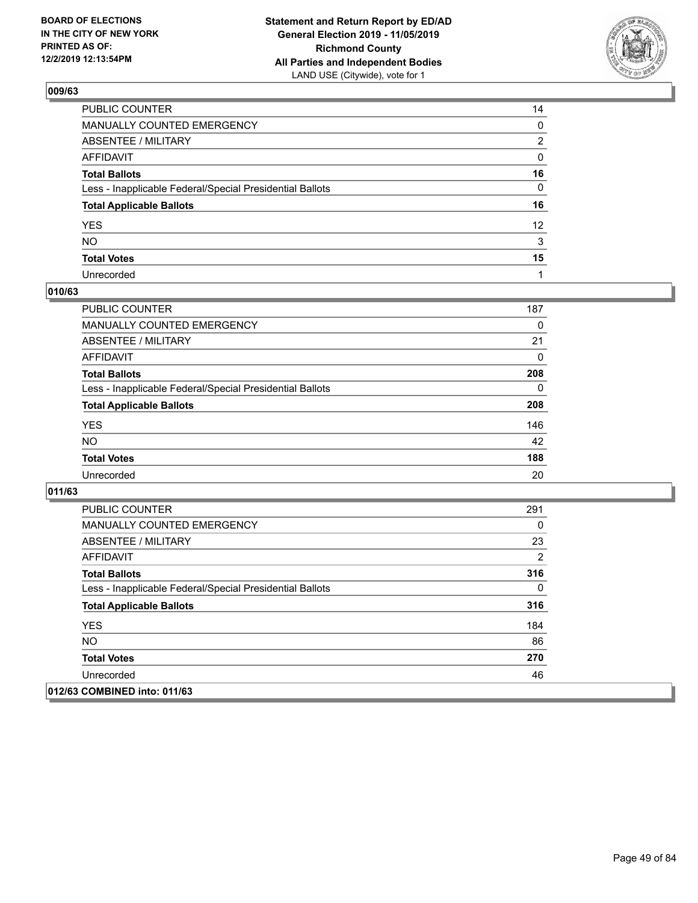BOARD OF ELECTIONS
IN THE CITY OF NEW YORK
PRINTED AS OF:
12/2/2019 12:13:54PM

**Statement and Return Report by ED/AD**
**General Election 2019 - 11/05/2019**
**Richmond County**
**All Parties and Independent Bodies**
LAND USE (Citywide), vote for 1

### 009/63

| | |
|---|---|
| PUBLIC COUNTER | 14 |
| MANUALLY COUNTED EMERGENCY | 0 |
| ABSENTEE / MILITARY | 2 |
| AFFIDAVIT | 0 |
| **Total Ballots** | **16** |
| Less - Inapplicable Federal/Special Presidential Ballots | 0 |
| **Total Applicable Ballots** | **16** |
| YES | 12 |
| NO | 3 |
| **Total Votes** | **15** |
| Unrecorded | 1 |

### 010/63

| | |
|---|---|
| PUBLIC COUNTER | 187 |
| MANUALLY COUNTED EMERGENCY | 0 |
| ABSENTEE / MILITARY | 21 |
| AFFIDAVIT | 0 |
| **Total Ballots** | **208** |
| Less - Inapplicable Federal/Special Presidential Ballots | 0 |
| **Total Applicable Ballots** | **208** |
| YES | 146 |
| NO | 42 |
| **Total Votes** | **188** |
| Unrecorded | 20 |

### 011/63

| | |
|---|---|
| PUBLIC COUNTER | 291 |
| MANUALLY COUNTED EMERGENCY | 0 |
| ABSENTEE / MILITARY | 23 |
| AFFIDAVIT | 2 |
| **Total Ballots** | **316** |
| Less - Inapplicable Federal/Special Presidential Ballots | 0 |
| **Total Applicable Ballots** | **316** |
| YES | 184 |
| NO | 86 |
| **Total Votes** | **270** |
| Unrecorded | 46 |

### 012/63 COMBINED into: 011/63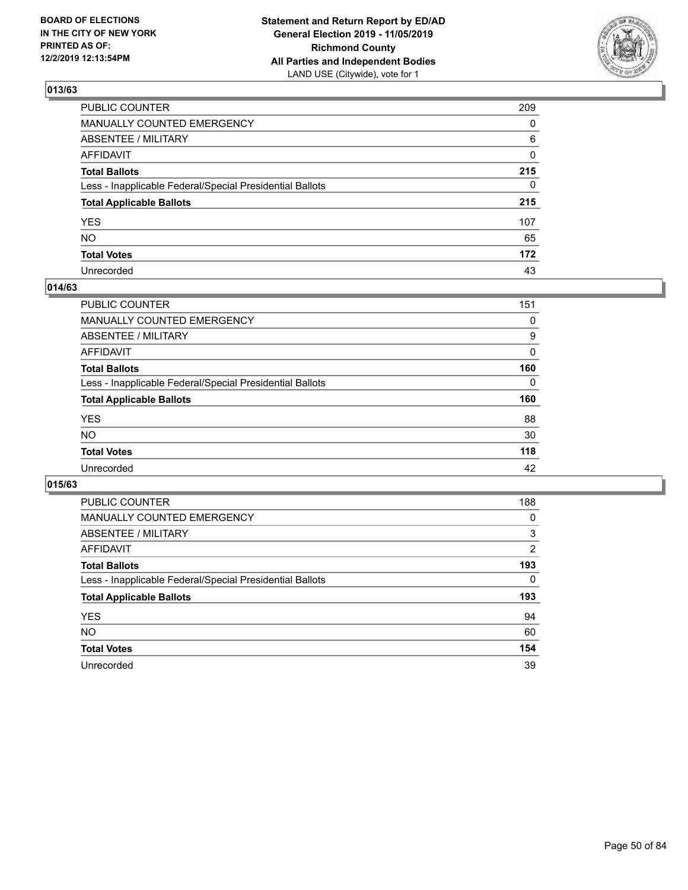BOARD OF ELECTIONS
IN THE CITY OF NEW YORK
PRINTED AS OF:
12/2/2019 12:13:54PM

**Statement and Return Report by ED/AD**
**General Election 2019 - 11/05/2019**
**Richmond County**
**All Parties and Independent Bodies**
LAND USE (Citywide), vote for 1

### 013/63

| | |
|---|---|
| PUBLIC COUNTER | 209 |
| MANUALLY COUNTED EMERGENCY | 0 |
| ABSENTEE / MILITARY | 6 |
| AFFIDAVIT | 0 |
| **Total Ballots** | **215** |
| Less - Inapplicable Federal/Special Presidential Ballots | 0 |
| **Total Applicable Ballots** | **215** |
| YES | 107 |
| NO | 65 |
| **Total Votes** | **172** |
| Unrecorded | 43 |

### 014/63

| | |
|---|---|
| PUBLIC COUNTER | 151 |
| MANUALLY COUNTED EMERGENCY | 0 |
| ABSENTEE / MILITARY | 9 |
| AFFIDAVIT | 0 |
| **Total Ballots** | **160** |
| Less - Inapplicable Federal/Special Presidential Ballots | 0 |
| **Total Applicable Ballots** | **160** |
| YES | 88 |
| NO | 30 |
| **Total Votes** | **118** |
| Unrecorded | 42 |

### 015/63

| | |
|---|---|
| PUBLIC COUNTER | 188 |
| MANUALLY COUNTED EMERGENCY | 0 |
| ABSENTEE / MILITARY | 3 |
| AFFIDAVIT | 2 |
| **Total Ballots** | **193** |
| Less - Inapplicable Federal/Special Presidential Ballots | 0 |
| **Total Applicable Ballots** | **193** |
| YES | 94 |
| NO | 60 |
| **Total Votes** | **154** |
| Unrecorded | 39 |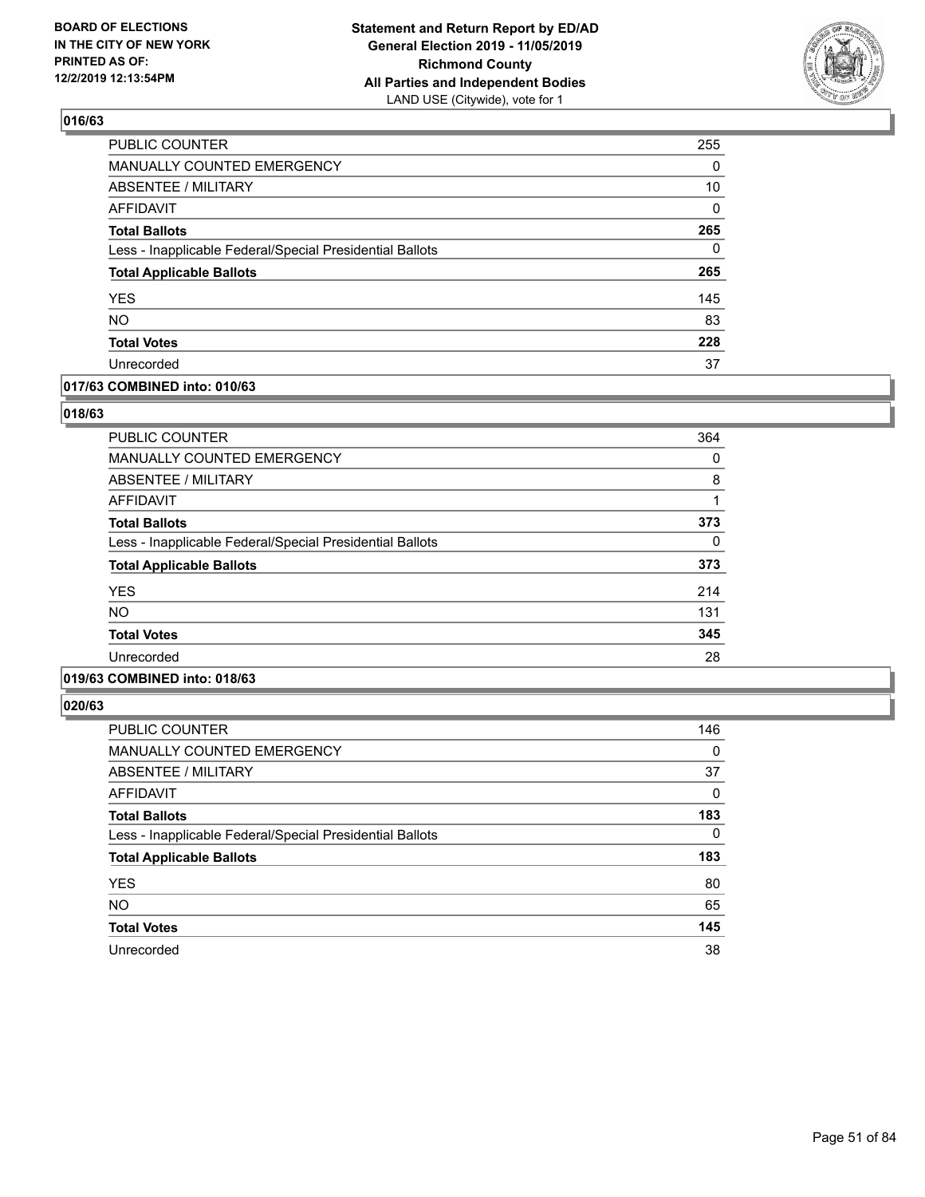## 016/63

| | |
|---|---|
| PUBLIC COUNTER | 255 |
| MANUALLY COUNTED EMERGENCY | 0 |
| ABSENTEE / MILITARY | 10 |
| AFFIDAVIT | 0 |
| **Total Ballots** | **265** |
| Less - Inapplicable Federal/Special Presidential Ballots | 0 |
| **Total Applicable Ballots** | **265** |
| YES | 145 |
| NO | 83 |
| **Total Votes** | **228** |
| Unrecorded | 37 |

## 017/63 COMBINED into: 010/63

## 018/63

| | |
|---|---|
| PUBLIC COUNTER | 364 |
| MANUALLY COUNTED EMERGENCY | 0 |
| ABSENTEE / MILITARY | 8 |
| AFFIDAVIT | 1 |
| **Total Ballots** | **373** |
| Less - Inapplicable Federal/Special Presidential Ballots | 0 |
| **Total Applicable Ballots** | **373** |
| YES | 214 |
| NO | 131 |
| **Total Votes** | **345** |
| Unrecorded | 28 |

## 019/63 COMBINED into: 018/63

## 020/63

| | |
|---|---|
| PUBLIC COUNTER | 146 |
| MANUALLY COUNTED EMERGENCY | 0 |
| ABSENTEE / MILITARY | 37 |
| AFFIDAVIT | 0 |
| **Total Ballots** | **183** |
| Less - Inapplicable Federal/Special Presidential Ballots | 0 |
| **Total Applicable Ballots** | **183** |
| YES | 80 |
| NO | 65 |
| **Total Votes** | **145** |
| Unrecorded | 38 |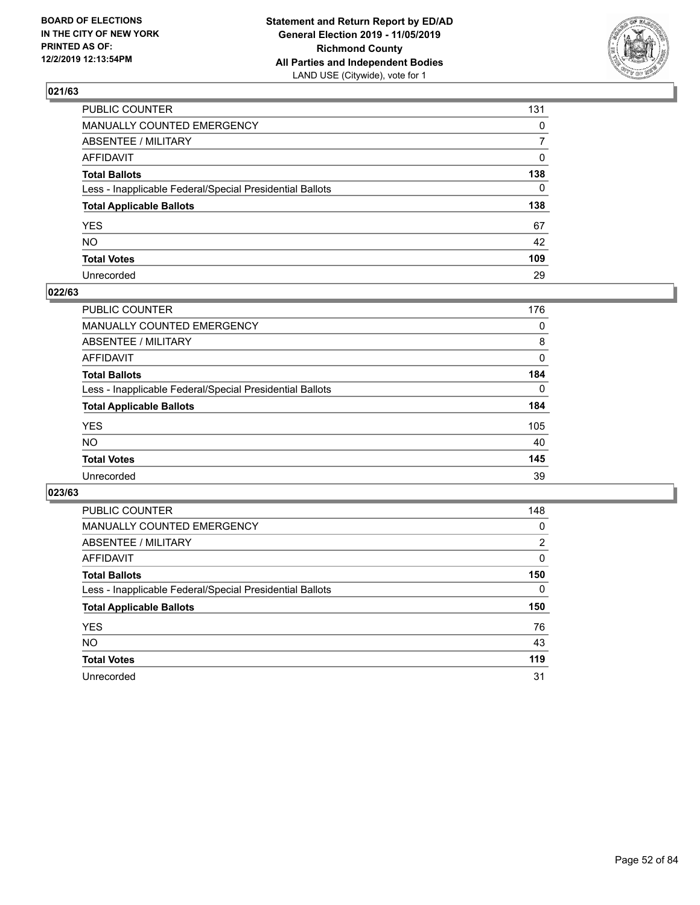**BOARD OF ELECTIONS IN THE CITY OF NEW YORK PRINTED AS OF: 12/2/2019 12:13:54PM**

**Statement and Return Report by ED/AD General Election 2019 - 11/05/2019 Richmond County All Parties and Independent Bodies**
LAND USE (Citywide), vote for 1

### 021/63

| | |
|---|---|
| PUBLIC COUNTER | 131 |
| MANUALLY COUNTED EMERGENCY | 0 |
| ABSENTEE / MILITARY | 7 |
| AFFIDAVIT | 0 |
| **Total Ballots** | **138** |
| Less - Inapplicable Federal/Special Presidential Ballots | 0 |
| **Total Applicable Ballots** | **138** |
| YES | 67 |
| NO | 42 |
| **Total Votes** | **109** |
| Unrecorded | 29 |

### 022/63

| | |
|---|---|
| PUBLIC COUNTER | 176 |
| MANUALLY COUNTED EMERGENCY | 0 |
| ABSENTEE / MILITARY | 8 |
| AFFIDAVIT | 0 |
| **Total Ballots** | **184** |
| Less - Inapplicable Federal/Special Presidential Ballots | 0 |
| **Total Applicable Ballots** | **184** |
| YES | 105 |
| NO | 40 |
| **Total Votes** | **145** |
| Unrecorded | 39 |

### 023/63

| | |
|---|---|
| PUBLIC COUNTER | 148 |
| MANUALLY COUNTED EMERGENCY | 0 |
| ABSENTEE / MILITARY | 2 |
| AFFIDAVIT | 0 |
| **Total Ballots** | **150** |
| Less - Inapplicable Federal/Special Presidential Ballots | 0 |
| **Total Applicable Ballots** | **150** |
| YES | 76 |
| NO | 43 |
| **Total Votes** | **119** |
| Unrecorded | 31 |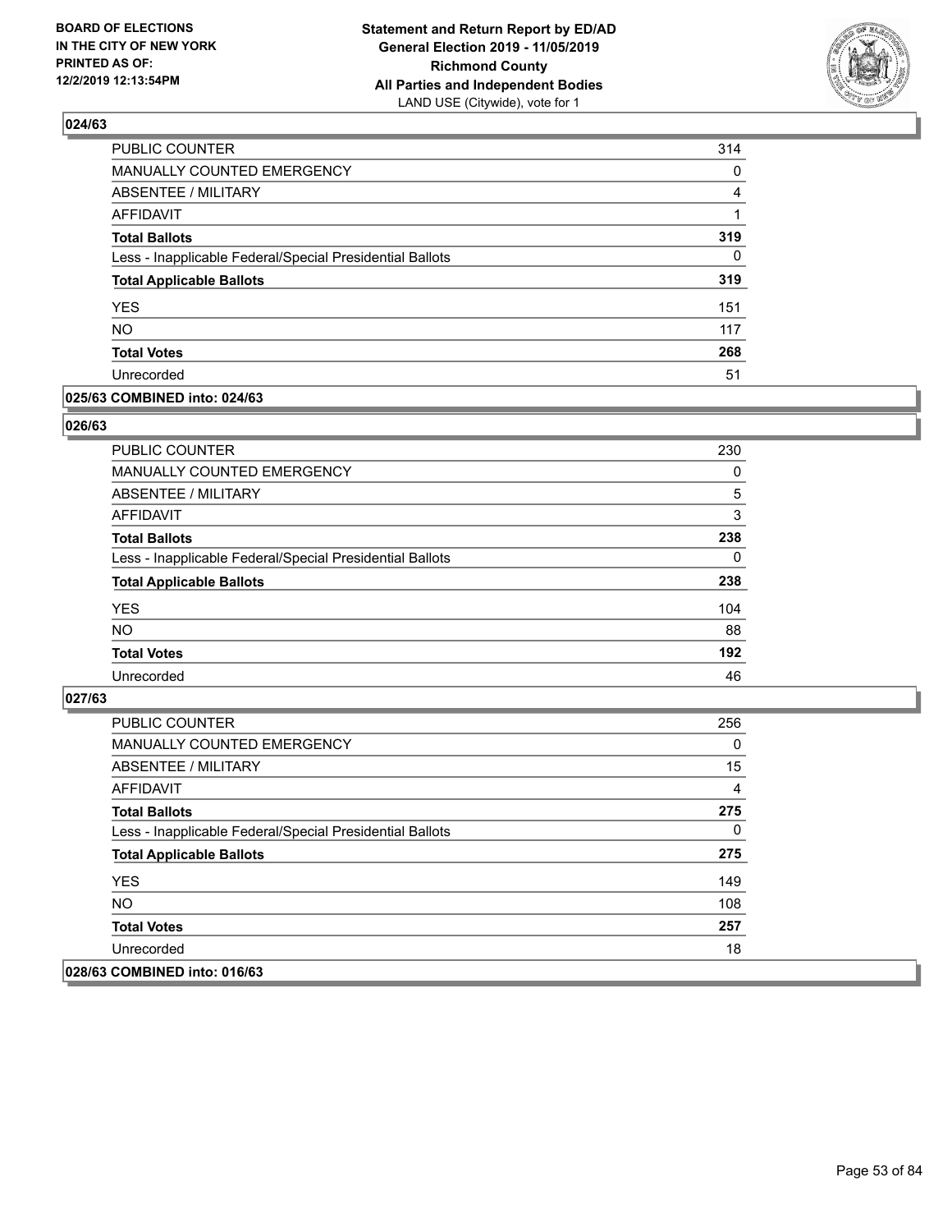**BOARD OF ELECTIONS IN THE CITY OF NEW YORK PRINTED AS OF: 12/2/2019 12:13:54PM**

**Statement and Return Report by ED/AD**
**General Election 2019 - 11/05/2019**
**Richmond County**
**All Parties and Independent Bodies**
LAND USE (Citywide), vote for 1

## 024/63

| | |
|---|---|
| PUBLIC COUNTER | 314 |
| MANUALLY COUNTED EMERGENCY | 0 |
| ABSENTEE / MILITARY | 4 |
| AFFIDAVIT | 1 |
| **Total Ballots** | **319** |
| Less - Inapplicable Federal/Special Presidential Ballots | 0 |
| **Total Applicable Ballots** | **319** |
| YES | 151 |
| NO | 117 |
| **Total Votes** | **268** |
| Unrecorded | 51 |

## 025/63 COMBINED into: 024/63

## 026/63

| | |
|---|---|
| PUBLIC COUNTER | 230 |
| MANUALLY COUNTED EMERGENCY | 0 |
| ABSENTEE / MILITARY | 5 |
| AFFIDAVIT | 3 |
| **Total Ballots** | **238** |
| Less - Inapplicable Federal/Special Presidential Ballots | 0 |
| **Total Applicable Ballots** | **238** |
| YES | 104 |
| NO | 88 |
| **Total Votes** | **192** |
| Unrecorded | 46 |

## 027/63

| | |
|---|---|
| PUBLIC COUNTER | 256 |
| MANUALLY COUNTED EMERGENCY | 0 |
| ABSENTEE / MILITARY | 15 |
| AFFIDAVIT | 4 |
| **Total Ballots** | **275** |
| Less - Inapplicable Federal/Special Presidential Ballots | 0 |
| **Total Applicable Ballots** | **275** |
| YES | 149 |
| NO | 108 |
| **Total Votes** | **257** |
| Unrecorded | 18 |

## 028/63 COMBINED into: 016/63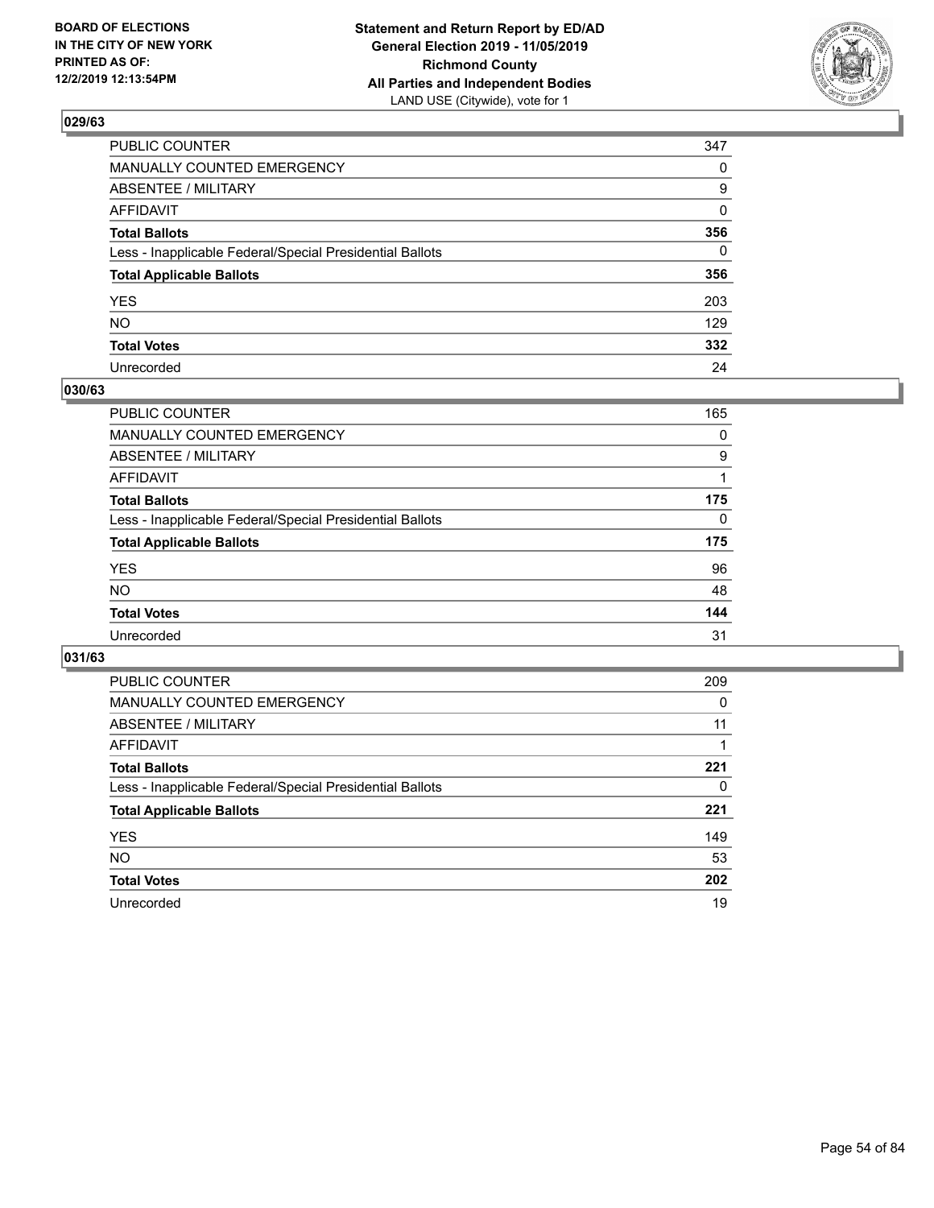**BOARD OF ELECTIONS IN THE CITY OF NEW YORK PRINTED AS OF: 12/2/2019 12:13:54PM**

**Statement and Return Report by ED/AD General Election 2019 - 11/05/2019 Richmond County All Parties and Independent Bodies**
LAND USE (Citywide), vote for 1

## 029/63

| | |
|---|---|
| PUBLIC COUNTER | 347 |
| MANUALLY COUNTED EMERGENCY | 0 |
| ABSENTEE / MILITARY | 9 |
| AFFIDAVIT | 0 |
| **Total Ballots** | **356** |
| Less - Inapplicable Federal/Special Presidential Ballots | 0 |
| **Total Applicable Ballots** | **356** |
| YES | 203 |
| NO | 129 |
| **Total Votes** | **332** |
| Unrecorded | 24 |

## 030/63

| | |
|---|---|
| PUBLIC COUNTER | 165 |
| MANUALLY COUNTED EMERGENCY | 0 |
| ABSENTEE / MILITARY | 9 |
| AFFIDAVIT | 1 |
| **Total Ballots** | **175** |
| Less - Inapplicable Federal/Special Presidential Ballots | 0 |
| **Total Applicable Ballots** | **175** |
| YES | 96 |
| NO | 48 |
| **Total Votes** | **144** |
| Unrecorded | 31 |

## 031/63

| | |
|---|---|
| PUBLIC COUNTER | 209 |
| MANUALLY COUNTED EMERGENCY | 0 |
| ABSENTEE / MILITARY | 11 |
| AFFIDAVIT | 1 |
| **Total Ballots** | **221** |
| Less - Inapplicable Federal/Special Presidential Ballots | 0 |
| **Total Applicable Ballots** | **221** |
| YES | 149 |
| NO | 53 |
| **Total Votes** | **202** |
| Unrecorded | 19 |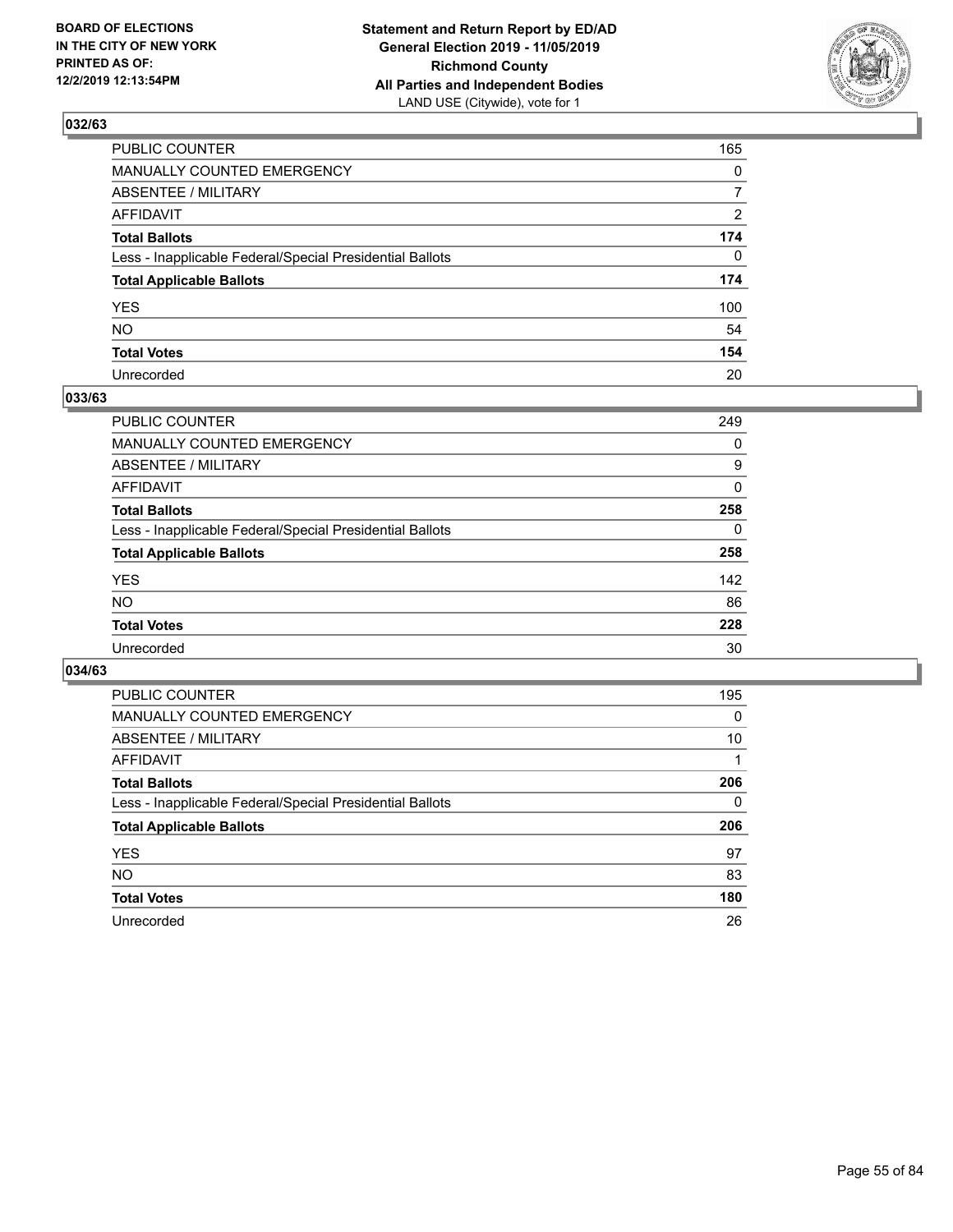BOARD OF ELECTIONS
IN THE CITY OF NEW YORK
PRINTED AS OF:
12/2/2019 12:13:54PM

**Statement and Return Report by ED/AD**
**General Election 2019 - 11/05/2019**
**Richmond County**
**All Parties and Independent Bodies**
LAND USE (Citywide), vote for 1

### 032/63

| | |
|---|---|
| PUBLIC COUNTER | 165 |
| MANUALLY COUNTED EMERGENCY | 0 |
| ABSENTEE / MILITARY | 7 |
| AFFIDAVIT | 2 |
| **Total Ballots** | **174** |
| Less - Inapplicable Federal/Special Presidential Ballots | 0 |
| **Total Applicable Ballots** | **174** |
| YES | 100 |
| NO | 54 |
| **Total Votes** | **154** |
| Unrecorded | 20 |

### 033/63

| | |
|---|---|
| PUBLIC COUNTER | 249 |
| MANUALLY COUNTED EMERGENCY | 0 |
| ABSENTEE / MILITARY | 9 |
| AFFIDAVIT | 0 |
| **Total Ballots** | **258** |
| Less - Inapplicable Federal/Special Presidential Ballots | 0 |
| **Total Applicable Ballots** | **258** |
| YES | 142 |
| NO | 86 |
| **Total Votes** | **228** |
| Unrecorded | 30 |

### 034/63

| | |
|---|---|
| PUBLIC COUNTER | 195 |
| MANUALLY COUNTED EMERGENCY | 0 |
| ABSENTEE / MILITARY | 10 |
| AFFIDAVIT | 1 |
| **Total Ballots** | **206** |
| Less - Inapplicable Federal/Special Presidential Ballots | 0 |
| **Total Applicable Ballots** | **206** |
| YES | 97 |
| NO | 83 |
| **Total Votes** | **180** |
| Unrecorded | 26 |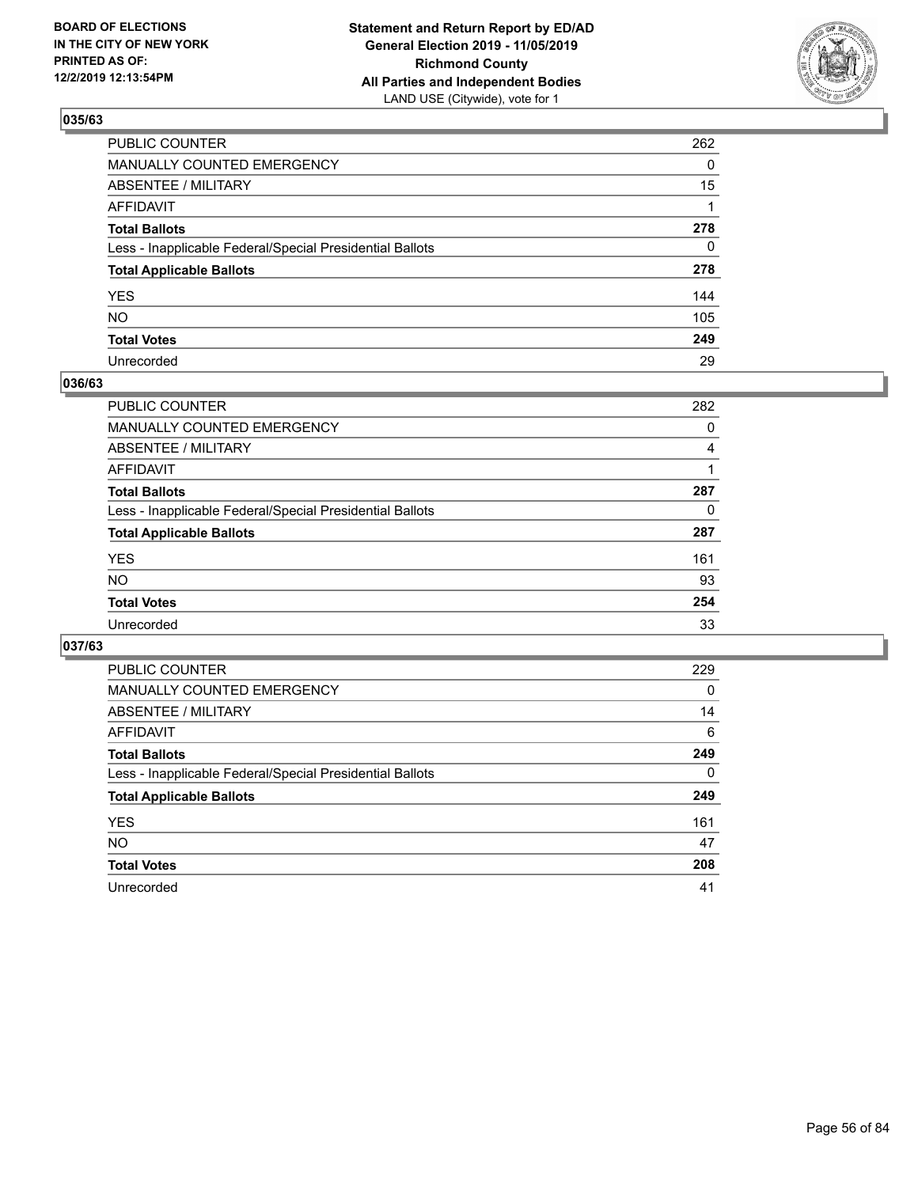**BOARD OF ELECTIONS IN THE CITY OF NEW YORK PRINTED AS OF: 12/2/2019 12:13:54PM**

**Statement and Return Report by ED/AD General Election 2019 - 11/05/2019 Richmond County All Parties and Independent Bodies**
LAND USE (Citywide), vote for 1

## 035/63

| | |
|---|---|
| PUBLIC COUNTER | 262 |
| MANUALLY COUNTED EMERGENCY | 0 |
| ABSENTEE / MILITARY | 15 |
| AFFIDAVIT | 1 |
| **Total Ballots** | **278** |
| Less - Inapplicable Federal/Special Presidential Ballots | 0 |
| **Total Applicable Ballots** | **278** |
| YES | 144 |
| NO | 105 |
| **Total Votes** | **249** |
| Unrecorded | 29 |

## 036/63

| | |
|---|---|
| PUBLIC COUNTER | 282 |
| MANUALLY COUNTED EMERGENCY | 0 |
| ABSENTEE / MILITARY | 4 |
| AFFIDAVIT | 1 |
| **Total Ballots** | **287** |
| Less - Inapplicable Federal/Special Presidential Ballots | 0 |
| **Total Applicable Ballots** | **287** |
| YES | 161 |
| NO | 93 |
| **Total Votes** | **254** |
| Unrecorded | 33 |

## 037/63

| | |
|---|---|
| PUBLIC COUNTER | 229 |
| MANUALLY COUNTED EMERGENCY | 0 |
| ABSENTEE / MILITARY | 14 |
| AFFIDAVIT | 6 |
| **Total Ballots** | **249** |
| Less - Inapplicable Federal/Special Presidential Ballots | 0 |
| **Total Applicable Ballots** | **249** |
| YES | 161 |
| NO | 47 |
| **Total Votes** | **208** |
| Unrecorded | 41 |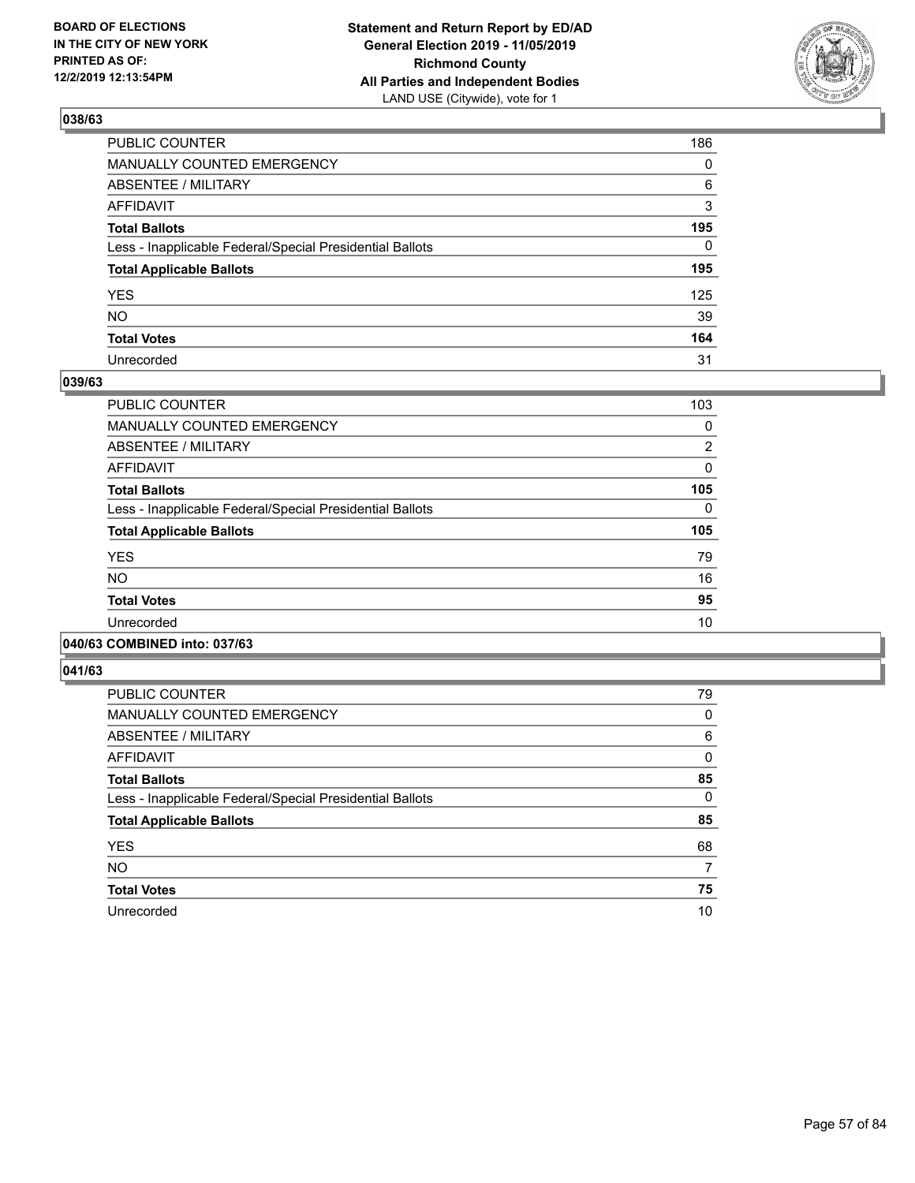## 038/63

| | |
|---|---|
| PUBLIC COUNTER | 186 |
| MANUALLY COUNTED EMERGENCY | 0 |
| ABSENTEE / MILITARY | 6 |
| AFFIDAVIT | 3 |
| **Total Ballots** | **195** |
| Less - Inapplicable Federal/Special Presidential Ballots | 0 |
| **Total Applicable Ballots** | **195** |
| YES | 125 |
| NO | 39 |
| **Total Votes** | **164** |
| Unrecorded | 31 |

## 039/63

| | |
|---|---|
| PUBLIC COUNTER | 103 |
| MANUALLY COUNTED EMERGENCY | 0 |
| ABSENTEE / MILITARY | 2 |
| AFFIDAVIT | 0 |
| **Total Ballots** | **105** |
| Less - Inapplicable Federal/Special Presidential Ballots | 0 |
| **Total Applicable Ballots** | **105** |
| YES | 79 |
| NO | 16 |
| **Total Votes** | **95** |
| Unrecorded | 10 |

## 040/63 COMBINED into: 037/63

## 041/63

| | |
|---|---|
| PUBLIC COUNTER | 79 |
| MANUALLY COUNTED EMERGENCY | 0 |
| ABSENTEE / MILITARY | 6 |
| AFFIDAVIT | 0 |
| **Total Ballots** | **85** |
| Less - Inapplicable Federal/Special Presidential Ballots | 0 |
| **Total Applicable Ballots** | **85** |
| YES | 68 |
| NO | 7 |
| **Total Votes** | **75** |
| Unrecorded | 10 |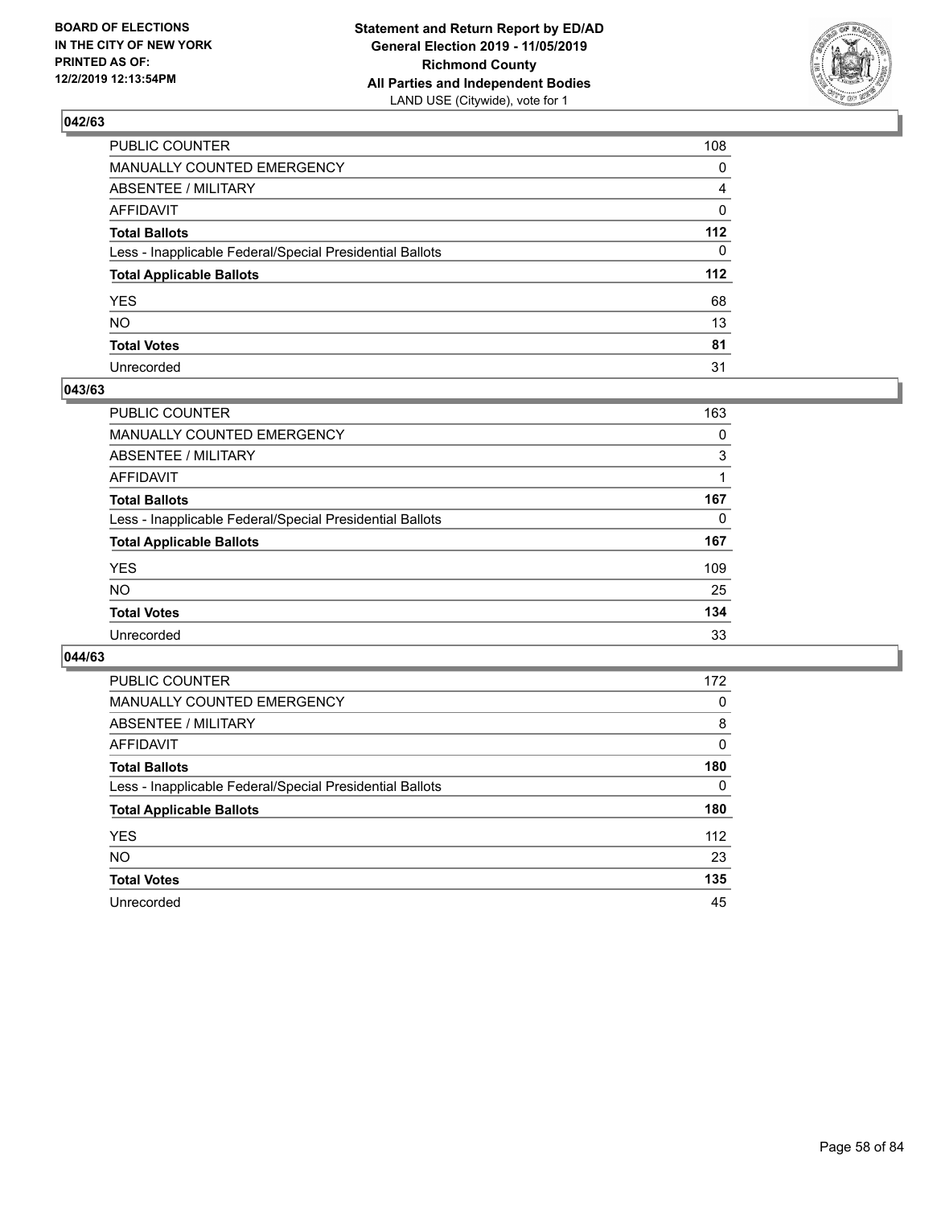BOARD OF ELECTIONS
IN THE CITY OF NEW YORK
PRINTED AS OF:
12/2/2019 12:13:54PM

**Statement and Return Report by ED/AD**
**General Election 2019 - 11/05/2019**
**Richmond County**
**All Parties and Independent Bodies**
LAND USE (Citywide), vote for 1

### 042/63

| | |
|---|---|
| PUBLIC COUNTER | 108 |
| MANUALLY COUNTED EMERGENCY | 0 |
| ABSENTEE / MILITARY | 4 |
| AFFIDAVIT | 0 |
| **Total Ballots** | **112** |
| Less - Inapplicable Federal/Special Presidential Ballots | 0 |
| **Total Applicable Ballots** | **112** |
| YES | 68 |
| NO | 13 |
| **Total Votes** | **81** |
| Unrecorded | 31 |

### 043/63

| | |
|---|---|
| PUBLIC COUNTER | 163 |
| MANUALLY COUNTED EMERGENCY | 0 |
| ABSENTEE / MILITARY | 3 |
| AFFIDAVIT | 1 |
| **Total Ballots** | **167** |
| Less - Inapplicable Federal/Special Presidential Ballots | 0 |
| **Total Applicable Ballots** | **167** |
| YES | 109 |
| NO | 25 |
| **Total Votes** | **134** |
| Unrecorded | 33 |

### 044/63

| | |
|---|---|
| PUBLIC COUNTER | 172 |
| MANUALLY COUNTED EMERGENCY | 0 |
| ABSENTEE / MILITARY | 8 |
| AFFIDAVIT | 0 |
| **Total Ballots** | **180** |
| Less - Inapplicable Federal/Special Presidential Ballots | 0 |
| **Total Applicable Ballots** | **180** |
| YES | 112 |
| NO | 23 |
| **Total Votes** | **135** |
| Unrecorded | 45 |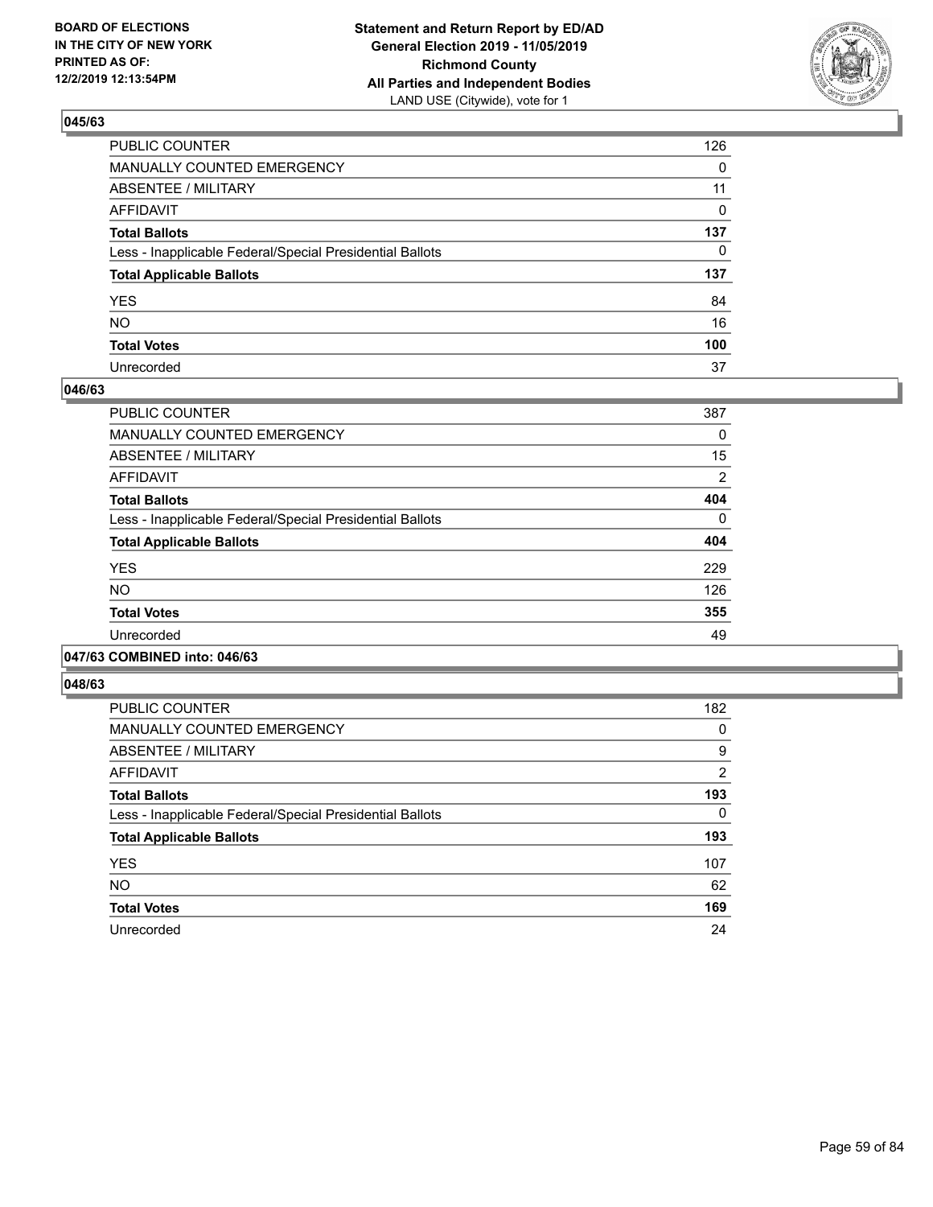BOARD OF ELECTIONS IN THE CITY OF NEW YORK PRINTED AS OF: 12/2/2019 12:13:54PM

**Statement and Return Report by ED/AD General Election 2019 - 11/05/2019 Richmond County All Parties and Independent Bodies**
LAND USE (Citywide), vote for 1

### 045/63

| | |
|---|---|
| PUBLIC COUNTER | 126 |
| MANUALLY COUNTED EMERGENCY | 0 |
| ABSENTEE / MILITARY | 11 |
| AFFIDAVIT | 0 |
| **Total Ballots** | **137** |
| Less - Inapplicable Federal/Special Presidential Ballots | 0 |
| **Total Applicable Ballots** | **137** |
| YES | 84 |
| NO | 16 |
| **Total Votes** | **100** |
| Unrecorded | 37 |

### 046/63

| | |
|---|---|
| PUBLIC COUNTER | 387 |
| MANUALLY COUNTED EMERGENCY | 0 |
| ABSENTEE / MILITARY | 15 |
| AFFIDAVIT | 2 |
| **Total Ballots** | **404** |
| Less - Inapplicable Federal/Special Presidential Ballots | 0 |
| **Total Applicable Ballots** | **404** |
| YES | 229 |
| NO | 126 |
| **Total Votes** | **355** |
| Unrecorded | 49 |

### 047/63 COMBINED into: 046/63

### 048/63

| | |
|---|---|
| PUBLIC COUNTER | 182 |
| MANUALLY COUNTED EMERGENCY | 0 |
| ABSENTEE / MILITARY | 9 |
| AFFIDAVIT | 2 |
| **Total Ballots** | **193** |
| Less - Inapplicable Federal/Special Presidential Ballots | 0 |
| **Total Applicable Ballots** | **193** |
| YES | 107 |
| NO | 62 |
| **Total Votes** | **169** |
| Unrecorded | 24 |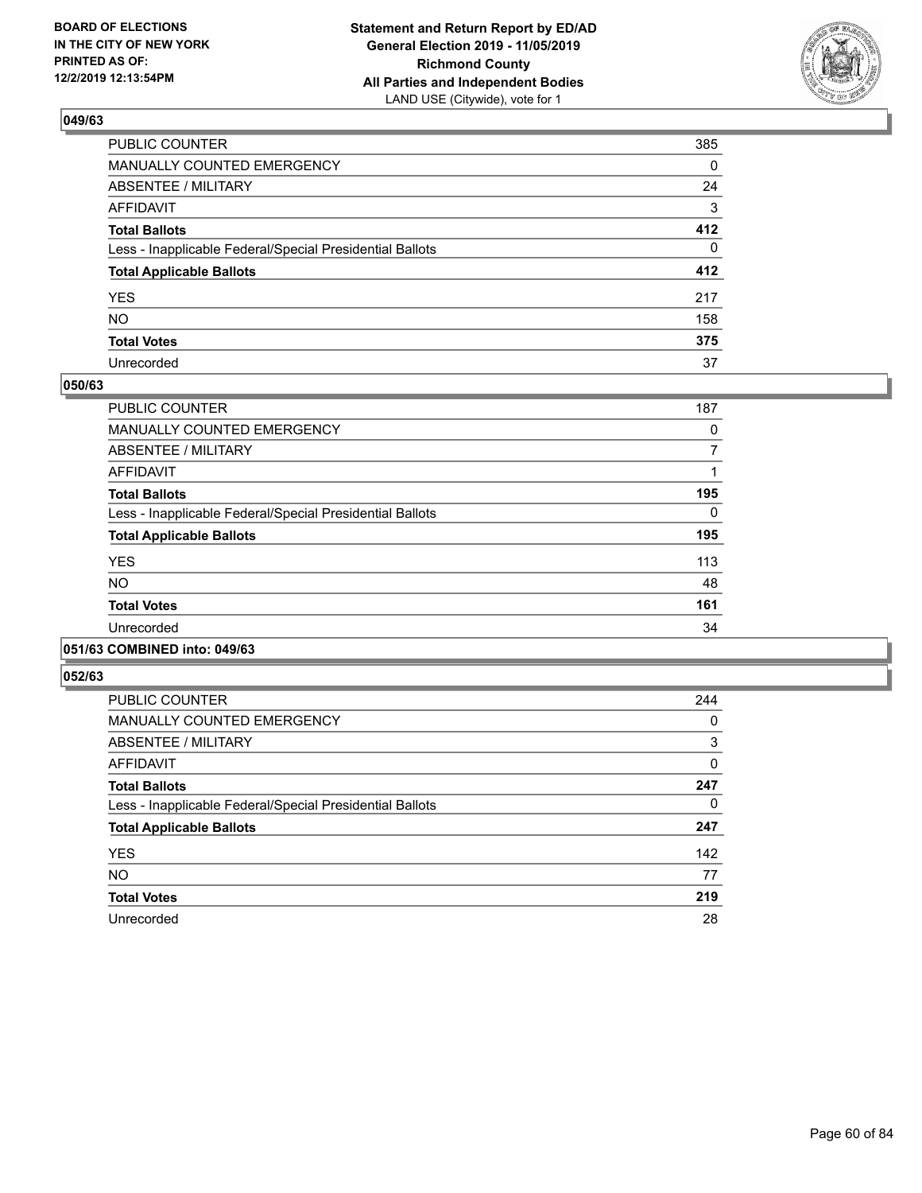BOARD OF ELECTIONS
IN THE CITY OF NEW YORK
PRINTED AS OF:
12/2/2019 12:13:54PM

**Statement and Return Report by ED/AD**
**General Election 2019 - 11/05/2019**
**Richmond County**
**All Parties and Independent Bodies**
LAND USE (Citywide), vote for 1

### 049/63

| | |
|---|---|
| PUBLIC COUNTER | 385 |
| MANUALLY COUNTED EMERGENCY | 0 |
| ABSENTEE / MILITARY | 24 |
| AFFIDAVIT | 3 |
| **Total Ballots** | **412** |
| Less - Inapplicable Federal/Special Presidential Ballots | 0 |
| **Total Applicable Ballots** | **412** |
| YES | 217 |
| NO | 158 |
| **Total Votes** | **375** |
| Unrecorded | 37 |

### 050/63

| | |
|---|---|
| PUBLIC COUNTER | 187 |
| MANUALLY COUNTED EMERGENCY | 0 |
| ABSENTEE / MILITARY | 7 |
| AFFIDAVIT | 1 |
| **Total Ballots** | **195** |
| Less - Inapplicable Federal/Special Presidential Ballots | 0 |
| **Total Applicable Ballots** | **195** |
| YES | 113 |
| NO | 48 |
| **Total Votes** | **161** |
| Unrecorded | 34 |

### 051/63 COMBINED into: 049/63

### 052/63

| | |
|---|---|
| PUBLIC COUNTER | 244 |
| MANUALLY COUNTED EMERGENCY | 0 |
| ABSENTEE / MILITARY | 3 |
| AFFIDAVIT | 0 |
| **Total Ballots** | **247** |
| Less - Inapplicable Federal/Special Presidential Ballots | 0 |
| **Total Applicable Ballots** | **247** |
| YES | 142 |
| NO | 77 |
| **Total Votes** | **219** |
| Unrecorded | 28 |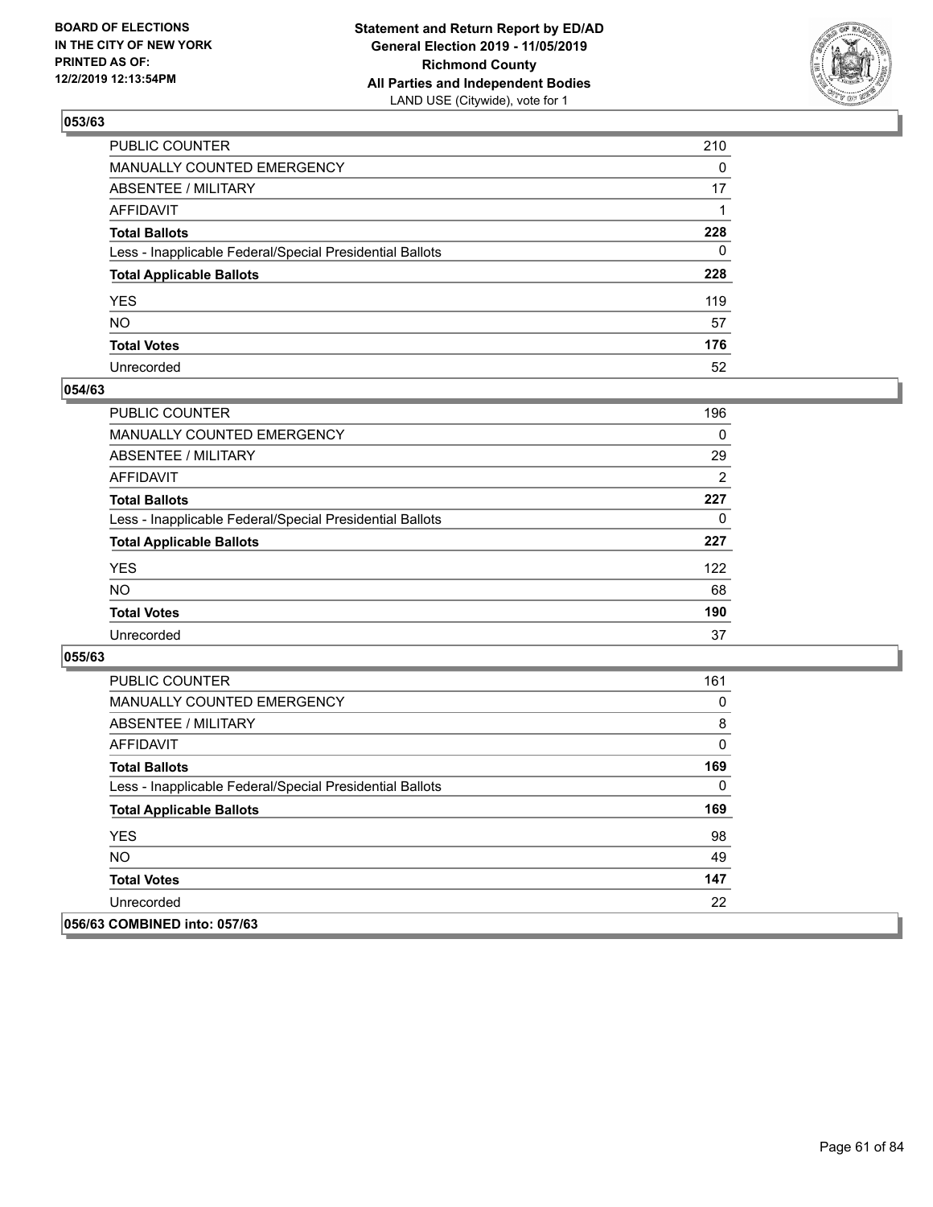## 053/63

| | |
|---|---|
| PUBLIC COUNTER | 210 |
| MANUALLY COUNTED EMERGENCY | 0 |
| ABSENTEE / MILITARY | 17 |
| AFFIDAVIT | 1 |
| **Total Ballots** | **228** |
| Less - Inapplicable Federal/Special Presidential Ballots | 0 |
| **Total Applicable Ballots** | **228** |
| YES | 119 |
| NO | 57 |
| **Total Votes** | **176** |
| Unrecorded | 52 |

## 054/63

| | |
|---|---|
| PUBLIC COUNTER | 196 |
| MANUALLY COUNTED EMERGENCY | 0 |
| ABSENTEE / MILITARY | 29 |
| AFFIDAVIT | 2 |
| **Total Ballots** | **227** |
| Less - Inapplicable Federal/Special Presidential Ballots | 0 |
| **Total Applicable Ballots** | **227** |
| YES | 122 |
| NO | 68 |
| **Total Votes** | **190** |
| Unrecorded | 37 |

## 055/63

| | |
|---|---|
| PUBLIC COUNTER | 161 |
| MANUALLY COUNTED EMERGENCY | 0 |
| ABSENTEE / MILITARY | 8 |
| AFFIDAVIT | 0 |
| **Total Ballots** | **169** |
| Less - Inapplicable Federal/Special Presidential Ballots | 0 |
| **Total Applicable Ballots** | **169** |
| YES | 98 |
| NO | 49 |
| **Total Votes** | **147** |
| Unrecorded | 22 |

## 056/63 COMBINED into: 057/63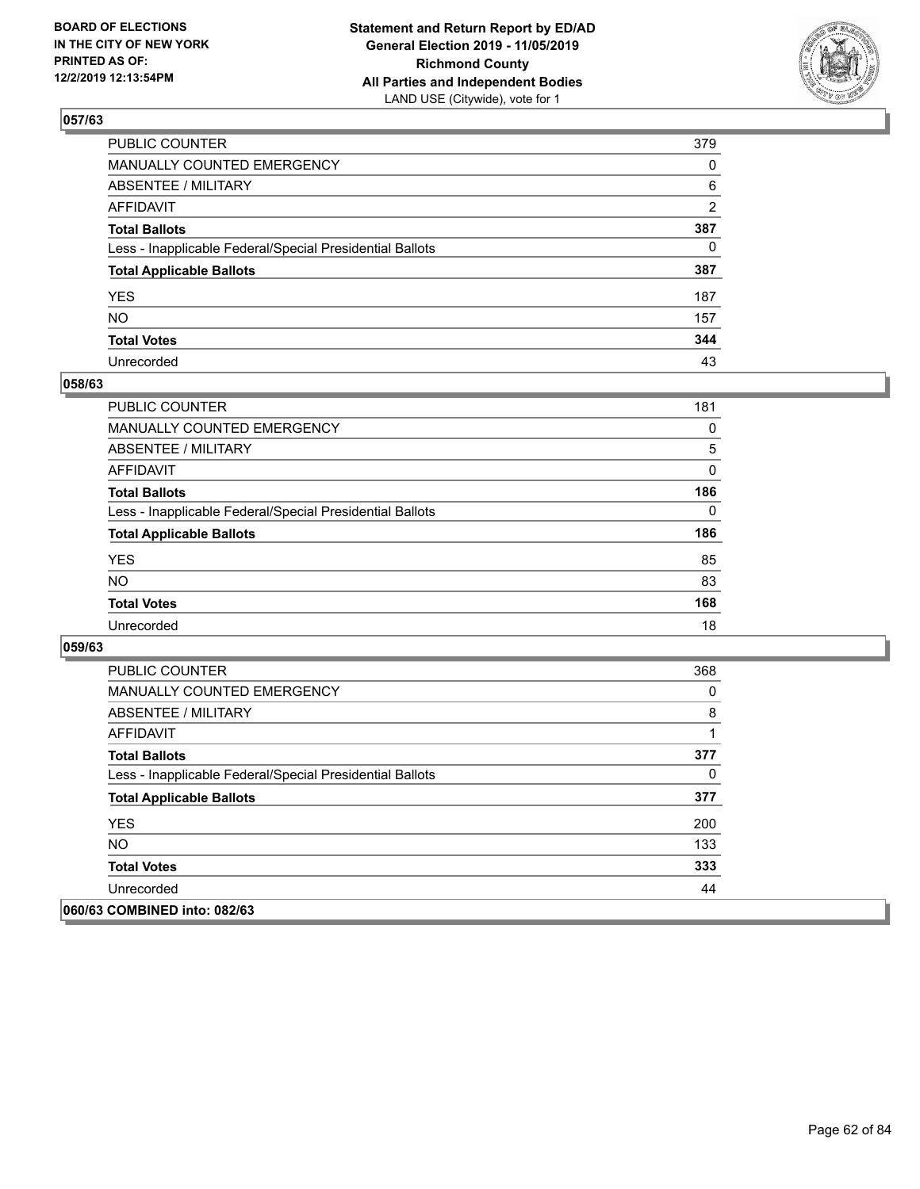## 057/63

| | |
|---|---|
| PUBLIC COUNTER | 379 |
| MANUALLY COUNTED EMERGENCY | 0 |
| ABSENTEE / MILITARY | 6 |
| AFFIDAVIT | 2 |
| **Total Ballots** | **387** |
| Less - Inapplicable Federal/Special Presidential Ballots | 0 |
| **Total Applicable Ballots** | **387** |
| YES | 187 |
| NO | 157 |
| **Total Votes** | **344** |
| Unrecorded | 43 |

## 058/63

| | |
|---|---|
| PUBLIC COUNTER | 181 |
| MANUALLY COUNTED EMERGENCY | 0 |
| ABSENTEE / MILITARY | 5 |
| AFFIDAVIT | 0 |
| **Total Ballots** | **186** |
| Less - Inapplicable Federal/Special Presidential Ballots | 0 |
| **Total Applicable Ballots** | **186** |
| YES | 85 |
| NO | 83 |
| **Total Votes** | **168** |
| Unrecorded | 18 |

## 059/63

| | |
|---|---|
| PUBLIC COUNTER | 368 |
| MANUALLY COUNTED EMERGENCY | 0 |
| ABSENTEE / MILITARY | 8 |
| AFFIDAVIT | 1 |
| **Total Ballots** | **377** |
| Less - Inapplicable Federal/Special Presidential Ballots | 0 |
| **Total Applicable Ballots** | **377** |
| YES | 200 |
| NO | 133 |
| **Total Votes** | **333** |
| Unrecorded | 44 |

## 060/63 COMBINED into: 082/63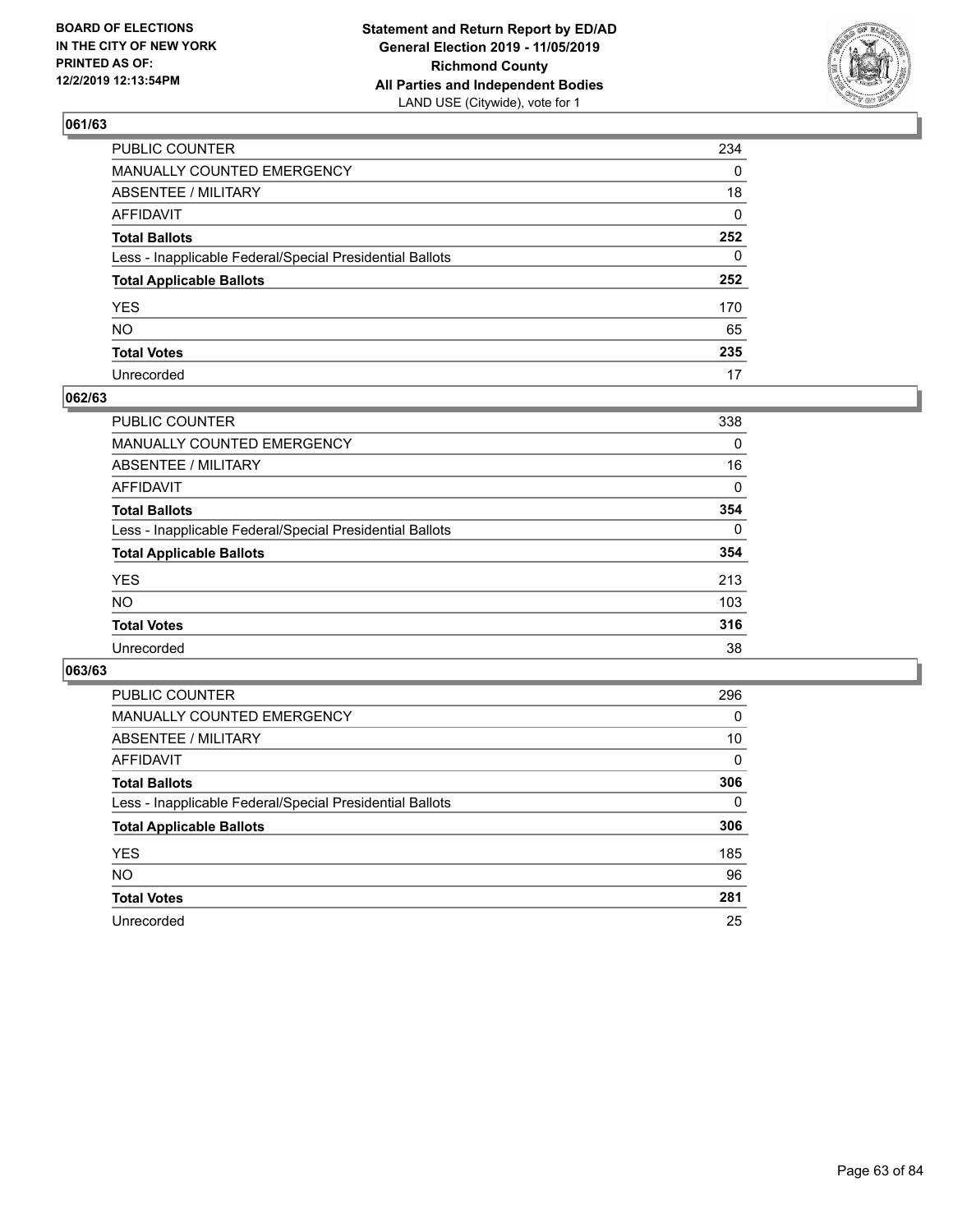BOARD OF ELECTIONS
IN THE CITY OF NEW YORK
PRINTED AS OF:
12/2/2019 12:13:54PM

**Statement and Return Report by ED/AD**
**General Election 2019 - 11/05/2019**
**Richmond County**
**All Parties and Independent Bodies**
LAND USE (Citywide), vote for 1

### 061/63

| | |
|---|---|
| PUBLIC COUNTER | 234 |
| MANUALLY COUNTED EMERGENCY | 0 |
| ABSENTEE / MILITARY | 18 |
| AFFIDAVIT | 0 |
| **Total Ballots** | **252** |
| Less - Inapplicable Federal/Special Presidential Ballots | 0 |
| **Total Applicable Ballots** | **252** |
| YES | 170 |
| NO | 65 |
| **Total Votes** | **235** |
| Unrecorded | 17 |

### 062/63

| | |
|---|---|
| PUBLIC COUNTER | 338 |
| MANUALLY COUNTED EMERGENCY | 0 |
| ABSENTEE / MILITARY | 16 |
| AFFIDAVIT | 0 |
| **Total Ballots** | **354** |
| Less - Inapplicable Federal/Special Presidential Ballots | 0 |
| **Total Applicable Ballots** | **354** |
| YES | 213 |
| NO | 103 |
| **Total Votes** | **316** |
| Unrecorded | 38 |

### 063/63

| | |
|---|---|
| PUBLIC COUNTER | 296 |
| MANUALLY COUNTED EMERGENCY | 0 |
| ABSENTEE / MILITARY | 10 |
| AFFIDAVIT | 0 |
| **Total Ballots** | **306** |
| Less - Inapplicable Federal/Special Presidential Ballots | 0 |
| **Total Applicable Ballots** | **306** |
| YES | 185 |
| NO | 96 |
| **Total Votes** | **281** |
| Unrecorded | 25 |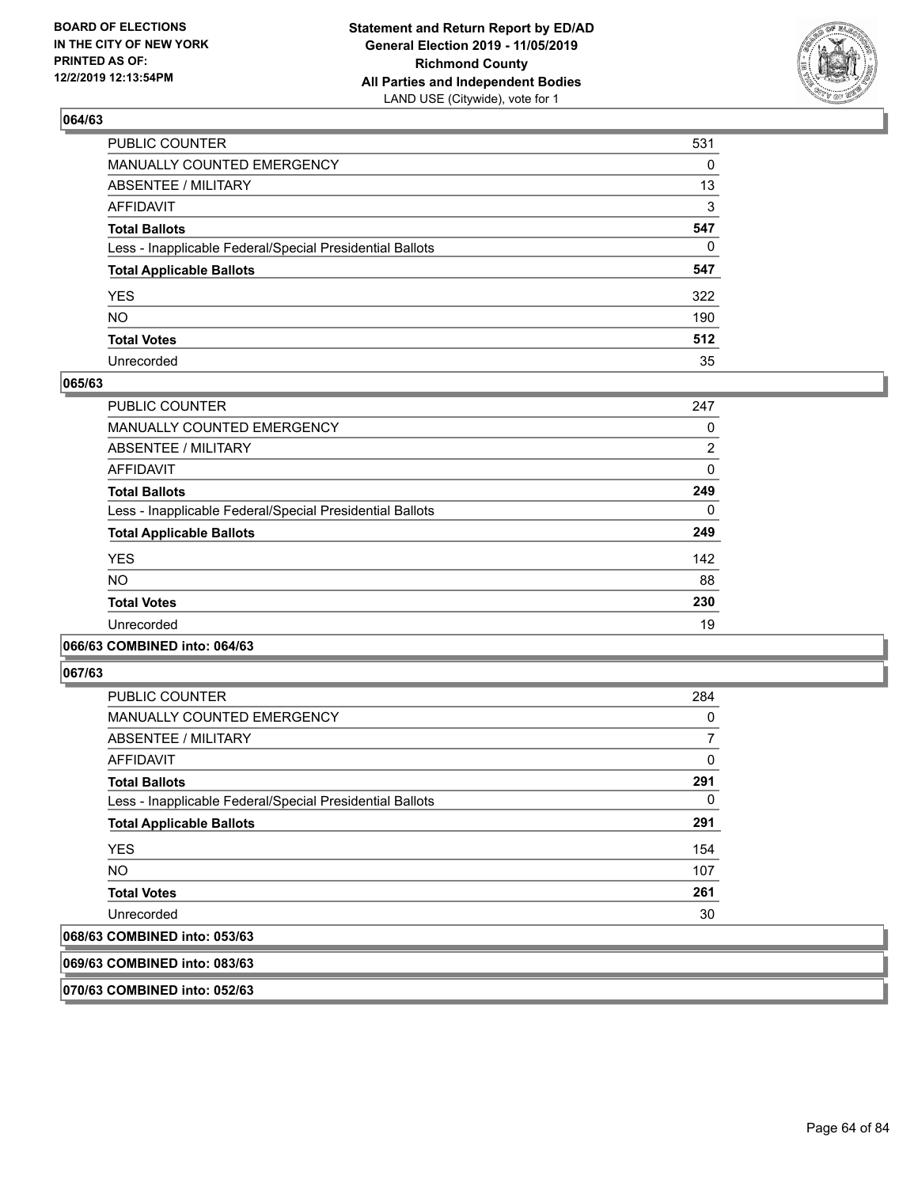**Statement and Return Report by ED/AD**
**General Election 2019 - 11/05/2019**
**Richmond County**
**All Parties and Independent Bodies**
LAND USE (Citywide), vote for 1

BOARD OF ELECTIONS IN THE CITY OF NEW YORK PRINTED AS OF: 12/2/2019 12:13:54PM

### 064/63

| | |
|---|---|
| PUBLIC COUNTER | 531 |
| MANUALLY COUNTED EMERGENCY | 0 |
| ABSENTEE / MILITARY | 13 |
| AFFIDAVIT | 3 |
| **Total Ballots** | **547** |
| Less - Inapplicable Federal/Special Presidential Ballots | 0 |
| **Total Applicable Ballots** | **547** |
| YES | 322 |
| NO | 190 |
| **Total Votes** | **512** |
| Unrecorded | 35 |

### 065/63

| | |
|---|---|
| PUBLIC COUNTER | 247 |
| MANUALLY COUNTED EMERGENCY | 0 |
| ABSENTEE / MILITARY | 2 |
| AFFIDAVIT | 0 |
| **Total Ballots** | **249** |
| Less - Inapplicable Federal/Special Presidential Ballots | 0 |
| **Total Applicable Ballots** | **249** |
| YES | 142 |
| NO | 88 |
| **Total Votes** | **230** |
| Unrecorded | 19 |

### 066/63 COMBINED into: 064/63

### 067/63

| | |
|---|---|
| PUBLIC COUNTER | 284 |
| MANUALLY COUNTED EMERGENCY | 0 |
| ABSENTEE / MILITARY | 7 |
| AFFIDAVIT | 0 |
| **Total Ballots** | **291** |
| Less - Inapplicable Federal/Special Presidential Ballots | 0 |
| **Total Applicable Ballots** | **291** |
| YES | 154 |
| NO | 107 |
| **Total Votes** | **261** |
| Unrecorded | 30 |

### 068/63 COMBINED into: 053/63

### 069/63 COMBINED into: 083/63

### 070/63 COMBINED into: 052/63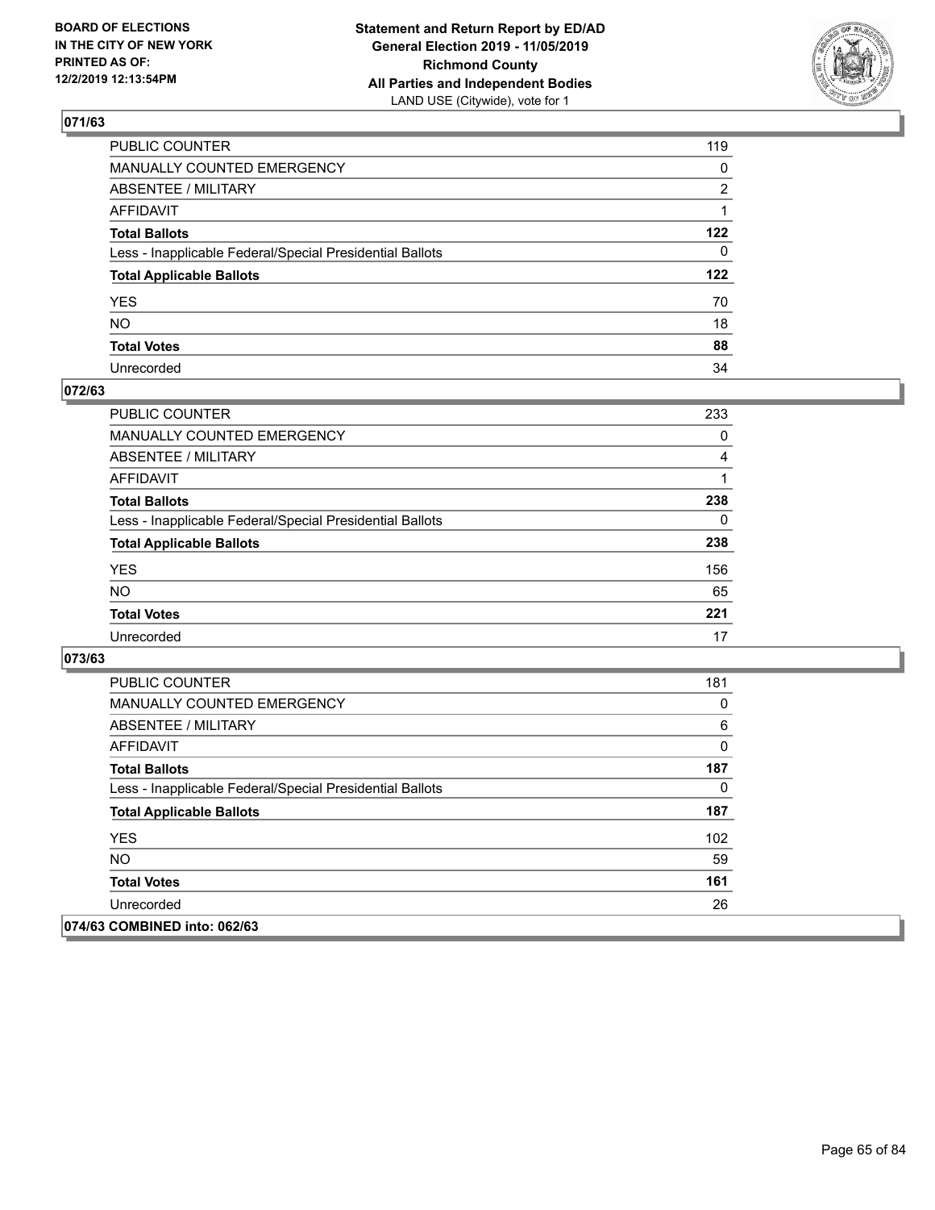**BOARD OF ELECTIONS IN THE CITY OF NEW YORK PRINTED AS OF: 12/2/2019 12:13:54PM**

**Statement and Return Report by ED/AD General Election 2019 - 11/05/2019 Richmond County All Parties and Independent Bodies**
LAND USE (Citywide), vote for 1

## 071/63

| | |
|---|---|
| PUBLIC COUNTER | 119 |
| MANUALLY COUNTED EMERGENCY | 0 |
| ABSENTEE / MILITARY | 2 |
| AFFIDAVIT | 1 |
| **Total Ballots** | **122** |
| Less - Inapplicable Federal/Special Presidential Ballots | 0 |
| **Total Applicable Ballots** | **122** |
| YES | 70 |
| NO | 18 |
| **Total Votes** | **88** |
| Unrecorded | 34 |

## 072/63

| | |
|---|---|
| PUBLIC COUNTER | 233 |
| MANUALLY COUNTED EMERGENCY | 0 |
| ABSENTEE / MILITARY | 4 |
| AFFIDAVIT | 1 |
| **Total Ballots** | **238** |
| Less - Inapplicable Federal/Special Presidential Ballots | 0 |
| **Total Applicable Ballots** | **238** |
| YES | 156 |
| NO | 65 |
| **Total Votes** | **221** |
| Unrecorded | 17 |

## 073/63

| | |
|---|---|
| PUBLIC COUNTER | 181 |
| MANUALLY COUNTED EMERGENCY | 0 |
| ABSENTEE / MILITARY | 6 |
| AFFIDAVIT | 0 |
| **Total Ballots** | **187** |
| Less - Inapplicable Federal/Special Presidential Ballots | 0 |
| **Total Applicable Ballots** | **187** |
| YES | 102 |
| NO | 59 |
| **Total Votes** | **161** |
| Unrecorded | 26 |

## 074/63 COMBINED into: 062/63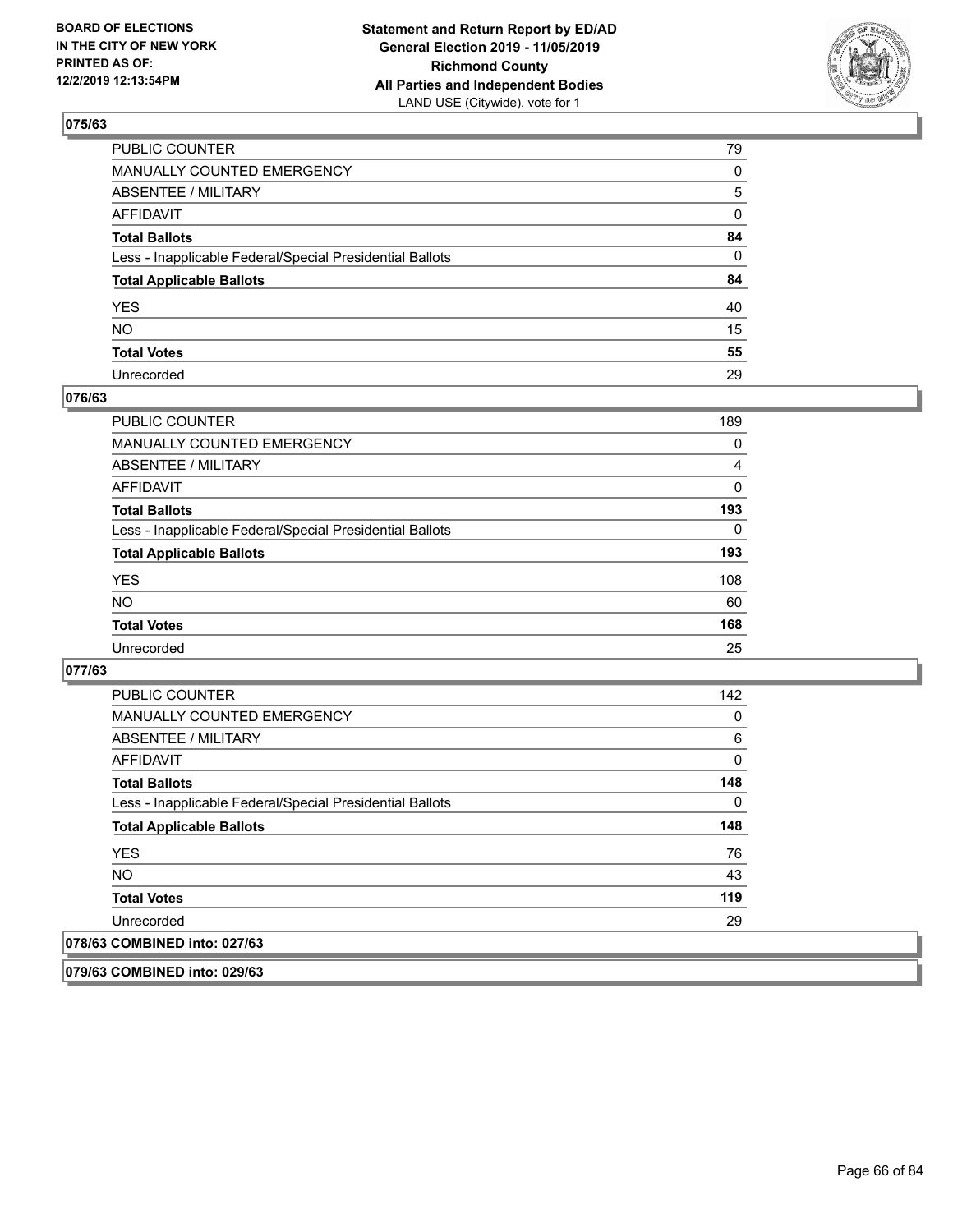BOARD OF ELECTIONS IN THE CITY OF NEW YORK PRINTED AS OF: 12/2/2019 12:13:54PM

**Statement and Return Report by ED/AD**
**General Election 2019 - 11/05/2019**
**Richmond County**
**All Parties and Independent Bodies**
LAND USE (Citywide), vote for 1

## 075/63

| | |
|---|---|
| PUBLIC COUNTER | 79 |
| MANUALLY COUNTED EMERGENCY | 0 |
| ABSENTEE / MILITARY | 5 |
| AFFIDAVIT | 0 |
| **Total Ballots** | **84** |
| Less - Inapplicable Federal/Special Presidential Ballots | 0 |
| **Total Applicable Ballots** | **84** |
| YES | 40 |
| NO | 15 |
| **Total Votes** | **55** |
| Unrecorded | 29 |

## 076/63

| | |
|---|---|
| PUBLIC COUNTER | 189 |
| MANUALLY COUNTED EMERGENCY | 0 |
| ABSENTEE / MILITARY | 4 |
| AFFIDAVIT | 0 |
| **Total Ballots** | **193** |
| Less - Inapplicable Federal/Special Presidential Ballots | 0 |
| **Total Applicable Ballots** | **193** |
| YES | 108 |
| NO | 60 |
| **Total Votes** | **168** |
| Unrecorded | 25 |

## 077/63

| | |
|---|---|
| PUBLIC COUNTER | 142 |
| MANUALLY COUNTED EMERGENCY | 0 |
| ABSENTEE / MILITARY | 6 |
| AFFIDAVIT | 0 |
| **Total Ballots** | **148** |
| Less - Inapplicable Federal/Special Presidential Ballots | 0 |
| **Total Applicable Ballots** | **148** |
| YES | 76 |
| NO | 43 |
| **Total Votes** | **119** |
| Unrecorded | 29 |

## 078/63 COMBINED into: 027/63

## 079/63 COMBINED into: 029/63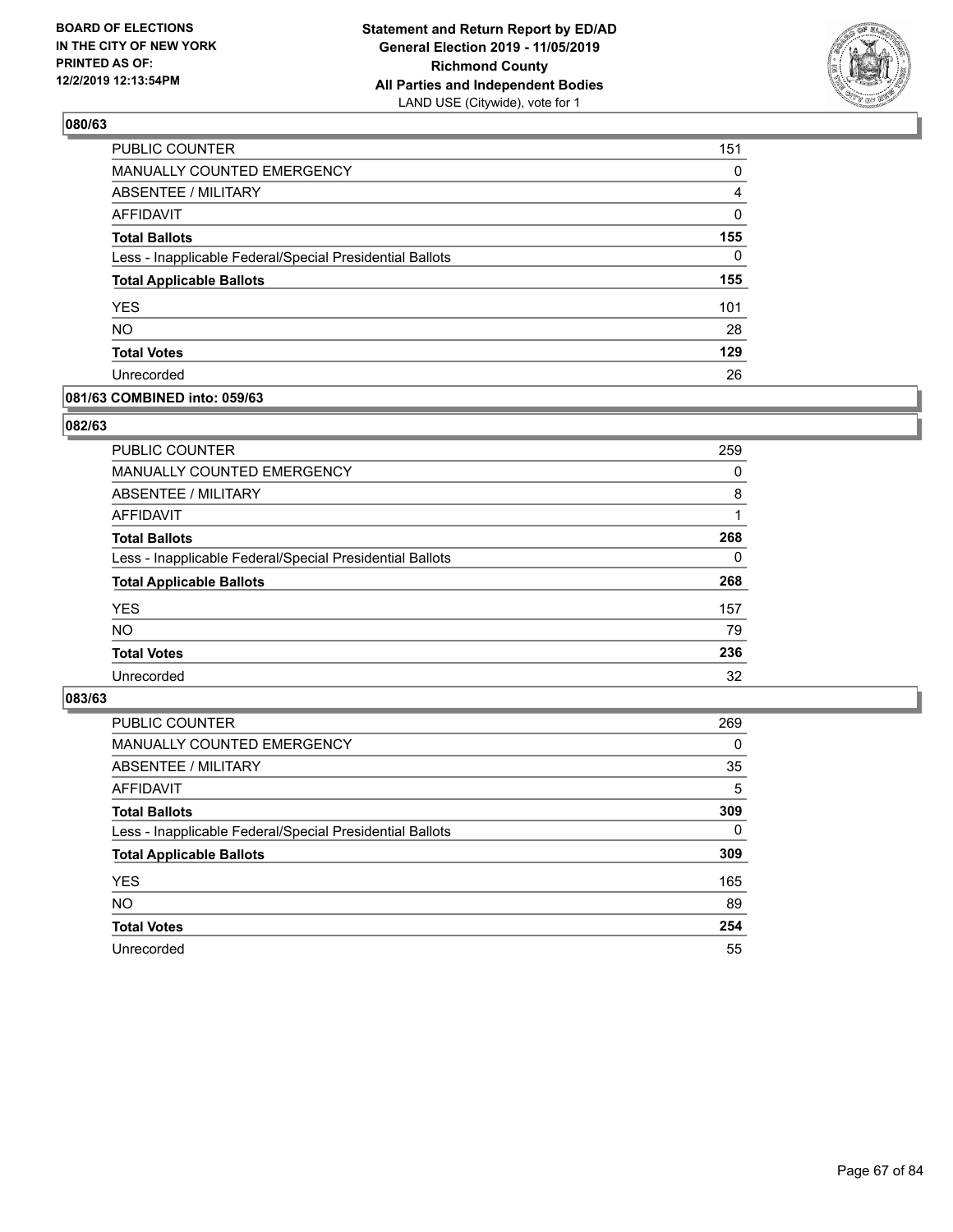## 080/63

| | |
|---|---|
| PUBLIC COUNTER | 151 |
| MANUALLY COUNTED EMERGENCY | 0 |
| ABSENTEE / MILITARY | 4 |
| AFFIDAVIT | 0 |
| **Total Ballots** | **155** |
| Less - Inapplicable Federal/Special Presidential Ballots | 0 |
| **Total Applicable Ballots** | **155** |
| YES | 101 |
| NO | 28 |
| **Total Votes** | **129** |
| Unrecorded | 26 |

## 081/63 COMBINED into: 059/63

## 082/63

| | |
|---|---|
| PUBLIC COUNTER | 259 |
| MANUALLY COUNTED EMERGENCY | 0 |
| ABSENTEE / MILITARY | 8 |
| AFFIDAVIT | 1 |
| **Total Ballots** | **268** |
| Less - Inapplicable Federal/Special Presidential Ballots | 0 |
| **Total Applicable Ballots** | **268** |
| YES | 157 |
| NO | 79 |
| **Total Votes** | **236** |
| Unrecorded | 32 |

## 083/63

| | |
|---|---|
| PUBLIC COUNTER | 269 |
| MANUALLY COUNTED EMERGENCY | 0 |
| ABSENTEE / MILITARY | 35 |
| AFFIDAVIT | 5 |
| **Total Ballots** | **309** |
| Less - Inapplicable Federal/Special Presidential Ballots | 0 |
| **Total Applicable Ballots** | **309** |
| YES | 165 |
| NO | 89 |
| **Total Votes** | **254** |
| Unrecorded | 55 |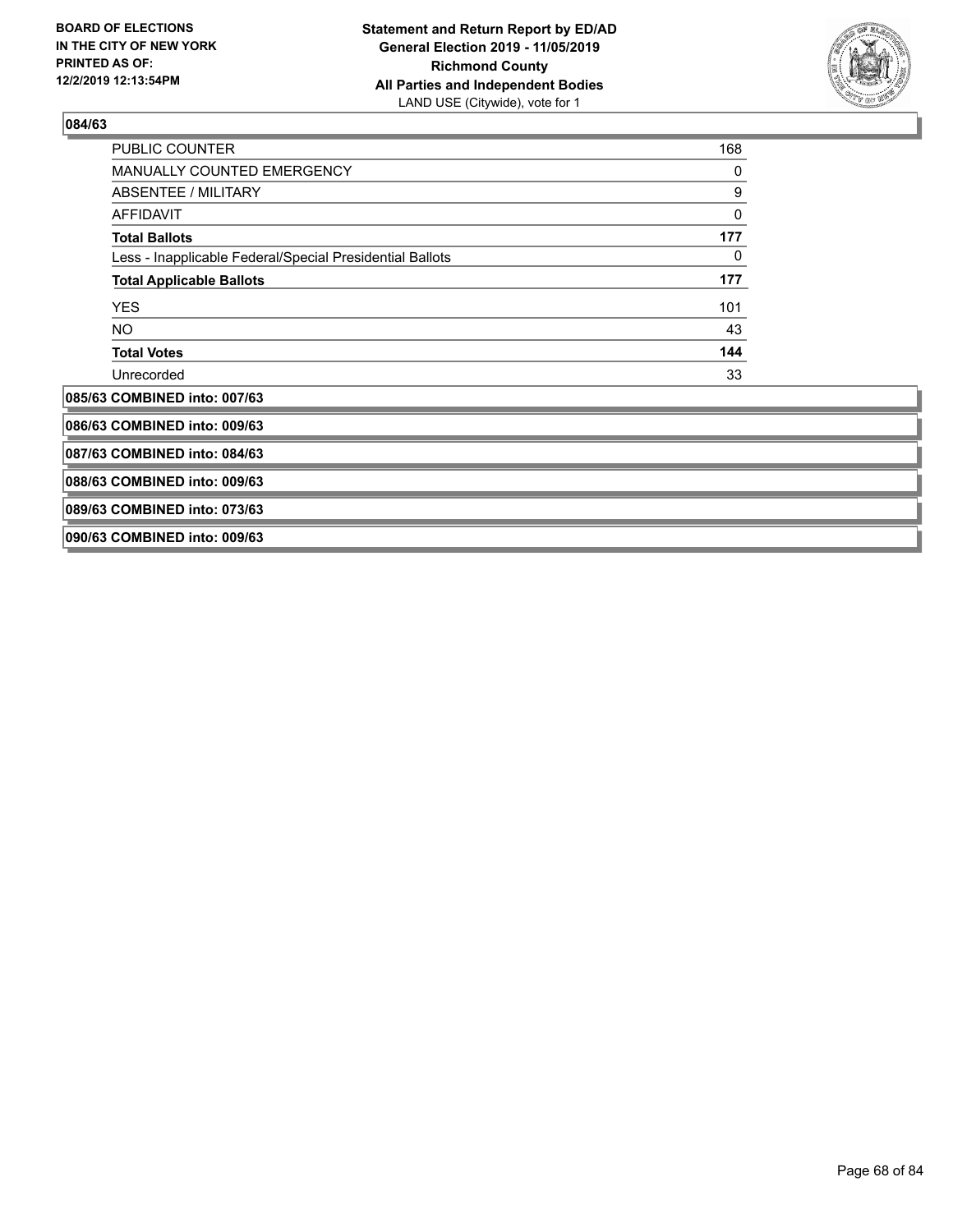**BOARD OF ELECTIONS IN THE CITY OF NEW YORK PRINTED AS OF: 12/2/2019 12:13:54PM**

**Statement and Return Report by ED/AD General Election 2019 - 11/05/2019 Richmond County All Parties and Independent Bodies**
LAND USE (Citywide), vote for 1

### 084/63

| | |
|---|---|
| PUBLIC COUNTER | 168 |
| MANUALLY COUNTED EMERGENCY | 0 |
| ABSENTEE / MILITARY | 9 |
| AFFIDAVIT | 0 |
| **Total Ballots** | **177** |
| Less - Inapplicable Federal/Special Presidential Ballots | 0 |
| **Total Applicable Ballots** | **177** |
| YES | 101 |
| NO | 43 |
| **Total Votes** | **144** |
| Unrecorded | 33 |

### 085/63 COMBINED into: 007/63

### 086/63 COMBINED into: 009/63

### 087/63 COMBINED into: 084/63

### 088/63 COMBINED into: 009/63

### 089/63 COMBINED into: 073/63

### 090/63 COMBINED into: 009/63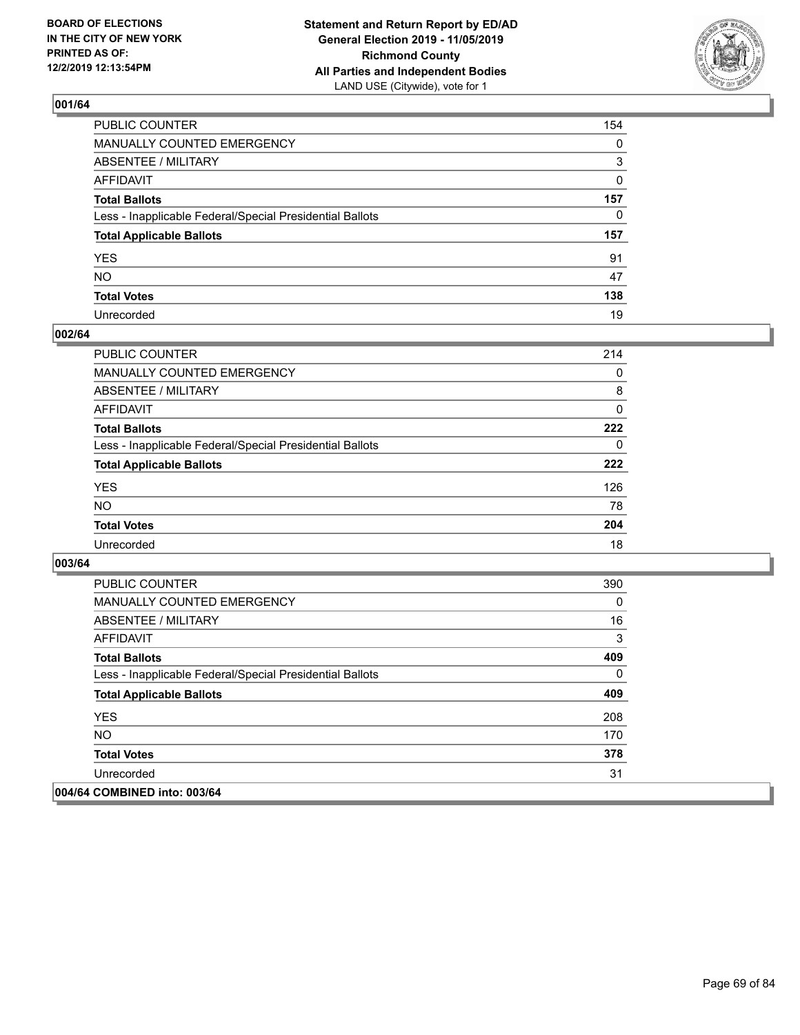**BOARD OF ELECTIONS IN THE CITY OF NEW YORK PRINTED AS OF: 12/2/2019 12:13:54PM**

**Statement and Return Report by ED/AD General Election 2019 - 11/05/2019 Richmond County All Parties and Independent Bodies**
LAND USE (Citywide), vote for 1

### 001/64

| | |
|---|---|
| PUBLIC COUNTER | 154 |
| MANUALLY COUNTED EMERGENCY | 0 |
| ABSENTEE / MILITARY | 3 |
| AFFIDAVIT | 0 |
| **Total Ballots** | **157** |
| Less - Inapplicable Federal/Special Presidential Ballots | 0 |
| **Total Applicable Ballots** | **157** |
| YES | 91 |
| NO | 47 |
| **Total Votes** | **138** |
| Unrecorded | 19 |

### 002/64

| | |
|---|---|
| PUBLIC COUNTER | 214 |
| MANUALLY COUNTED EMERGENCY | 0 |
| ABSENTEE / MILITARY | 8 |
| AFFIDAVIT | 0 |
| **Total Ballots** | **222** |
| Less - Inapplicable Federal/Special Presidential Ballots | 0 |
| **Total Applicable Ballots** | **222** |
| YES | 126 |
| NO | 78 |
| **Total Votes** | **204** |
| Unrecorded | 18 |

### 003/64

| | |
|---|---|
| PUBLIC COUNTER | 390 |
| MANUALLY COUNTED EMERGENCY | 0 |
| ABSENTEE / MILITARY | 16 |
| AFFIDAVIT | 3 |
| **Total Ballots** | **409** |
| Less - Inapplicable Federal/Special Presidential Ballots | 0 |
| **Total Applicable Ballots** | **409** |
| YES | 208 |
| NO | 170 |
| **Total Votes** | **378** |
| Unrecorded | 31 |

### 004/64 COMBINED into: 003/64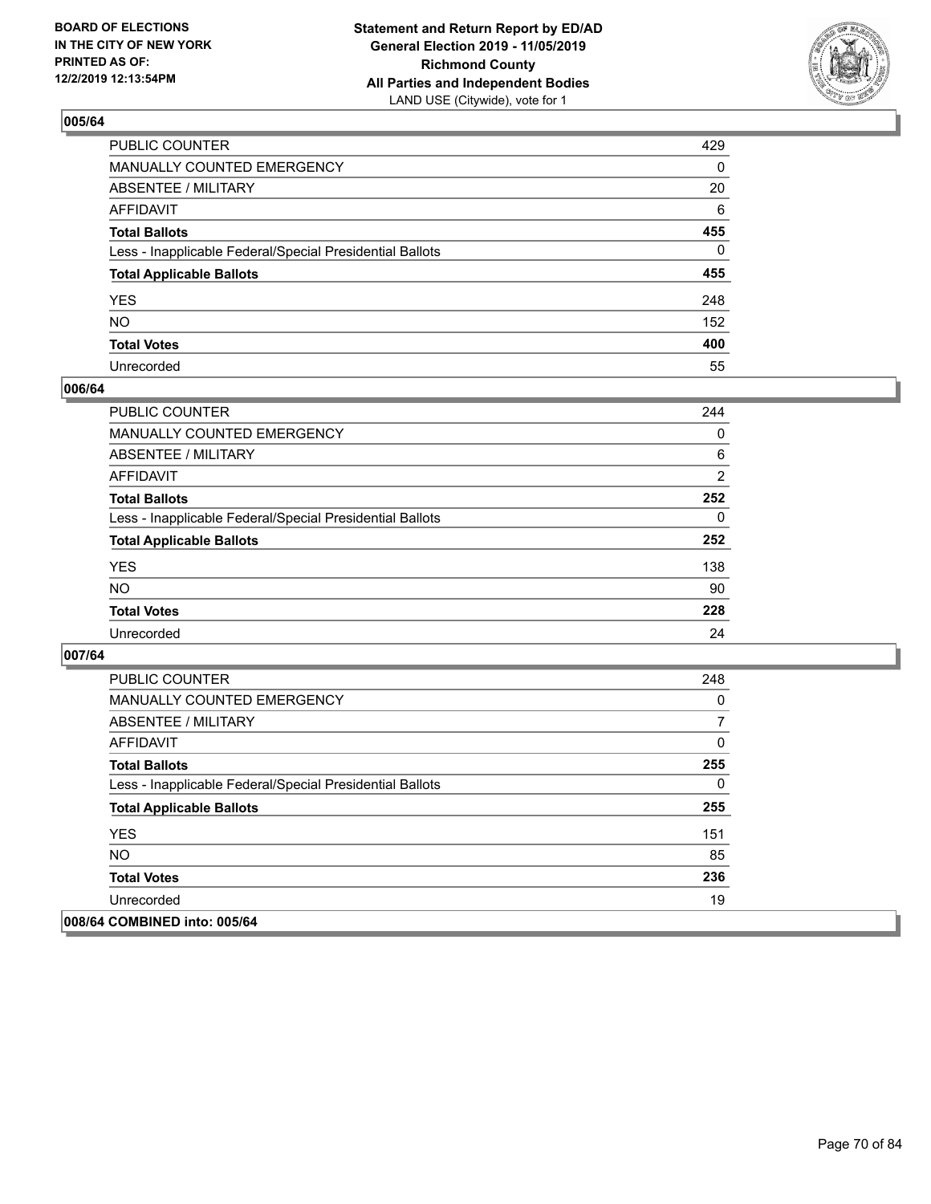BOARD OF ELECTIONS
IN THE CITY OF NEW YORK
PRINTED AS OF:
12/2/2019 12:13:54PM

**Statement and Return Report by ED/AD**
**General Election 2019 - 11/05/2019**
**Richmond County**
**All Parties and Independent Bodies**
LAND USE (Citywide), vote for 1

### 005/64

| | |
|---|---|
| PUBLIC COUNTER | 429 |
| MANUALLY COUNTED EMERGENCY | 0 |
| ABSENTEE / MILITARY | 20 |
| AFFIDAVIT | 6 |
| **Total Ballots** | **455** |
| Less - Inapplicable Federal/Special Presidential Ballots | 0 |
| **Total Applicable Ballots** | **455** |
| YES | 248 |
| NO | 152 |
| **Total Votes** | **400** |
| Unrecorded | 55 |

### 006/64

| | |
|---|---|
| PUBLIC COUNTER | 244 |
| MANUALLY COUNTED EMERGENCY | 0 |
| ABSENTEE / MILITARY | 6 |
| AFFIDAVIT | 2 |
| **Total Ballots** | **252** |
| Less - Inapplicable Federal/Special Presidential Ballots | 0 |
| **Total Applicable Ballots** | **252** |
| YES | 138 |
| NO | 90 |
| **Total Votes** | **228** |
| Unrecorded | 24 |

### 007/64

| | |
|---|---|
| PUBLIC COUNTER | 248 |
| MANUALLY COUNTED EMERGENCY | 0 |
| ABSENTEE / MILITARY | 7 |
| AFFIDAVIT | 0 |
| **Total Ballots** | **255** |
| Less - Inapplicable Federal/Special Presidential Ballots | 0 |
| **Total Applicable Ballots** | **255** |
| YES | 151 |
| NO | 85 |
| **Total Votes** | **236** |
| Unrecorded | 19 |

### 008/64 COMBINED into: 005/64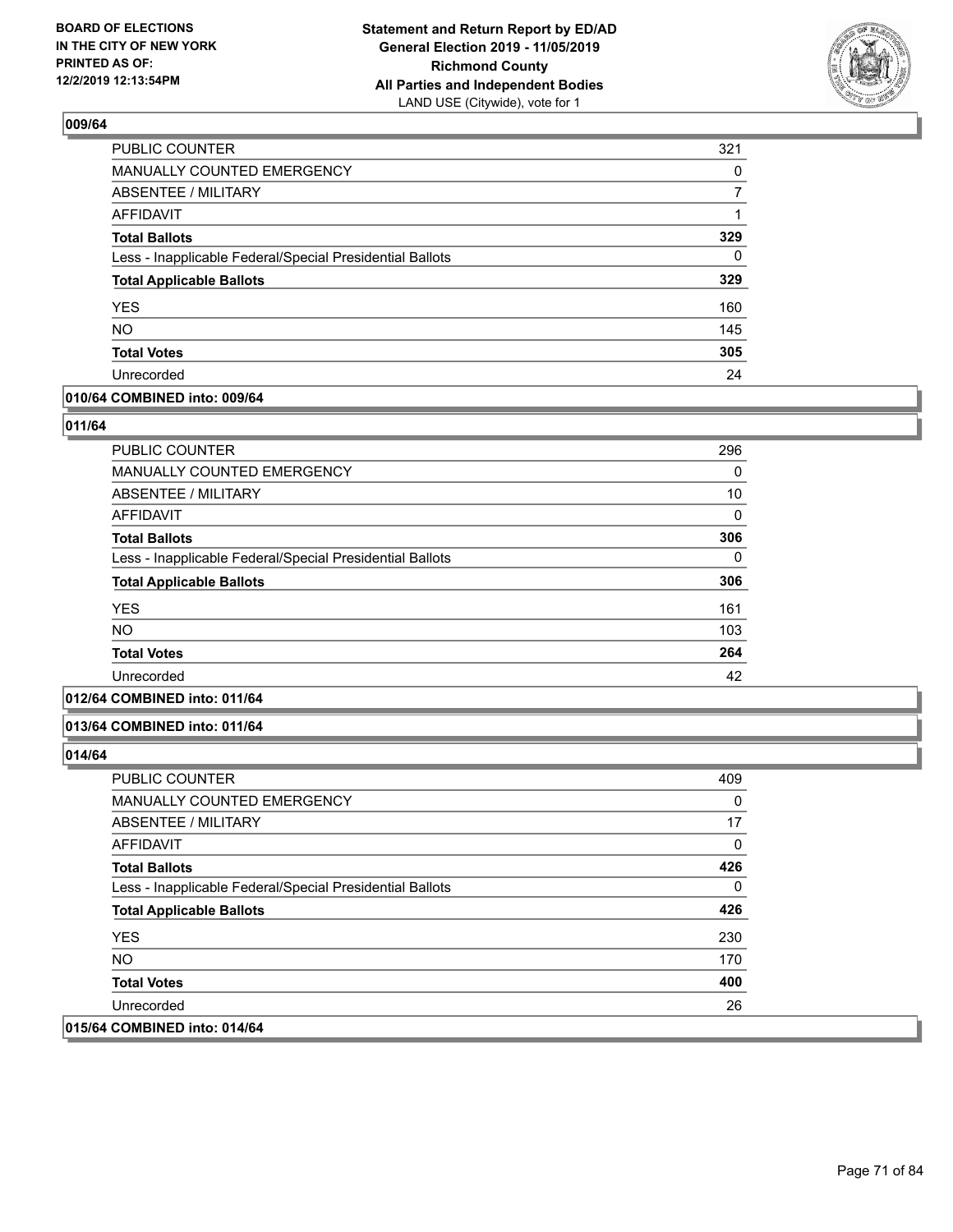BOARD OF ELECTIONS
IN THE CITY OF NEW YORK
PRINTED AS OF:
12/2/2019 12:13:54PM

**Statement and Return Report by ED/AD**
**General Election 2019 - 11/05/2019**
**Richmond County**
**All Parties and Independent Bodies**
LAND USE (Citywide), vote for 1

### 009/64

| | |
|---|---|
| PUBLIC COUNTER | 321 |
| MANUALLY COUNTED EMERGENCY | 0 |
| ABSENTEE / MILITARY | 7 |
| AFFIDAVIT | 1 |
| **Total Ballots** | **329** |
| Less - Inapplicable Federal/Special Presidential Ballots | 0 |
| **Total Applicable Ballots** | **329** |
| YES | 160 |
| NO | 145 |
| **Total Votes** | **305** |
| Unrecorded | 24 |

### 010/64 COMBINED into: 009/64

### 011/64

| | |
|---|---|
| PUBLIC COUNTER | 296 |
| MANUALLY COUNTED EMERGENCY | 0 |
| ABSENTEE / MILITARY | 10 |
| AFFIDAVIT | 0 |
| **Total Ballots** | **306** |
| Less - Inapplicable Federal/Special Presidential Ballots | 0 |
| **Total Applicable Ballots** | **306** |
| YES | 161 |
| NO | 103 |
| **Total Votes** | **264** |
| Unrecorded | 42 |

### 012/64 COMBINED into: 011/64

### 013/64 COMBINED into: 011/64

### 014/64

| | |
|---|---|
| PUBLIC COUNTER | 409 |
| MANUALLY COUNTED EMERGENCY | 0 |
| ABSENTEE / MILITARY | 17 |
| AFFIDAVIT | 0 |
| **Total Ballots** | **426** |
| Less - Inapplicable Federal/Special Presidential Ballots | 0 |
| **Total Applicable Ballots** | **426** |
| YES | 230 |
| NO | 170 |
| **Total Votes** | **400** |
| Unrecorded | 26 |

### 015/64 COMBINED into: 014/64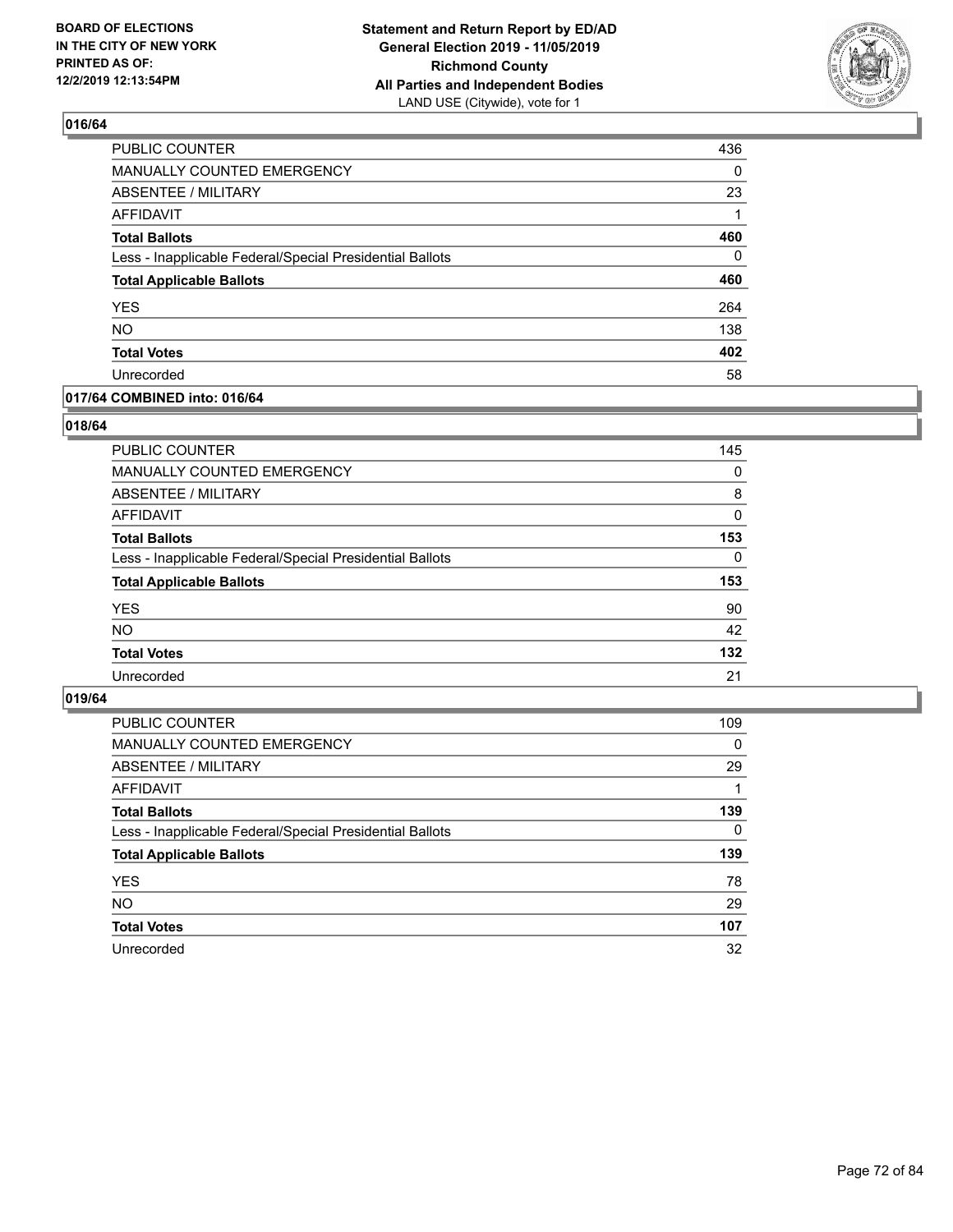## 016/64

| | |
|---|---|
| PUBLIC COUNTER | 436 |
| MANUALLY COUNTED EMERGENCY | 0 |
| ABSENTEE / MILITARY | 23 |
| AFFIDAVIT | 1 |
| **Total Ballots** | **460** |
| Less - Inapplicable Federal/Special Presidential Ballots | 0 |
| **Total Applicable Ballots** | **460** |
| YES | 264 |
| NO | 138 |
| **Total Votes** | **402** |
| Unrecorded | 58 |

## 017/64 COMBINED into: 016/64

## 018/64

| | |
|---|---|
| PUBLIC COUNTER | 145 |
| MANUALLY COUNTED EMERGENCY | 0 |
| ABSENTEE / MILITARY | 8 |
| AFFIDAVIT | 0 |
| **Total Ballots** | **153** |
| Less - Inapplicable Federal/Special Presidential Ballots | 0 |
| **Total Applicable Ballots** | **153** |
| YES | 90 |
| NO | 42 |
| **Total Votes** | **132** |
| Unrecorded | 21 |

## 019/64

| | |
|---|---|
| PUBLIC COUNTER | 109 |
| MANUALLY COUNTED EMERGENCY | 0 |
| ABSENTEE / MILITARY | 29 |
| AFFIDAVIT | 1 |
| **Total Ballots** | **139** |
| Less - Inapplicable Federal/Special Presidential Ballots | 0 |
| **Total Applicable Ballots** | **139** |
| YES | 78 |
| NO | 29 |
| **Total Votes** | **107** |
| Unrecorded | 32 |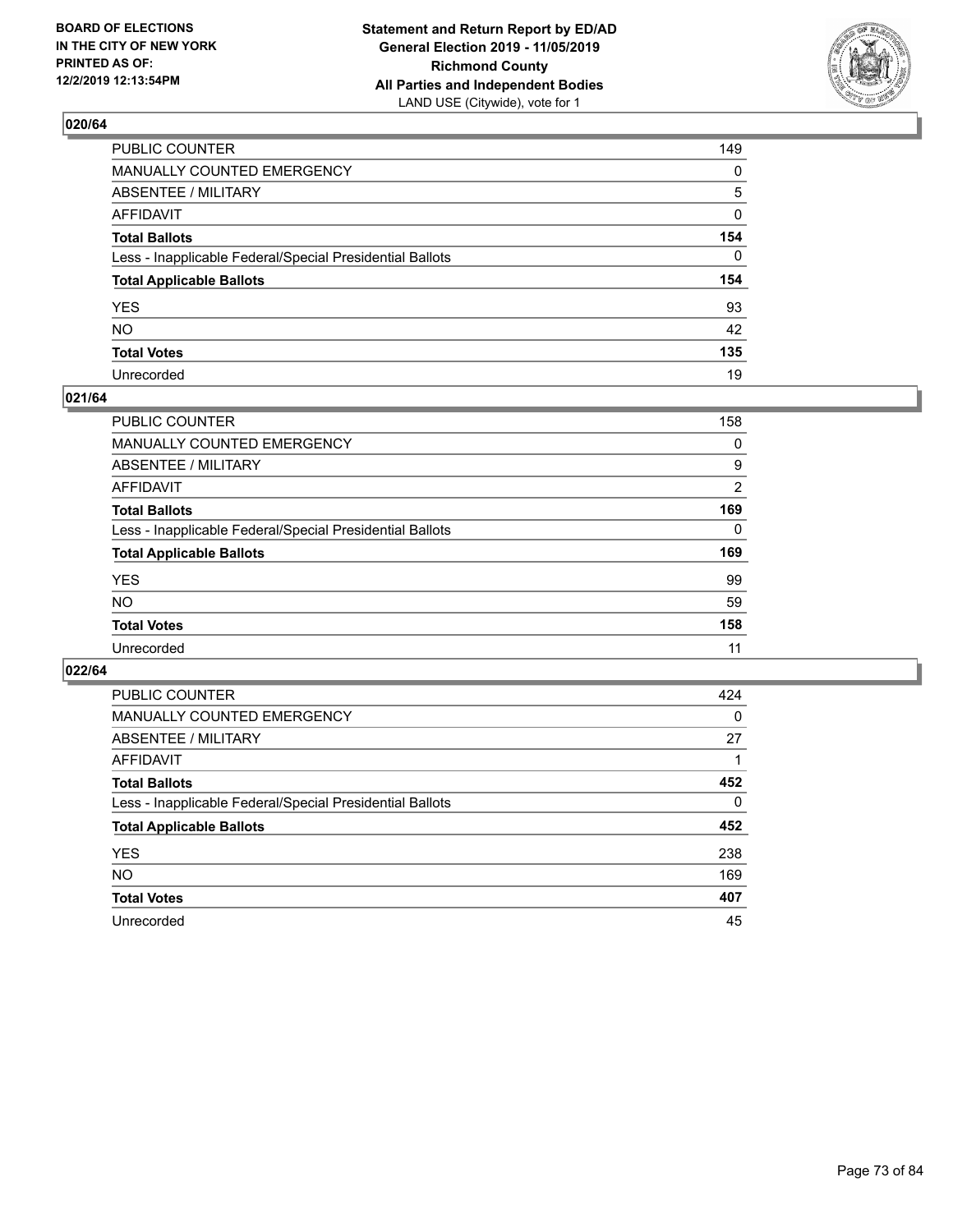BOARD OF ELECTIONS
IN THE CITY OF NEW YORK
PRINTED AS OF:
12/2/2019 12:13:54PM

**Statement and Return Report by ED/AD**
**General Election 2019 - 11/05/2019**
**Richmond County**
**All Parties and Independent Bodies**
LAND USE (Citywide), vote for 1

## 020/64

| | |
|---|---|
| PUBLIC COUNTER | 149 |
| MANUALLY COUNTED EMERGENCY | 0 |
| ABSENTEE / MILITARY | 5 |
| AFFIDAVIT | 0 |
| **Total Ballots** | **154** |
| Less - Inapplicable Federal/Special Presidential Ballots | 0 |
| **Total Applicable Ballots** | **154** |
| YES | 93 |
| NO | 42 |
| **Total Votes** | **135** |
| Unrecorded | 19 |

## 021/64

| | |
|---|---|
| PUBLIC COUNTER | 158 |
| MANUALLY COUNTED EMERGENCY | 0 |
| ABSENTEE / MILITARY | 9 |
| AFFIDAVIT | 2 |
| **Total Ballots** | **169** |
| Less - Inapplicable Federal/Special Presidential Ballots | 0 |
| **Total Applicable Ballots** | **169** |
| YES | 99 |
| NO | 59 |
| **Total Votes** | **158** |
| Unrecorded | 11 |

## 022/64

| | |
|---|---|
| PUBLIC COUNTER | 424 |
| MANUALLY COUNTED EMERGENCY | 0 |
| ABSENTEE / MILITARY | 27 |
| AFFIDAVIT | 1 |
| **Total Ballots** | **452** |
| Less - Inapplicable Federal/Special Presidential Ballots | 0 |
| **Total Applicable Ballots** | **452** |
| YES | 238 |
| NO | 169 |
| **Total Votes** | **407** |
| Unrecorded | 45 |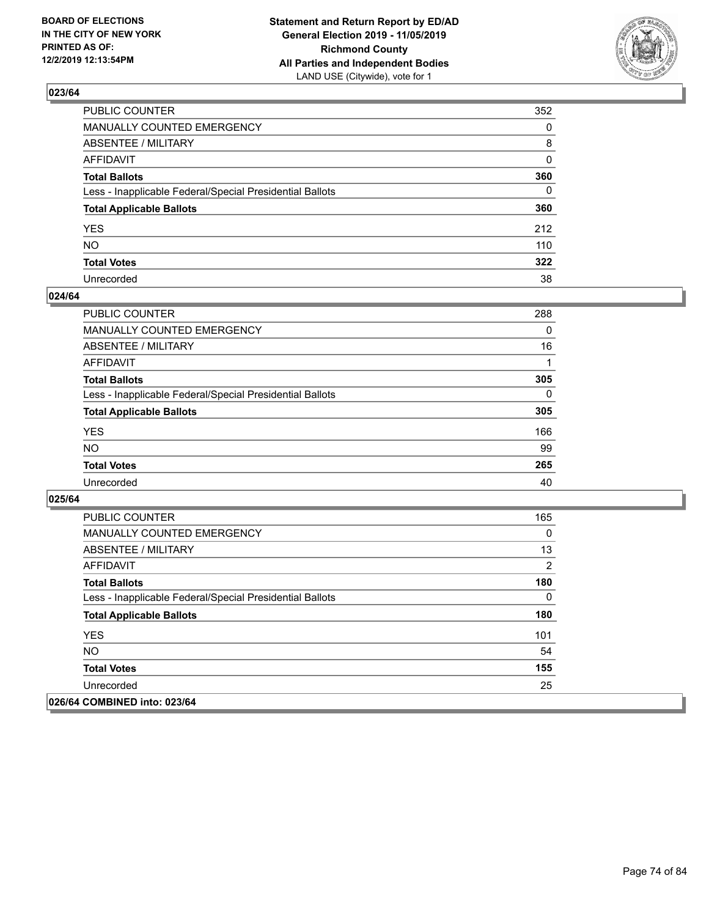### 023/64

| | |
|---|---|
| PUBLIC COUNTER | 352 |
| MANUALLY COUNTED EMERGENCY | 0 |
| ABSENTEE / MILITARY | 8 |
| AFFIDAVIT | 0 |
| **Total Ballots** | **360** |
| Less - Inapplicable Federal/Special Presidential Ballots | 0 |
| **Total Applicable Ballots** | **360** |
| YES | 212 |
| NO | 110 |
| **Total Votes** | **322** |
| Unrecorded | 38 |

### 024/64

| | |
|---|---|
| PUBLIC COUNTER | 288 |
| MANUALLY COUNTED EMERGENCY | 0 |
| ABSENTEE / MILITARY | 16 |
| AFFIDAVIT | 1 |
| **Total Ballots** | **305** |
| Less - Inapplicable Federal/Special Presidential Ballots | 0 |
| **Total Applicable Ballots** | **305** |
| YES | 166 |
| NO | 99 |
| **Total Votes** | **265** |
| Unrecorded | 40 |

### 025/64

| | |
|---|---|
| PUBLIC COUNTER | 165 |
| MANUALLY COUNTED EMERGENCY | 0 |
| ABSENTEE / MILITARY | 13 |
| AFFIDAVIT | 2 |
| **Total Ballots** | **180** |
| Less - Inapplicable Federal/Special Presidential Ballots | 0 |
| **Total Applicable Ballots** | **180** |
| YES | 101 |
| NO | 54 |
| **Total Votes** | **155** |
| Unrecorded | 25 |

### 026/64 COMBINED into: 023/64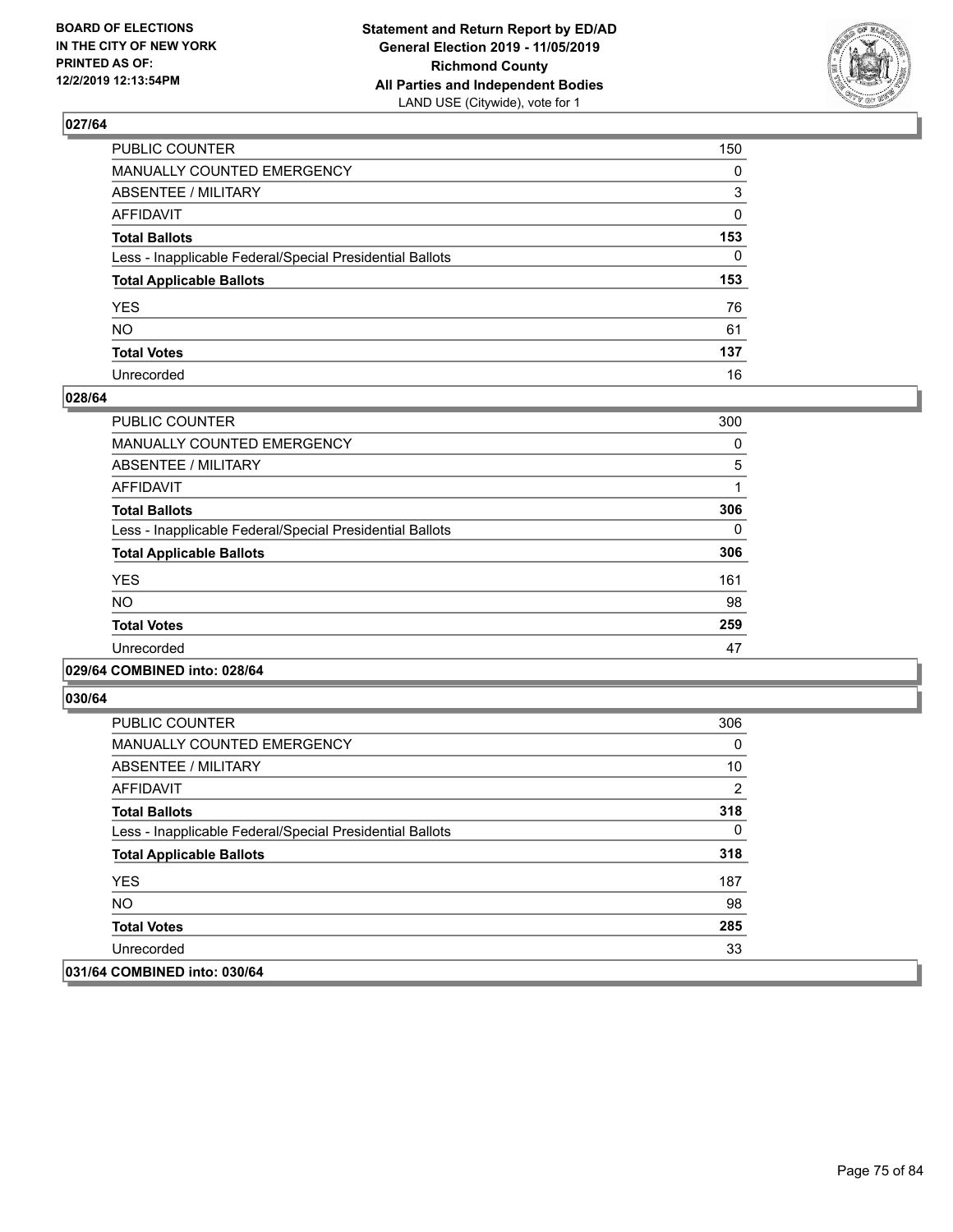BOARD OF ELECTIONS
IN THE CITY OF NEW YORK
PRINTED AS OF:
12/2/2019 12:13:54PM

**Statement and Return Report by ED/AD**
**General Election 2019 - 11/05/2019**
**Richmond County**
**All Parties and Independent Bodies**
LAND USE (Citywide), vote for 1

### 027/64

| | |
|---|---|
| PUBLIC COUNTER | 150 |
| MANUALLY COUNTED EMERGENCY | 0 |
| ABSENTEE / MILITARY | 3 |
| AFFIDAVIT | 0 |
| **Total Ballots** | **153** |
| Less - Inapplicable Federal/Special Presidential Ballots | 0 |
| **Total Applicable Ballots** | **153** |
| YES | 76 |
| NO | 61 |
| **Total Votes** | **137** |
| Unrecorded | 16 |

### 028/64

| | |
|---|---|
| PUBLIC COUNTER | 300 |
| MANUALLY COUNTED EMERGENCY | 0 |
| ABSENTEE / MILITARY | 5 |
| AFFIDAVIT | 1 |
| **Total Ballots** | **306** |
| Less - Inapplicable Federal/Special Presidential Ballots | 0 |
| **Total Applicable Ballots** | **306** |
| YES | 161 |
| NO | 98 |
| **Total Votes** | **259** |
| Unrecorded | 47 |

### 029/64 COMBINED into: 028/64

### 030/64

| | |
|---|---|
| PUBLIC COUNTER | 306 |
| MANUALLY COUNTED EMERGENCY | 0 |
| ABSENTEE / MILITARY | 10 |
| AFFIDAVIT | 2 |
| **Total Ballots** | **318** |
| Less - Inapplicable Federal/Special Presidential Ballots | 0 |
| **Total Applicable Ballots** | **318** |
| YES | 187 |
| NO | 98 |
| **Total Votes** | **285** |
| Unrecorded | 33 |

### 031/64 COMBINED into: 030/64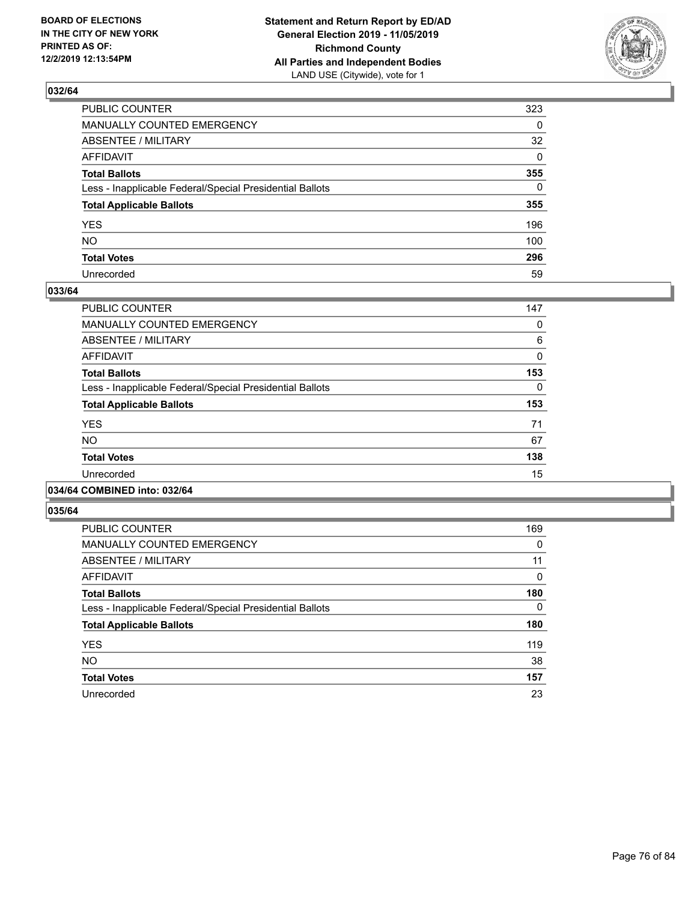BOARD OF ELECTIONS
IN THE CITY OF NEW YORK
PRINTED AS OF:
12/2/2019 12:13:54PM

**Statement and Return Report by ED/AD**
**General Election 2019 - 11/05/2019**
**Richmond County**
**All Parties and Independent Bodies**
LAND USE (Citywide), vote for 1

### 032/64

| | |
|---|---|
| PUBLIC COUNTER | 323 |
| MANUALLY COUNTED EMERGENCY | 0 |
| ABSENTEE / MILITARY | 32 |
| AFFIDAVIT | 0 |
| **Total Ballots** | **355** |
| Less - Inapplicable Federal/Special Presidential Ballots | 0 |
| **Total Applicable Ballots** | **355** |
| YES | 196 |
| NO | 100 |
| **Total Votes** | **296** |
| Unrecorded | 59 |

### 033/64

| | |
|---|---|
| PUBLIC COUNTER | 147 |
| MANUALLY COUNTED EMERGENCY | 0 |
| ABSENTEE / MILITARY | 6 |
| AFFIDAVIT | 0 |
| **Total Ballots** | **153** |
| Less - Inapplicable Federal/Special Presidential Ballots | 0 |
| **Total Applicable Ballots** | **153** |
| YES | 71 |
| NO | 67 |
| **Total Votes** | **138** |
| Unrecorded | 15 |

### 034/64 COMBINED into: 032/64

### 035/64

| | |
|---|---|
| PUBLIC COUNTER | 169 |
| MANUALLY COUNTED EMERGENCY | 0 |
| ABSENTEE / MILITARY | 11 |
| AFFIDAVIT | 0 |
| **Total Ballots** | **180** |
| Less - Inapplicable Federal/Special Presidential Ballots | 0 |
| **Total Applicable Ballots** | **180** |
| YES | 119 |
| NO | 38 |
| **Total Votes** | **157** |
| Unrecorded | 23 |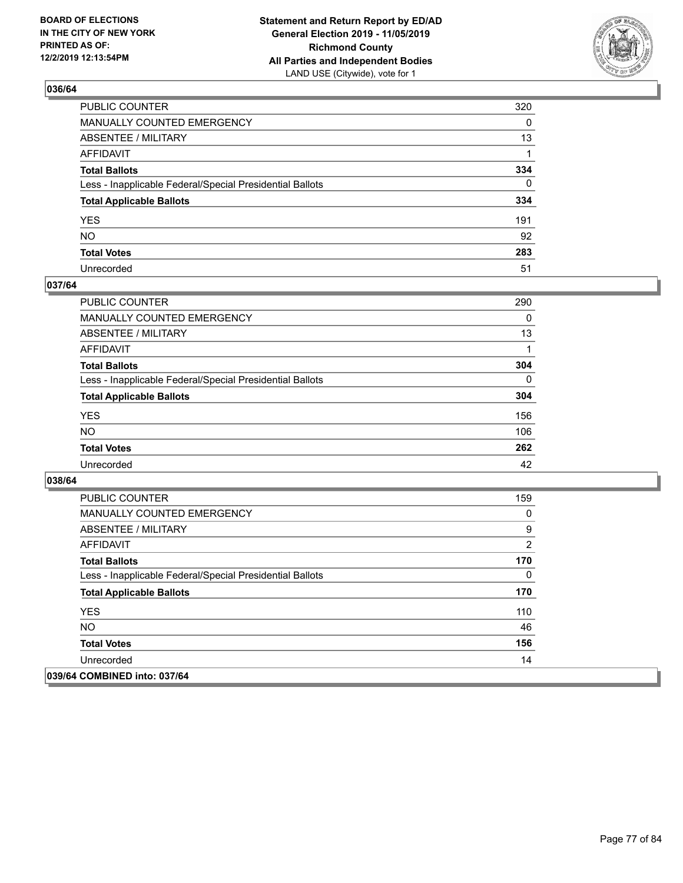BOARD OF ELECTIONS
IN THE CITY OF NEW YORK
PRINTED AS OF:
12/2/2019 12:13:54PM

**Statement and Return Report by ED/AD**
**General Election 2019 - 11/05/2019**
**Richmond County**
**All Parties and Independent Bodies**
LAND USE (Citywide), vote for 1

## 036/64

| | |
|---|---|
| PUBLIC COUNTER | 320 |
| MANUALLY COUNTED EMERGENCY | 0 |
| ABSENTEE / MILITARY | 13 |
| AFFIDAVIT | 1 |
| **Total Ballots** | **334** |
| Less - Inapplicable Federal/Special Presidential Ballots | 0 |
| **Total Applicable Ballots** | **334** |
| YES | 191 |
| NO | 92 |
| **Total Votes** | **283** |
| Unrecorded | 51 |

## 037/64

| | |
|---|---|
| PUBLIC COUNTER | 290 |
| MANUALLY COUNTED EMERGENCY | 0 |
| ABSENTEE / MILITARY | 13 |
| AFFIDAVIT | 1 |
| **Total Ballots** | **304** |
| Less - Inapplicable Federal/Special Presidential Ballots | 0 |
| **Total Applicable Ballots** | **304** |
| YES | 156 |
| NO | 106 |
| **Total Votes** | **262** |
| Unrecorded | 42 |

## 038/64

| | |
|---|---|
| PUBLIC COUNTER | 159 |
| MANUALLY COUNTED EMERGENCY | 0 |
| ABSENTEE / MILITARY | 9 |
| AFFIDAVIT | 2 |
| **Total Ballots** | **170** |
| Less - Inapplicable Federal/Special Presidential Ballots | 0 |
| **Total Applicable Ballots** | **170** |
| YES | 110 |
| NO | 46 |
| **Total Votes** | **156** |
| Unrecorded | 14 |

## 039/64 COMBINED into: 037/64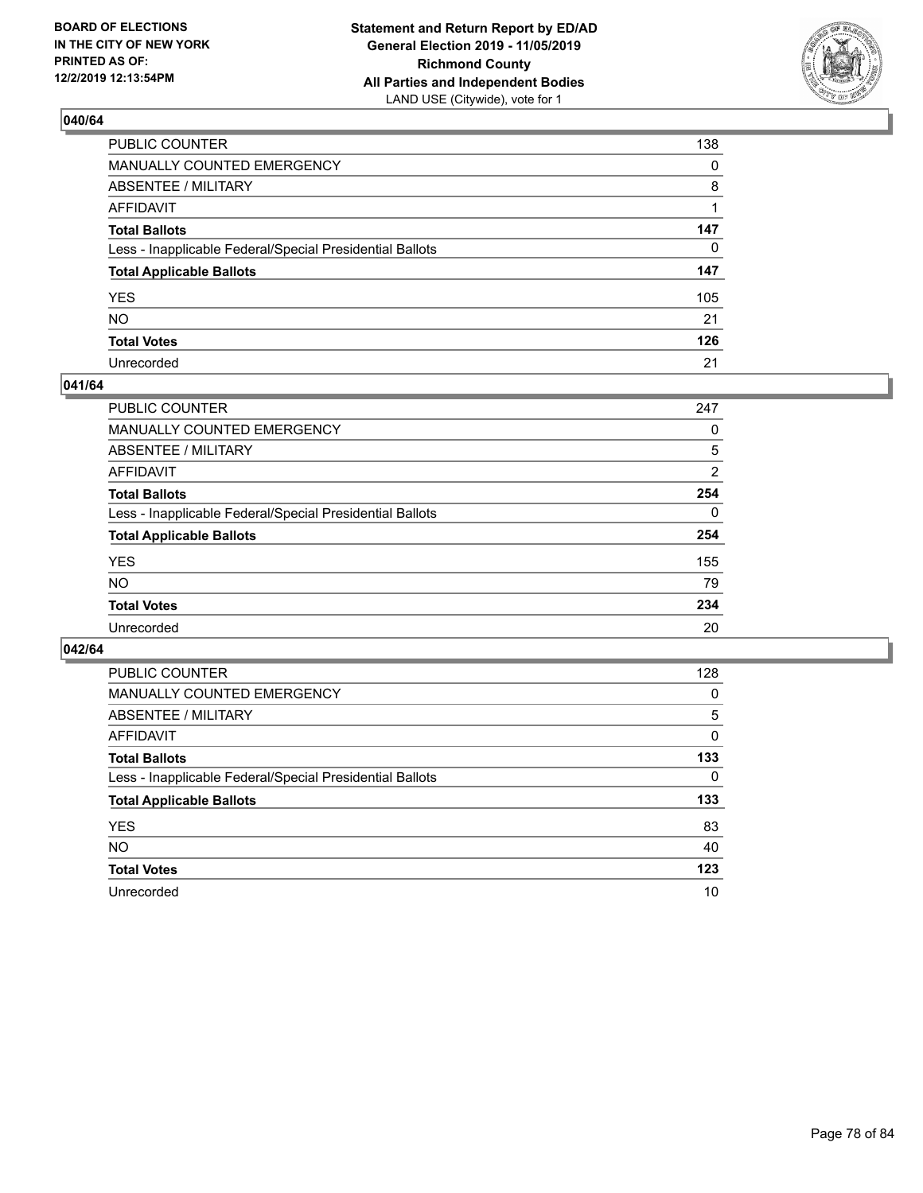**BOARD OF ELECTIONS IN THE CITY OF NEW YORK PRINTED AS OF: 12/2/2019 12:13:54PM**

**Statement and Return Report by ED/AD General Election 2019 - 11/05/2019 Richmond County All Parties and Independent Bodies**
LAND USE (Citywide), vote for 1

## 040/64

| | |
|---|---|
| PUBLIC COUNTER | 138 |
| MANUALLY COUNTED EMERGENCY | 0 |
| ABSENTEE / MILITARY | 8 |
| AFFIDAVIT | 1 |
| **Total Ballots** | **147** |
| Less - Inapplicable Federal/Special Presidential Ballots | 0 |
| **Total Applicable Ballots** | **147** |
| YES | 105 |
| NO | 21 |
| **Total Votes** | **126** |
| Unrecorded | 21 |

## 041/64

| | |
|---|---|
| PUBLIC COUNTER | 247 |
| MANUALLY COUNTED EMERGENCY | 0 |
| ABSENTEE / MILITARY | 5 |
| AFFIDAVIT | 2 |
| **Total Ballots** | **254** |
| Less - Inapplicable Federal/Special Presidential Ballots | 0 |
| **Total Applicable Ballots** | **254** |
| YES | 155 |
| NO | 79 |
| **Total Votes** | **234** |
| Unrecorded | 20 |

## 042/64

| | |
|---|---|
| PUBLIC COUNTER | 128 |
| MANUALLY COUNTED EMERGENCY | 0 |
| ABSENTEE / MILITARY | 5 |
| AFFIDAVIT | 0 |
| **Total Ballots** | **133** |
| Less - Inapplicable Federal/Special Presidential Ballots | 0 |
| **Total Applicable Ballots** | **133** |
| YES | 83 |
| NO | 40 |
| **Total Votes** | **123** |
| Unrecorded | 10 |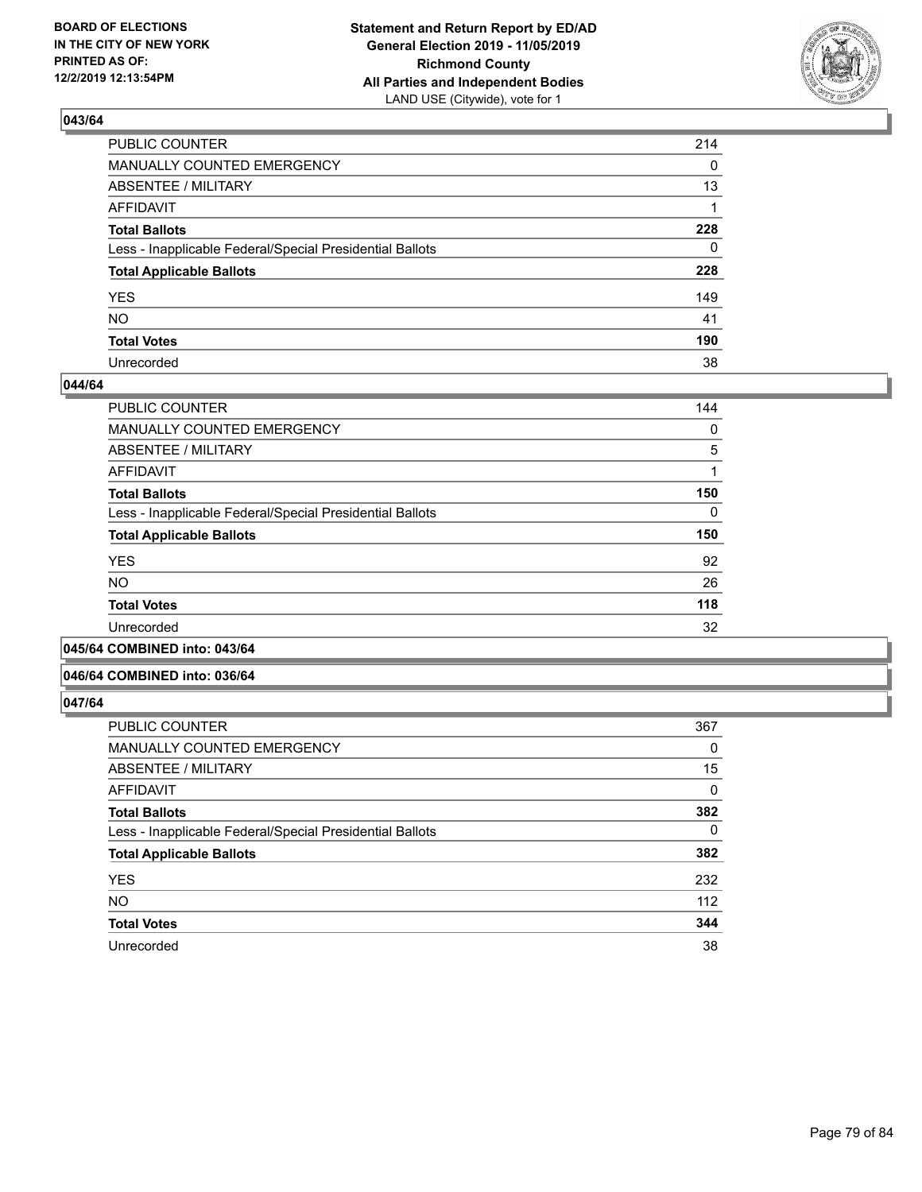## 043/64

| | |
|---|---|
| PUBLIC COUNTER | 214 |
| MANUALLY COUNTED EMERGENCY | 0 |
| ABSENTEE / MILITARY | 13 |
| AFFIDAVIT | 1 |
| **Total Ballots** | **228** |
| Less - Inapplicable Federal/Special Presidential Ballots | 0 |
| **Total Applicable Ballots** | **228** |
| YES | 149 |
| NO | 41 |
| **Total Votes** | **190** |
| Unrecorded | 38 |

## 044/64

| | |
|---|---|
| PUBLIC COUNTER | 144 |
| MANUALLY COUNTED EMERGENCY | 0 |
| ABSENTEE / MILITARY | 5 |
| AFFIDAVIT | 1 |
| **Total Ballots** | **150** |
| Less - Inapplicable Federal/Special Presidential Ballots | 0 |
| **Total Applicable Ballots** | **150** |
| YES | 92 |
| NO | 26 |
| **Total Votes** | **118** |
| Unrecorded | 32 |

## 045/64 COMBINED into: 043/64

## 046/64 COMBINED into: 036/64

## 047/64

| | |
|---|---|
| PUBLIC COUNTER | 367 |
| MANUALLY COUNTED EMERGENCY | 0 |
| ABSENTEE / MILITARY | 15 |
| AFFIDAVIT | 0 |
| **Total Ballots** | **382** |
| Less - Inapplicable Federal/Special Presidential Ballots | 0 |
| **Total Applicable Ballots** | **382** |
| YES | 232 |
| NO | 112 |
| **Total Votes** | **344** |
| Unrecorded | 38 |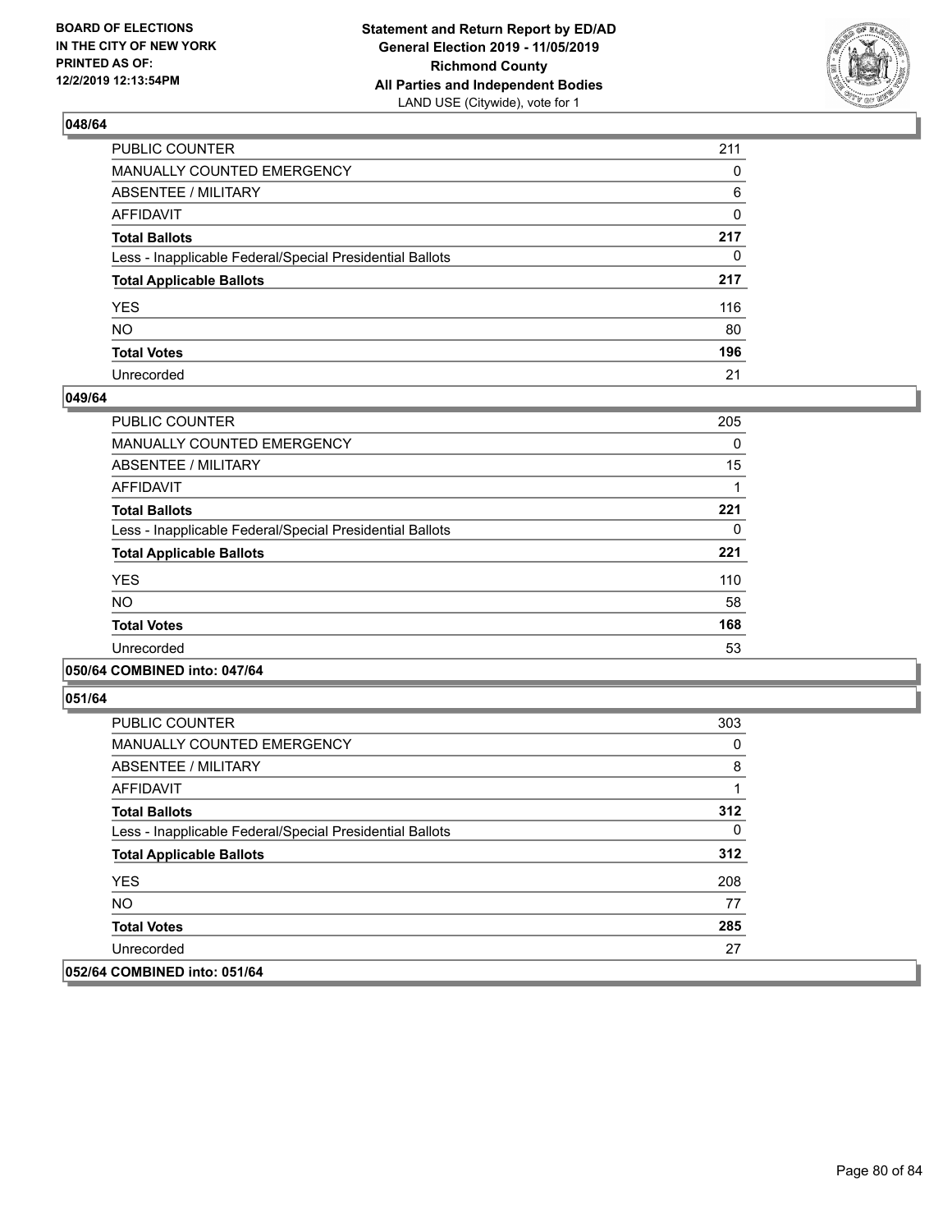**BOARD OF ELECTIONS IN THE CITY OF NEW YORK PRINTED AS OF: 12/2/2019 12:13:54PM**

**Statement and Return Report by ED/AD General Election 2019 - 11/05/2019 Richmond County All Parties and Independent Bodies**
LAND USE (Citywide), vote for 1

### 048/64

| | |
|---|---|
| PUBLIC COUNTER | 211 |
| MANUALLY COUNTED EMERGENCY | 0 |
| ABSENTEE / MILITARY | 6 |
| AFFIDAVIT | 0 |
| **Total Ballots** | **217** |
| Less - Inapplicable Federal/Special Presidential Ballots | 0 |
| **Total Applicable Ballots** | **217** |
| YES | 116 |
| NO | 80 |
| **Total Votes** | **196** |
| Unrecorded | 21 |

### 049/64

| | |
|---|---|
| PUBLIC COUNTER | 205 |
| MANUALLY COUNTED EMERGENCY | 0 |
| ABSENTEE / MILITARY | 15 |
| AFFIDAVIT | 1 |
| **Total Ballots** | **221** |
| Less - Inapplicable Federal/Special Presidential Ballots | 0 |
| **Total Applicable Ballots** | **221** |
| YES | 110 |
| NO | 58 |
| **Total Votes** | **168** |
| Unrecorded | 53 |

### 050/64 COMBINED into: 047/64

### 051/64

| | |
|---|---|
| PUBLIC COUNTER | 303 |
| MANUALLY COUNTED EMERGENCY | 0 |
| ABSENTEE / MILITARY | 8 |
| AFFIDAVIT | 1 |
| **Total Ballots** | **312** |
| Less - Inapplicable Federal/Special Presidential Ballots | 0 |
| **Total Applicable Ballots** | **312** |
| YES | 208 |
| NO | 77 |
| **Total Votes** | **285** |
| Unrecorded | 27 |

### 052/64 COMBINED into: 051/64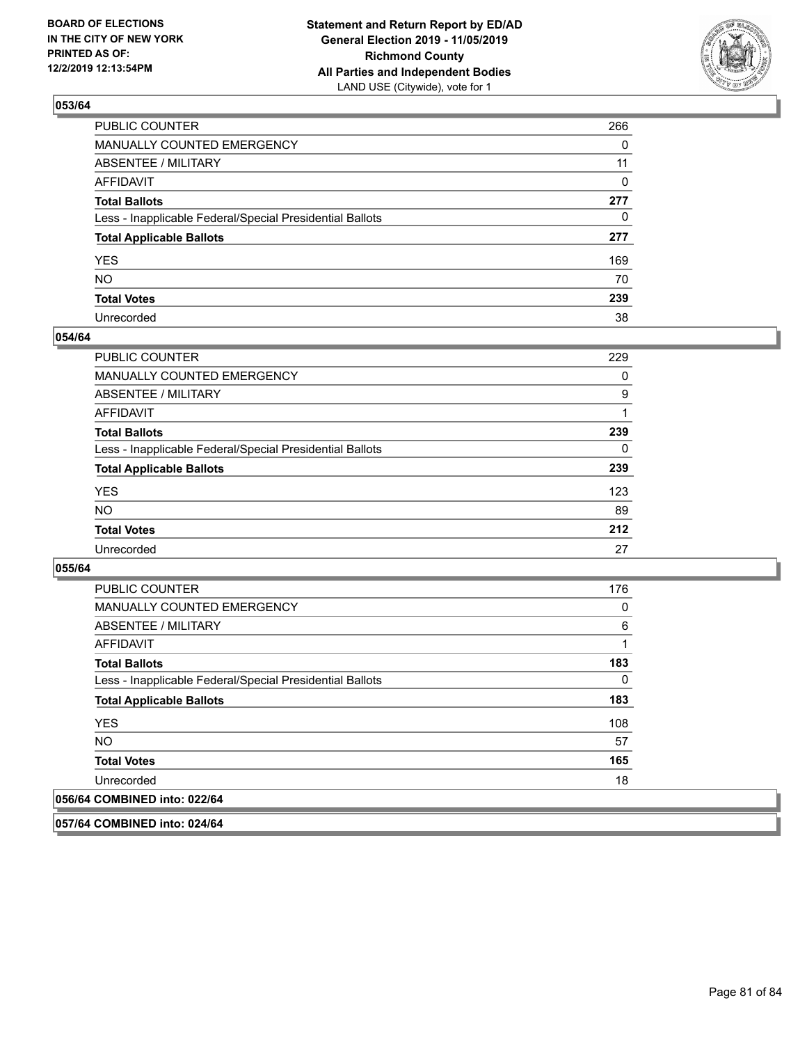**BOARD OF ELECTIONS IN THE CITY OF NEW YORK PRINTED AS OF: 12/2/2019 12:13:54PM**

**Statement and Return Report by ED/AD General Election 2019 - 11/05/2019 Richmond County All Parties and Independent Bodies**
LAND USE (Citywide), vote for 1

### 053/64

| | |
|---|---|
| PUBLIC COUNTER | 266 |
| MANUALLY COUNTED EMERGENCY | 0 |
| ABSENTEE / MILITARY | 11 |
| AFFIDAVIT | 0 |
| **Total Ballots** | **277** |
| Less - Inapplicable Federal/Special Presidential Ballots | 0 |
| **Total Applicable Ballots** | **277** |
| YES | 169 |
| NO | 70 |
| **Total Votes** | **239** |
| Unrecorded | 38 |

### 054/64

| | |
|---|---|
| PUBLIC COUNTER | 229 |
| MANUALLY COUNTED EMERGENCY | 0 |
| ABSENTEE / MILITARY | 9 |
| AFFIDAVIT | 1 |
| **Total Ballots** | **239** |
| Less - Inapplicable Federal/Special Presidential Ballots | 0 |
| **Total Applicable Ballots** | **239** |
| YES | 123 |
| NO | 89 |
| **Total Votes** | **212** |
| Unrecorded | 27 |

### 055/64

| | |
|---|---|
| PUBLIC COUNTER | 176 |
| MANUALLY COUNTED EMERGENCY | 0 |
| ABSENTEE / MILITARY | 6 |
| AFFIDAVIT | 1 |
| **Total Ballots** | **183** |
| Less - Inapplicable Federal/Special Presidential Ballots | 0 |
| **Total Applicable Ballots** | **183** |
| YES | 108 |
| NO | 57 |
| **Total Votes** | **165** |
| Unrecorded | 18 |

### 056/64 COMBINED into: 022/64

### 057/64 COMBINED into: 024/64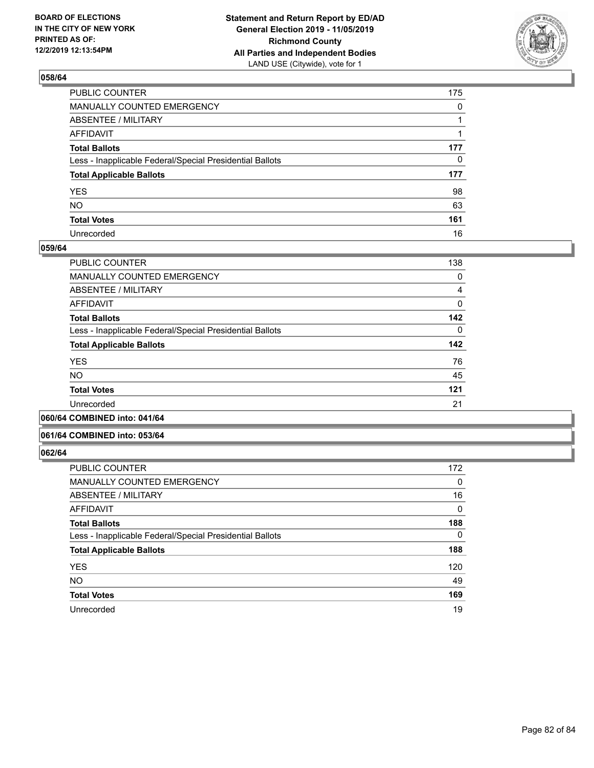**BOARD OF ELECTIONS IN THE CITY OF NEW YORK PRINTED AS OF: 12/2/2019 12:13:54PM**

**Statement and Return Report by ED/AD General Election 2019 - 11/05/2019 Richmond County All Parties and Independent Bodies**
LAND USE (Citywide), vote for 1

### 058/64

| | |
|---|---|
| PUBLIC COUNTER | 175 |
| MANUALLY COUNTED EMERGENCY | 0 |
| ABSENTEE / MILITARY | 1 |
| AFFIDAVIT | 1 |
| **Total Ballots** | **177** |
| Less - Inapplicable Federal/Special Presidential Ballots | 0 |
| **Total Applicable Ballots** | **177** |
| YES | 98 |
| NO | 63 |
| **Total Votes** | **161** |
| Unrecorded | 16 |

### 059/64

| | |
|---|---|
| PUBLIC COUNTER | 138 |
| MANUALLY COUNTED EMERGENCY | 0 |
| ABSENTEE / MILITARY | 4 |
| AFFIDAVIT | 0 |
| **Total Ballots** | **142** |
| Less - Inapplicable Federal/Special Presidential Ballots | 0 |
| **Total Applicable Ballots** | **142** |
| YES | 76 |
| NO | 45 |
| **Total Votes** | **121** |
| Unrecorded | 21 |

### 060/64 COMBINED into: 041/64

### 061/64 COMBINED into: 053/64

### 062/64

| | |
|---|---|
| PUBLIC COUNTER | 172 |
| MANUALLY COUNTED EMERGENCY | 0 |
| ABSENTEE / MILITARY | 16 |
| AFFIDAVIT | 0 |
| **Total Ballots** | **188** |
| Less - Inapplicable Federal/Special Presidential Ballots | 0 |
| **Total Applicable Ballots** | **188** |
| YES | 120 |
| NO | 49 |
| **Total Votes** | **169** |
| Unrecorded | 19 |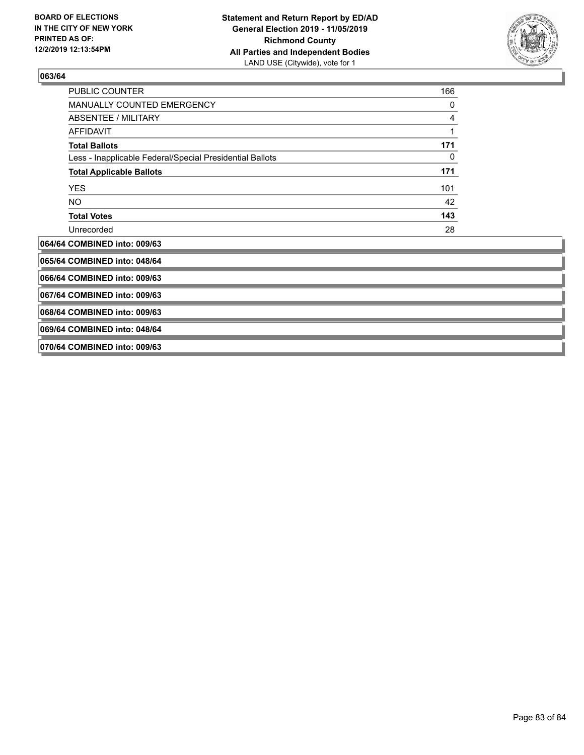**BOARD OF ELECTIONS IN THE CITY OF NEW YORK PRINTED AS OF: 12/2/2019 12:13:54PM**

**Statement and Return Report by ED/AD General Election 2019 - 11/05/2019 Richmond County All Parties and Independent Bodies**
LAND USE (Citywide), vote for 1

### 063/64

| | |
|---|---|
| PUBLIC COUNTER | 166 |
| MANUALLY COUNTED EMERGENCY | 0 |
| ABSENTEE / MILITARY | 4 |
| AFFIDAVIT | 1 |
| **Total Ballots** | **171** |
| Less - Inapplicable Federal/Special Presidential Ballots | 0 |
| **Total Applicable Ballots** | **171** |
| YES | 101 |
| NO | 42 |
| **Total Votes** | **143** |
| Unrecorded | 28 |

### 064/64 COMBINED into: 009/63

### 065/64 COMBINED into: 048/64

### 066/64 COMBINED into: 009/63

### 067/64 COMBINED into: 009/63

### 068/64 COMBINED into: 009/63

### 069/64 COMBINED into: 048/64

### 070/64 COMBINED into: 009/63